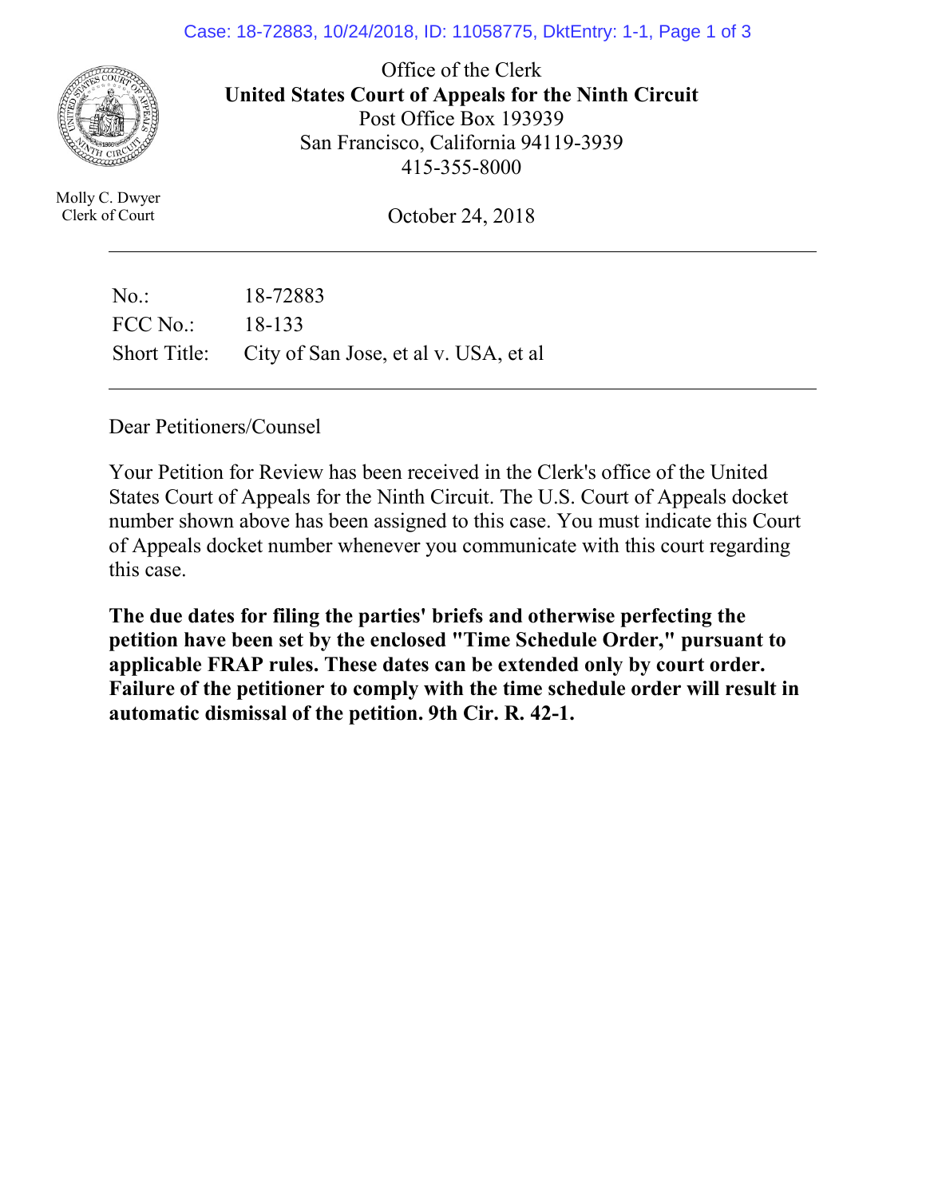Office of the Clerk
**United States Court of Appeals for the Ninth Circuit**
Post Office Box 193939
San Francisco, California 94119-3939
415-355-8000

Molly C. Dwyer
Clerk of Court

October 24, 2018

| | |
|---|---|
| No.: | 18-72883 |
| FCC No.: | 18-133 |
| Short Title: | City of San Jose, et al v. USA, et al |

Dear Petitioners/Counsel

Your Petition for Review has been received in the Clerk's office of the United States Court of Appeals for the Ninth Circuit. The U.S. Court of Appeals docket number shown above has been assigned to this case. You must indicate this Court of Appeals docket number whenever you communicate with this court regarding this case.

**The due dates for filing the parties' briefs and otherwise perfecting the petition have been set by the enclosed "Time Schedule Order," pursuant to applicable FRAP rules. These dates can be extended only by court order. Failure of the petitioner to comply with the time schedule order will result in automatic dismissal of the petition. 9th Cir. R. 42-1.**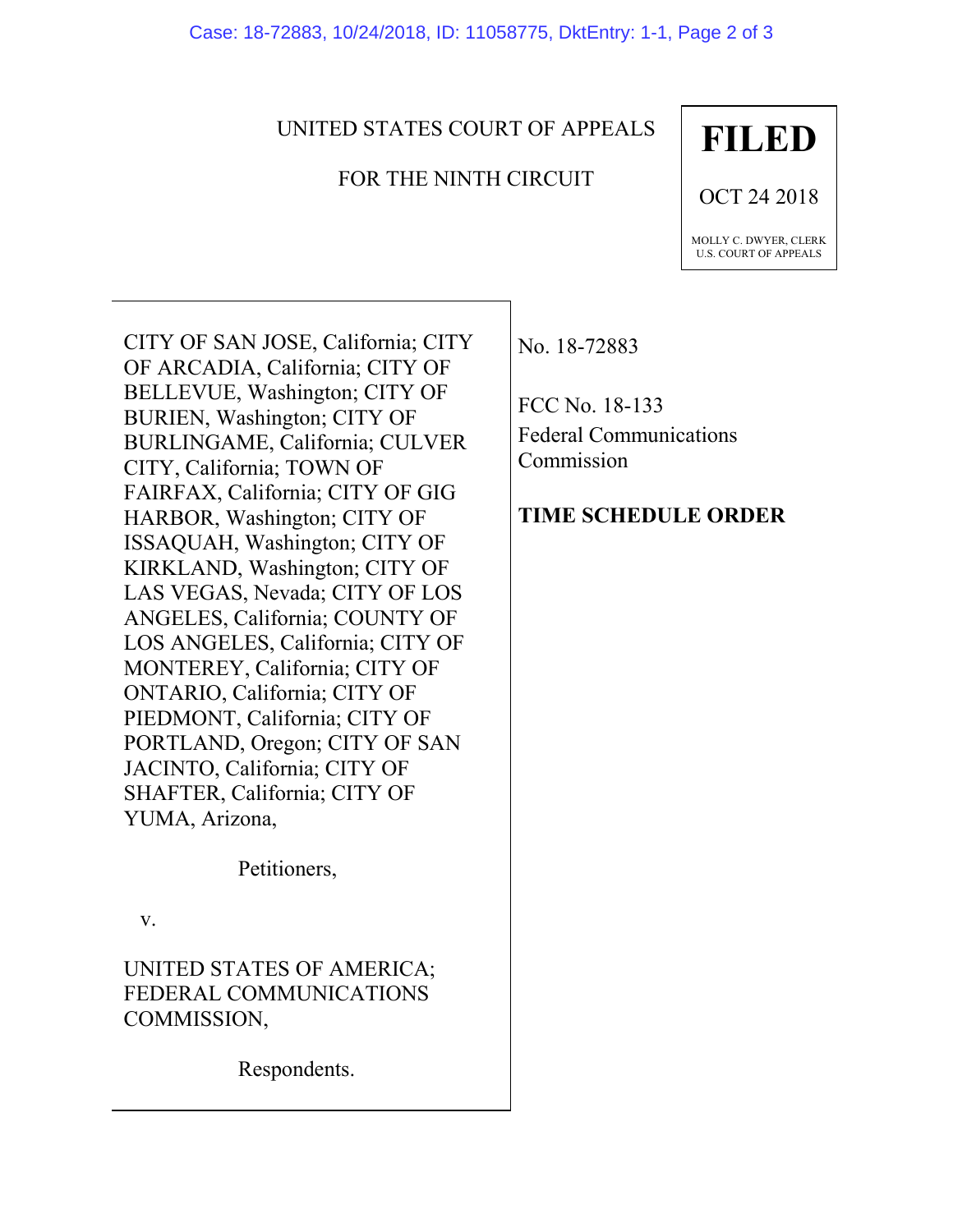UNITED STATES COURT OF APPEALS

FOR THE NINTH CIRCUIT

**FILED**

OCT 24 2018

MOLLY C. DWYER, CLERK
U.S. COURT OF APPEALS

CITY OF SAN JOSE, California; CITY OF ARCADIA, California; CITY OF BELLEVUE, Washington; CITY OF BURIEN, Washington; CITY OF BURLINGAME, California; CULVER CITY, California; TOWN OF FAIRFAX, California; CITY OF GIG HARBOR, Washington; CITY OF ISSAQUAH, Washington; CITY OF KIRKLAND, Washington; CITY OF LAS VEGAS, Nevada; CITY OF LOS ANGELES, California; COUNTY OF LOS ANGELES, California; CITY OF MONTEREY, California; CITY OF ONTARIO, California; CITY OF PIEDMONT, California; CITY OF PORTLAND, Oregon; CITY OF SAN JACINTO, California; CITY OF SHAFTER, California; CITY OF YUMA, Arizona,

Petitioners,

v.

UNITED STATES OF AMERICA; FEDERAL COMMUNICATIONS COMMISSION,

Respondents.

No. 18-72883

FCC No. 18-133
Federal Communications Commission

**TIME SCHEDULE ORDER**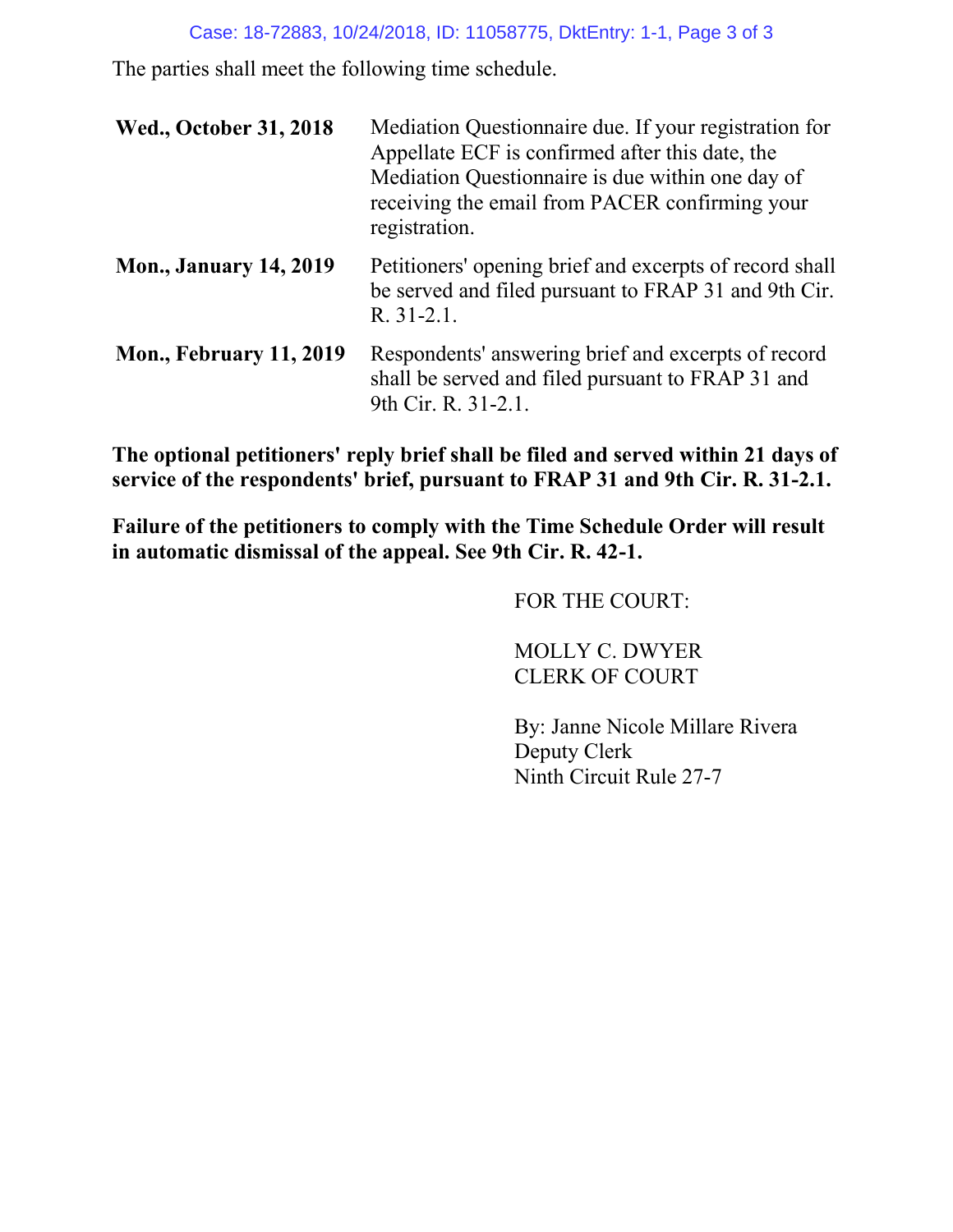The parties shall meet the following time schedule.

| | |
|---|---|
| **Wed., October 31, 2018** | Mediation Questionnaire due. If your registration for Appellate ECF is confirmed after this date, the Mediation Questionnaire is due within one day of receiving the email from PACER confirming your registration. |
| **Mon., January 14, 2019** | Petitioners' opening brief and excerpts of record shall be served and filed pursuant to FRAP 31 and 9th Cir. R. 31-2.1. |
| **Mon., February 11, 2019** | Respondents' answering brief and excerpts of record shall be served and filed pursuant to FRAP 31 and 9th Cir. R. 31-2.1. |

**The optional petitioners' reply brief shall be filed and served within 21 days of service of the respondents' brief, pursuant to FRAP 31 and 9th Cir. R. 31-2.1.**

**Failure of the petitioners to comply with the Time Schedule Order will result in automatic dismissal of the appeal. See 9th Cir. R. 42-1.**

FOR THE COURT:

MOLLY C. DWYER
CLERK OF COURT

By: Janne Nicole Millare Rivera
Deputy Clerk
Ninth Circuit Rule 27-7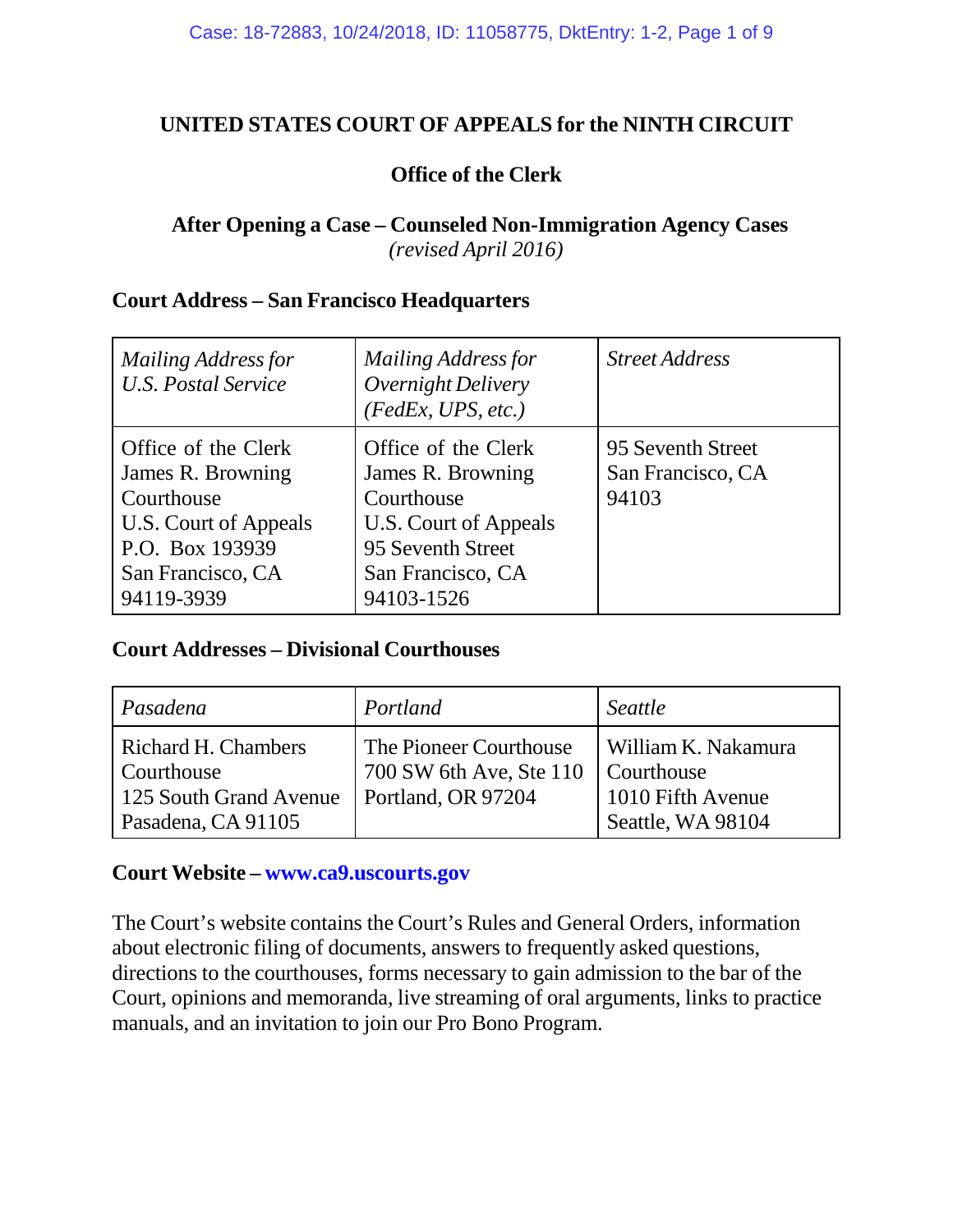# UNITED STATES COURT OF APPEALS for the NINTH CIRCUIT

## Office of the Clerk

## After Opening a Case – Counseled Non-Immigration Agency Cases

*(revised April 2016)*

### Court Address – San Francisco Headquarters

| *Mailing Address for U.S. Postal Service* | *Mailing Address for Overnight Delivery (FedEx, UPS, etc.)* | *Street Address* |
|---|---|---|
| Office of the Clerk<br>James R. Browning Courthouse<br>U.S. Court of Appeals<br>P.O. Box 193939<br>San Francisco, CA 94119-3939 | Office of the Clerk<br>James R. Browning Courthouse<br>U.S. Court of Appeals<br>95 Seventh Street<br>San Francisco, CA 94103-1526 | 95 Seventh Street<br>San Francisco, CA 94103 |

### Court Addresses – Divisional Courthouses

| *Pasadena* | *Portland* | *Seattle* |
|---|---|---|
| Richard H. Chambers Courthouse<br>125 South Grand Avenue<br>Pasadena, CA 91105 | The Pioneer Courthouse<br>700 SW 6th Ave, Ste 110<br>Portland, OR 97204 | William K. Nakamura Courthouse<br>1010 Fifth Avenue<br>Seattle, WA 98104 |

### Court Website – www.ca9.uscourts.gov

The Court's website contains the Court's Rules and General Orders, information about electronic filing of documents, answers to frequently asked questions, directions to the courthouses, forms necessary to gain admission to the bar of the Court, opinions and memoranda, live streaming of oral arguments, links to practice manuals, and an invitation to join our Pro Bono Program.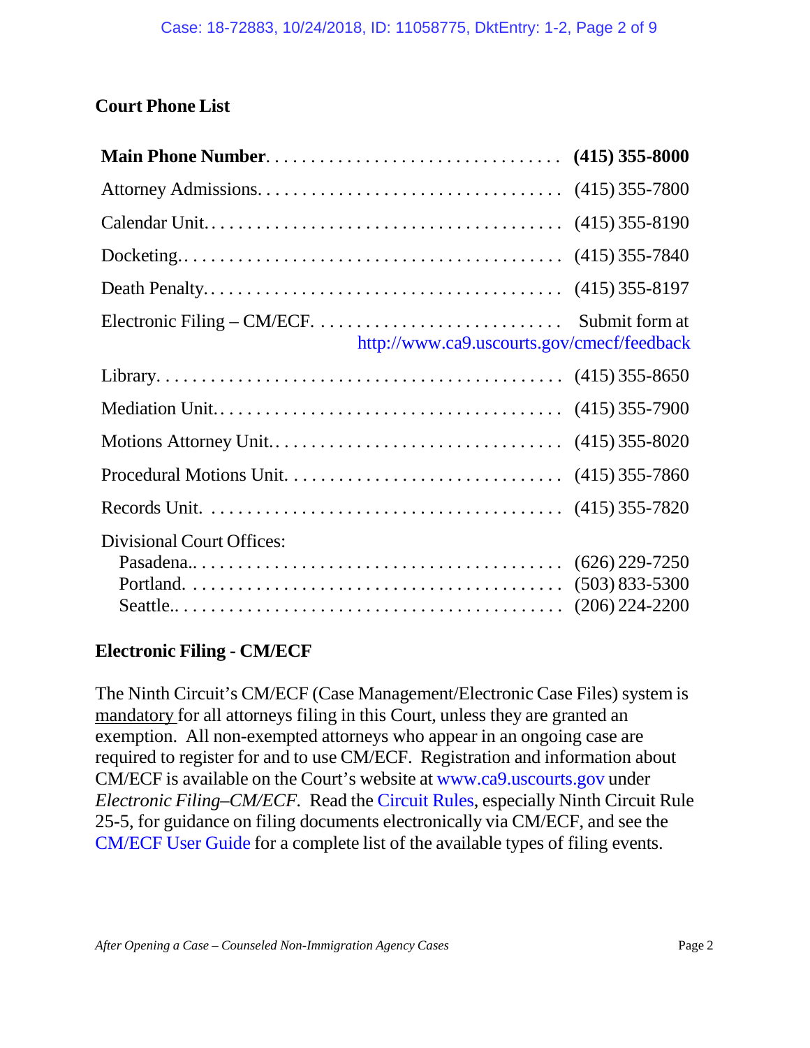## Court Phone List

| | |
|---|---|
| **Main Phone Number** | **(415) 355-8000** |
| Attorney Admissions | (415) 355-7800 |
| Calendar Unit | (415) 355-8190 |
| Docketing | (415) 355-7840 |
| Death Penalty | (415) 355-8197 |
| Electronic Filing – CM/ECF | Submit form at http://www.ca9.uscourts.gov/cmecf/feedback |
| Library | (415) 355-8650 |
| Mediation Unit | (415) 355-7900 |
| Motions Attorney Unit | (415) 355-8020 |
| Procedural Motions Unit | (415) 355-7860 |
| Records Unit | (415) 355-7820 |
| Divisional Court Offices: | |
| Pasadena | (626) 229-7250 |
| Portland | (503) 833-5300 |
| Seattle | (206) 224-2200 |

## Electronic Filing - CM/ECF

The Ninth Circuit's CM/ECF (Case Management/Electronic Case Files) system is mandatory for all attorneys filing in this Court, unless they are granted an exemption. All non-exempted attorneys who appear in an ongoing case are required to register for and to use CM/ECF. Registration and information about CM/ECF is available on the Court's website at www.ca9.uscourts.gov under *Electronic Filing–CM/ECF*. Read the Circuit Rules, especially Ninth Circuit Rule 25-5, for guidance on filing documents electronically via CM/ECF, and see the CM/ECF User Guide for a complete list of the available types of filing events.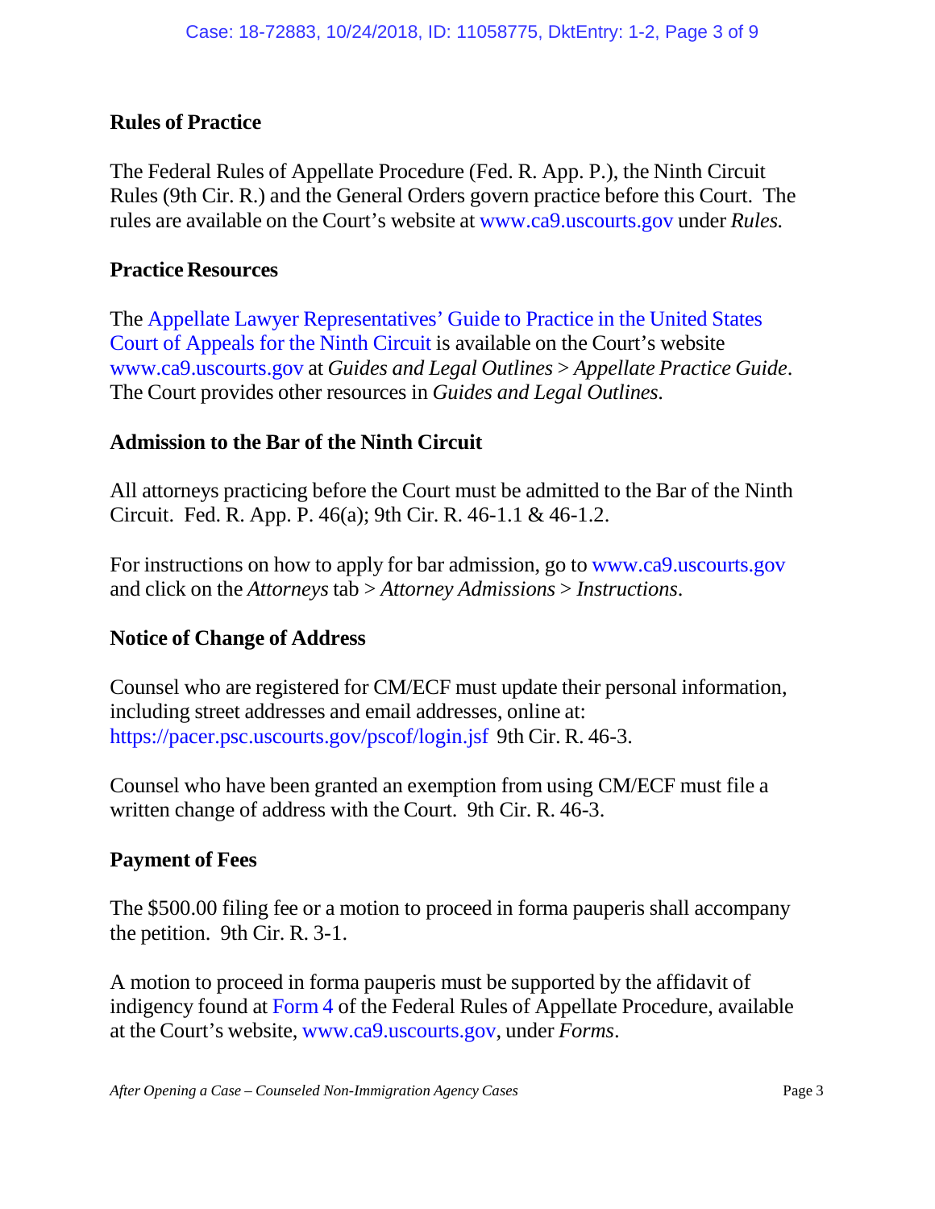## Rules of Practice

The Federal Rules of Appellate Procedure (Fed. R. App. P.), the Ninth Circuit Rules (9th Cir. R.) and the General Orders govern practice before this Court. The rules are available on the Court's website at www.ca9.uscourts.gov under *Rules*.

## Practice Resources

The Appellate Lawyer Representatives' Guide to Practice in the United States Court of Appeals for the Ninth Circuit is available on the Court's website www.ca9.uscourts.gov at *Guides and Legal Outlines* > *Appellate Practice Guide*. The Court provides other resources in *Guides and Legal Outlines*.

## Admission to the Bar of the Ninth Circuit

All attorneys practicing before the Court must be admitted to the Bar of the Ninth Circuit. Fed. R. App. P. 46(a); 9th Cir. R. 46-1.1 & 46-1.2.

For instructions on how to apply for bar admission, go to www.ca9.uscourts.gov and click on the *Attorneys* tab > *Attorney Admissions* > *Instructions*.

## Notice of Change of Address

Counsel who are registered for CM/ECF must update their personal information, including street addresses and email addresses, online at: https://pacer.psc.uscourts.gov/pscof/login.jsf 9th Cir. R. 46-3.

Counsel who have been granted an exemption from using CM/ECF must file a written change of address with the Court. 9th Cir. R. 46-3.

## Payment of Fees

The $500.00 filing fee or a motion to proceed in forma pauperis shall accompany the petition. 9th Cir. R. 3-1.

A motion to proceed in forma pauperis must be supported by the affidavit of indigency found at Form 4 of the Federal Rules of Appellate Procedure, available at the Court's website, www.ca9.uscourts.gov, under *Forms*.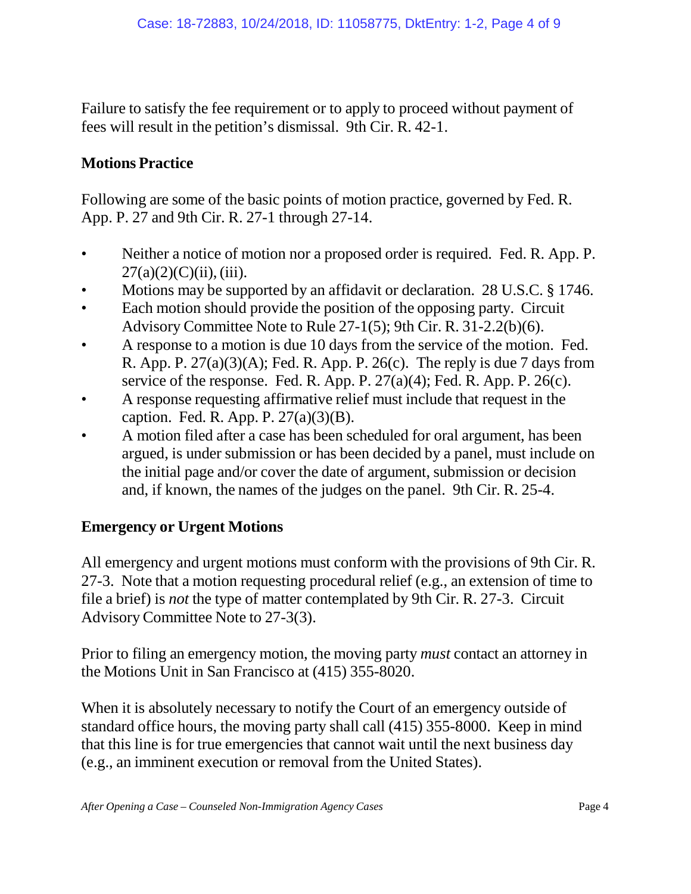Failure to satisfy the fee requirement or to apply to proceed without payment of fees will result in the petition's dismissal. 9th Cir. R. 42-1.

## Motions Practice

Following are some of the basic points of motion practice, governed by Fed. R. App. P. 27 and 9th Cir. R. 27-1 through 27-14.

- Neither a notice of motion nor a proposed order is required. Fed. R. App. P. 27(a)(2)(C)(ii), (iii).
- Motions may be supported by an affidavit or declaration. 28 U.S.C. § 1746.
- Each motion should provide the position of the opposing party. Circuit Advisory Committee Note to Rule 27-1(5); 9th Cir. R. 31-2.2(b)(6).
- A response to a motion is due 10 days from the service of the motion. Fed. R. App. P. 27(a)(3)(A); Fed. R. App. P. 26(c). The reply is due 7 days from service of the response. Fed. R. App. P. 27(a)(4); Fed. R. App. P. 26(c).
- A response requesting affirmative relief must include that request in the caption. Fed. R. App. P. 27(a)(3)(B).
- A motion filed after a case has been scheduled for oral argument, has been argued, is under submission or has been decided by a panel, must include on the initial page and/or cover the date of argument, submission or decision and, if known, the names of the judges on the panel. 9th Cir. R. 25-4.

## Emergency or Urgent Motions

All emergency and urgent motions must conform with the provisions of 9th Cir. R. 27-3. Note that a motion requesting procedural relief (e.g., an extension of time to file a brief) is *not* the type of matter contemplated by 9th Cir. R. 27-3. Circuit Advisory Committee Note to 27-3(3).

Prior to filing an emergency motion, the moving party *must* contact an attorney in the Motions Unit in San Francisco at (415) 355-8020.

When it is absolutely necessary to notify the Court of an emergency outside of standard office hours, the moving party shall call (415) 355-8000. Keep in mind that this line is for true emergencies that cannot wait until the next business day (e.g., an imminent execution or removal from the United States).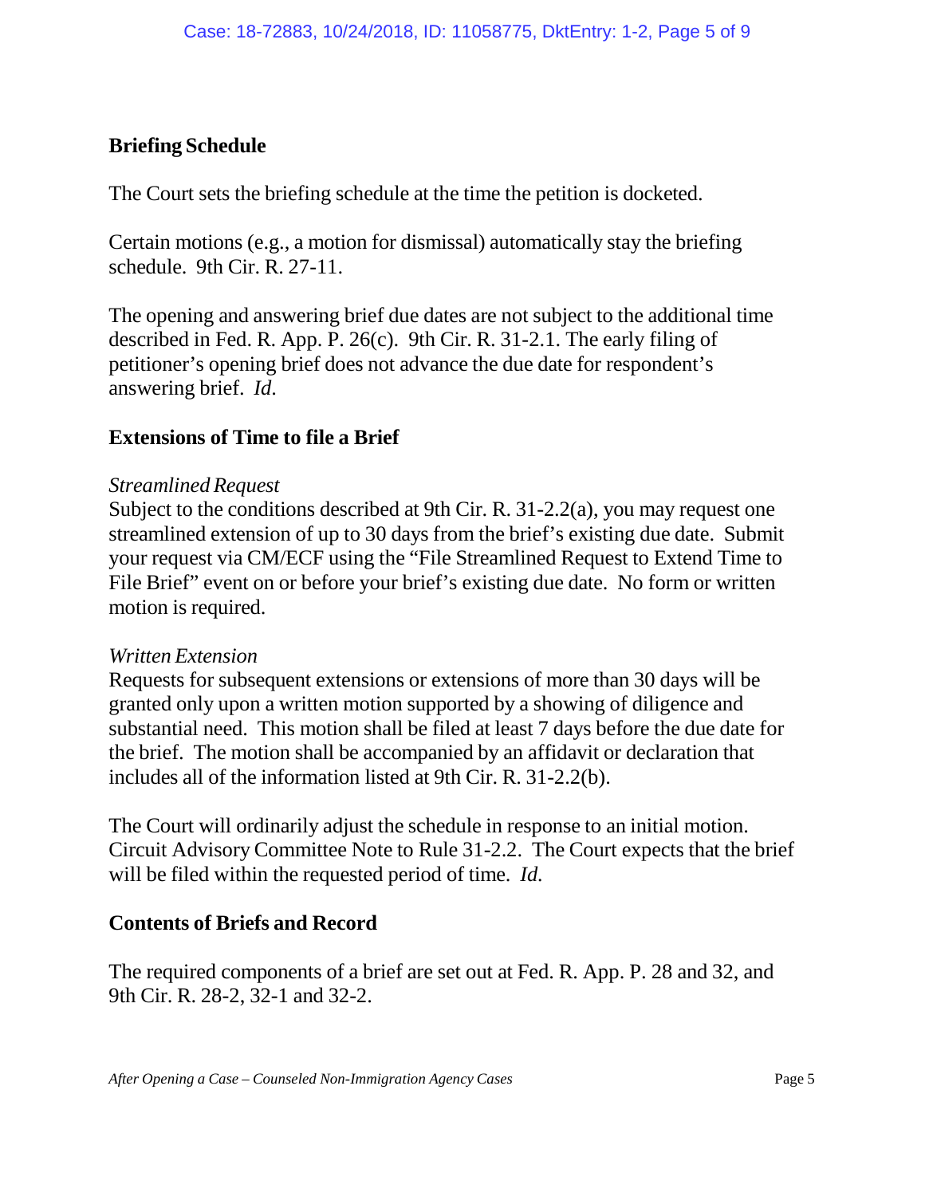## Briefing Schedule

The Court sets the briefing schedule at the time the petition is docketed.

Certain motions (e.g., a motion for dismissal) automatically stay the briefing schedule. 9th Cir. R. 27-11.

The opening and answering brief due dates are not subject to the additional time described in Fed. R. App. P. 26(c). 9th Cir. R. 31-2.1. The early filing of petitioner's opening brief does not advance the due date for respondent's answering brief. *Id*.

## Extensions of Time to file a Brief

*Streamlined Request*
Subject to the conditions described at 9th Cir. R. 31-2.2(a), you may request one streamlined extension of up to 30 days from the brief's existing due date. Submit your request via CM/ECF using the "File Streamlined Request to Extend Time to File Brief" event on or before your brief's existing due date. No form or written motion is required.

*Written Extension*
Requests for subsequent extensions or extensions of more than 30 days will be granted only upon a written motion supported by a showing of diligence and substantial need. This motion shall be filed at least 7 days before the due date for the brief. The motion shall be accompanied by an affidavit or declaration that includes all of the information listed at 9th Cir. R. 31-2.2(b).

The Court will ordinarily adjust the schedule in response to an initial motion. Circuit Advisory Committee Note to Rule 31-2.2. The Court expects that the brief will be filed within the requested period of time. *Id.*

## Contents of Briefs and Record

The required components of a brief are set out at Fed. R. App. P. 28 and 32, and 9th Cir. R. 28-2, 32-1 and 32-2.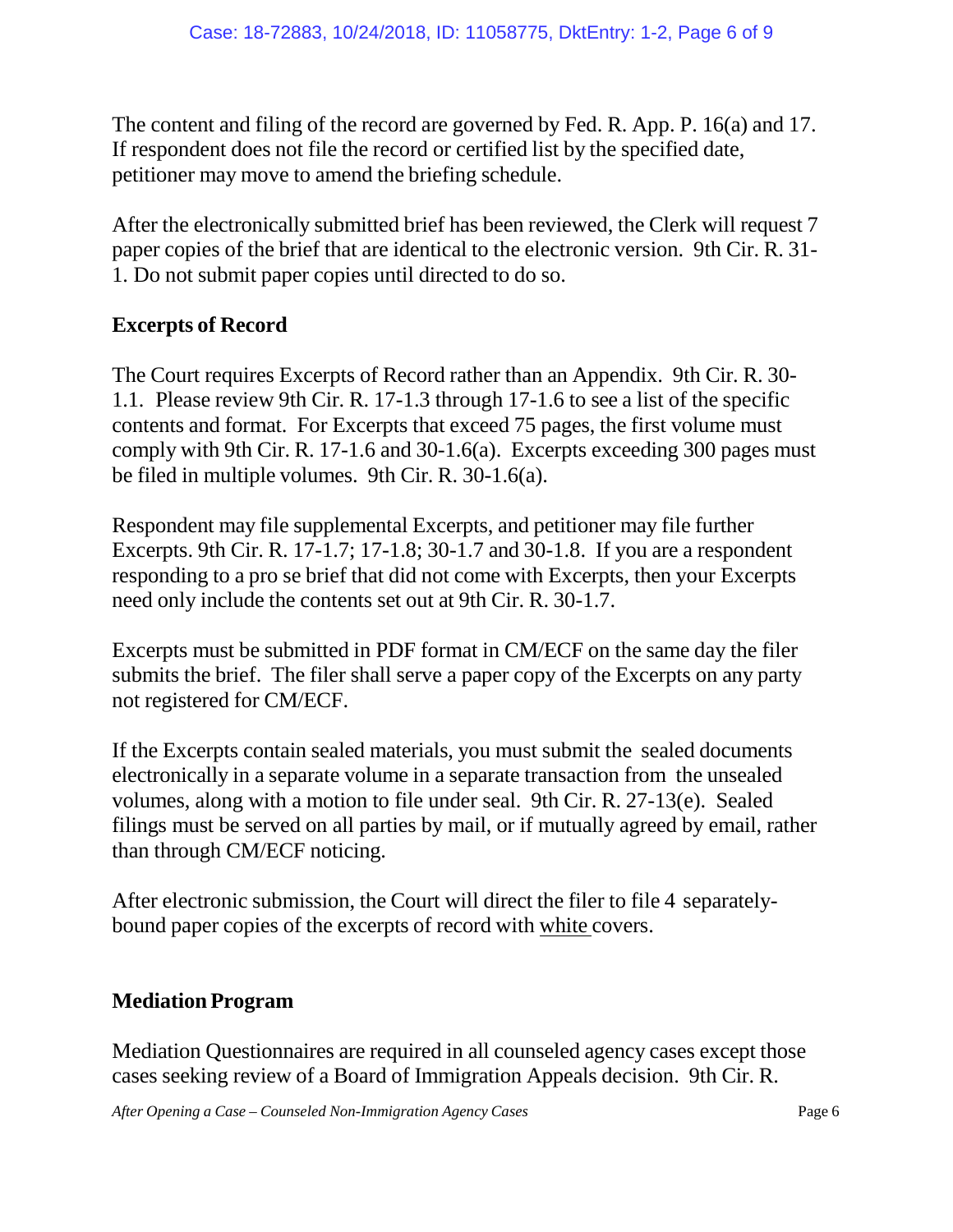The content and filing of the record are governed by Fed. R. App. P. 16(a) and 17. If respondent does not file the record or certified list by the specified date, petitioner may move to amend the briefing schedule.

After the electronically submitted brief has been reviewed, the Clerk will request 7 paper copies of the brief that are identical to the electronic version. 9th Cir. R. 31-1. Do not submit paper copies until directed to do so.

## Excerpts of Record

The Court requires Excerpts of Record rather than an Appendix. 9th Cir. R. 30-1.1. Please review 9th Cir. R. 17-1.3 through 17-1.6 to see a list of the specific contents and format. For Excerpts that exceed 75 pages, the first volume must comply with 9th Cir. R. 17-1.6 and 30-1.6(a). Excerpts exceeding 300 pages must be filed in multiple volumes. 9th Cir. R. 30-1.6(a).

Respondent may file supplemental Excerpts, and petitioner may file further Excerpts. 9th Cir. R. 17-1.7; 17-1.8; 30-1.7 and 30-1.8. If you are a respondent responding to a pro se brief that did not come with Excerpts, then your Excerpts need only include the contents set out at 9th Cir. R. 30-1.7.

Excerpts must be submitted in PDF format in CM/ECF on the same day the filer submits the brief. The filer shall serve a paper copy of the Excerpts on any party not registered for CM/ECF.

If the Excerpts contain sealed materials, you must submit the sealed documents electronically in a separate volume in a separate transaction from the unsealed volumes, along with a motion to file under seal. 9th Cir. R. 27-13(e). Sealed filings must be served on all parties by mail, or if mutually agreed by email, rather than through CM/ECF noticing.

After electronic submission, the Court will direct the filer to file 4 separately-bound paper copies of the excerpts of record with <u>white</u> covers.

## Mediation Program

Mediation Questionnaires are required in all counseled agency cases except those cases seeking review of a Board of Immigration Appeals decision. 9th Cir. R.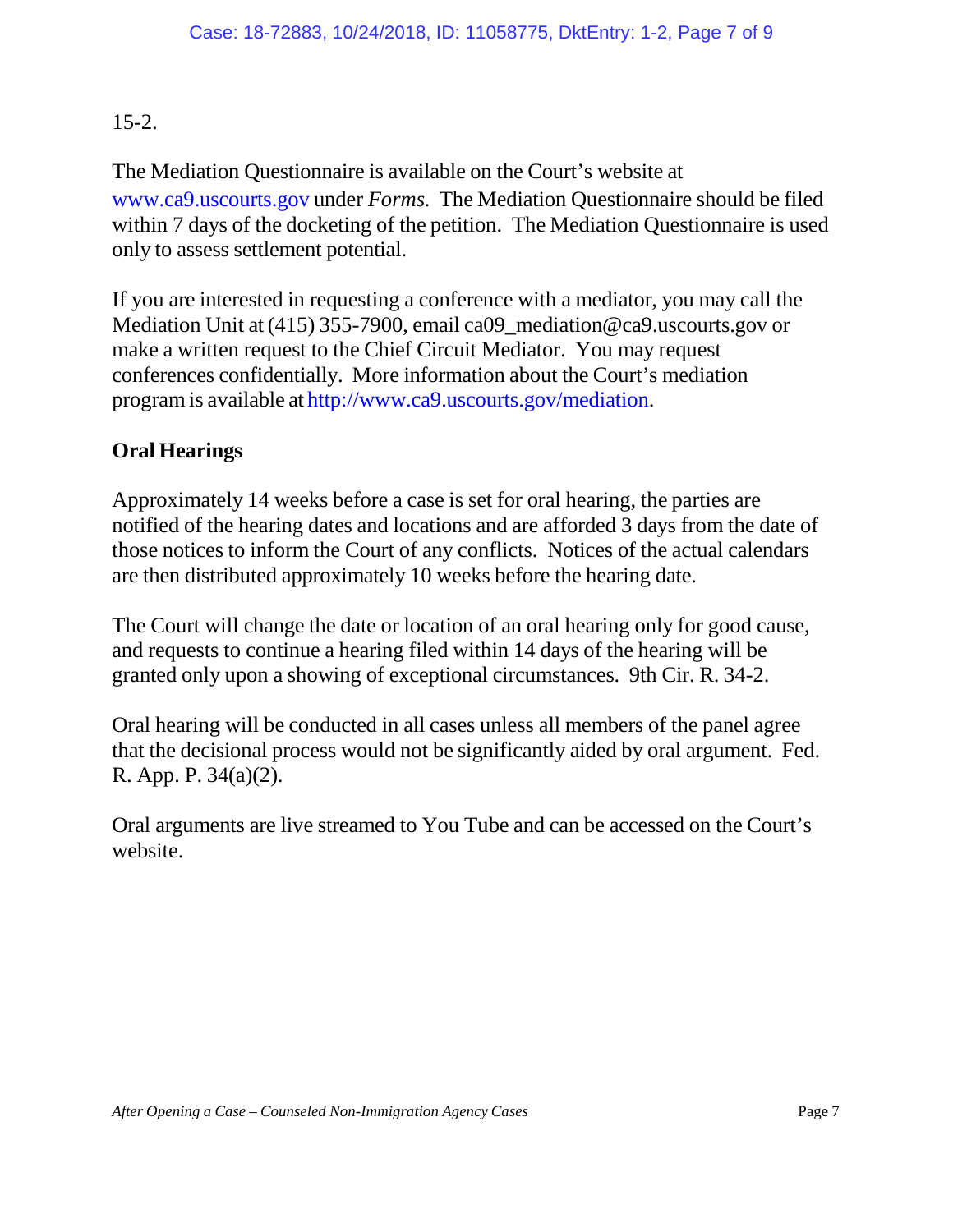15-2.

The Mediation Questionnaire is available on the Court's website at www.ca9.uscourts.gov under *Forms.* The Mediation Questionnaire should be filed within 7 days of the docketing of the petition. The Mediation Questionnaire is used only to assess settlement potential.

If you are interested in requesting a conference with a mediator, you may call the Mediation Unit at (415) 355-7900, email ca09_mediation@ca9.uscourts.gov or make a written request to the Chief Circuit Mediator. You may request conferences confidentially. More information about the Court's mediation program is available at http://www.ca9.uscourts.gov/mediation.

## Oral Hearings

Approximately 14 weeks before a case is set for oral hearing, the parties are notified of the hearing dates and locations and are afforded 3 days from the date of those notices to inform the Court of any conflicts. Notices of the actual calendars are then distributed approximately 10 weeks before the hearing date.

The Court will change the date or location of an oral hearing only for good cause, and requests to continue a hearing filed within 14 days of the hearing will be granted only upon a showing of exceptional circumstances. 9th Cir. R. 34-2.

Oral hearing will be conducted in all cases unless all members of the panel agree that the decisional process would not be significantly aided by oral argument. Fed. R. App. P. 34(a)(2).

Oral arguments are live streamed to You Tube and can be accessed on the Court's website.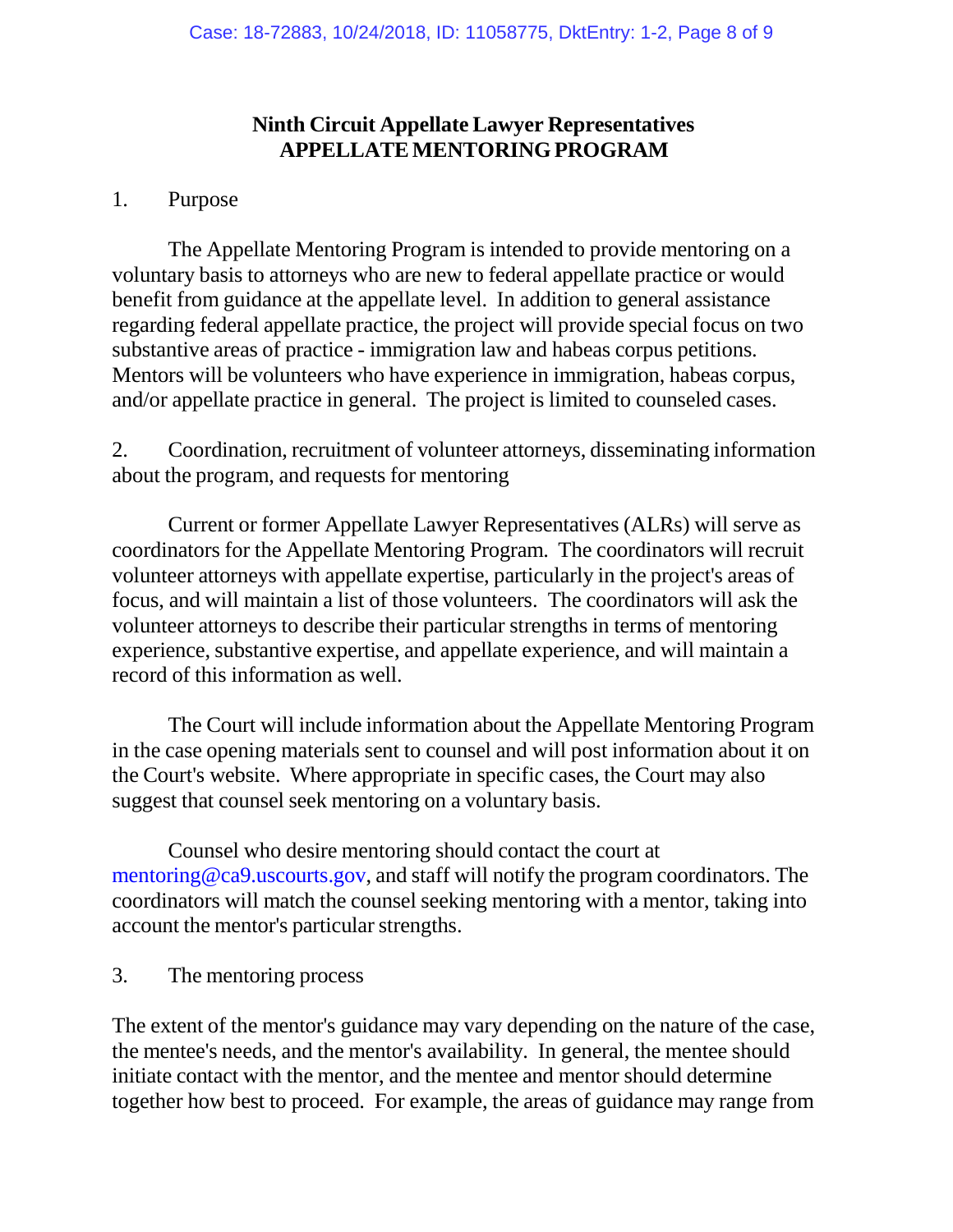# Ninth Circuit Appellate Lawyer Representatives
## APPELLATE MENTORING PROGRAM

1. Purpose

The Appellate Mentoring Program is intended to provide mentoring on a voluntary basis to attorneys who are new to federal appellate practice or would benefit from guidance at the appellate level. In addition to general assistance regarding federal appellate practice, the project will provide special focus on two substantive areas of practice - immigration law and habeas corpus petitions. Mentors will be volunteers who have experience in immigration, habeas corpus, and/or appellate practice in general. The project is limited to counseled cases.

2. Coordination, recruitment of volunteer attorneys, disseminating information about the program, and requests for mentoring

Current or former Appellate Lawyer Representatives (ALRs) will serve as coordinators for the Appellate Mentoring Program. The coordinators will recruit volunteer attorneys with appellate expertise, particularly in the project's areas of focus, and will maintain a list of those volunteers. The coordinators will ask the volunteer attorneys to describe their particular strengths in terms of mentoring experience, substantive expertise, and appellate experience, and will maintain a record of this information as well.

The Court will include information about the Appellate Mentoring Program in the case opening materials sent to counsel and will post information about it on the Court's website. Where appropriate in specific cases, the Court may also suggest that counsel seek mentoring on a voluntary basis.

Counsel who desire mentoring should contact the court at mentoring@ca9.uscourts.gov, and staff will notify the program coordinators. The coordinators will match the counsel seeking mentoring with a mentor, taking into account the mentor's particular strengths.

3. The mentoring process

The extent of the mentor's guidance may vary depending on the nature of the case, the mentee's needs, and the mentor's availability. In general, the mentee should initiate contact with the mentor, and the mentee and mentor should determine together how best to proceed. For example, the areas of guidance may range from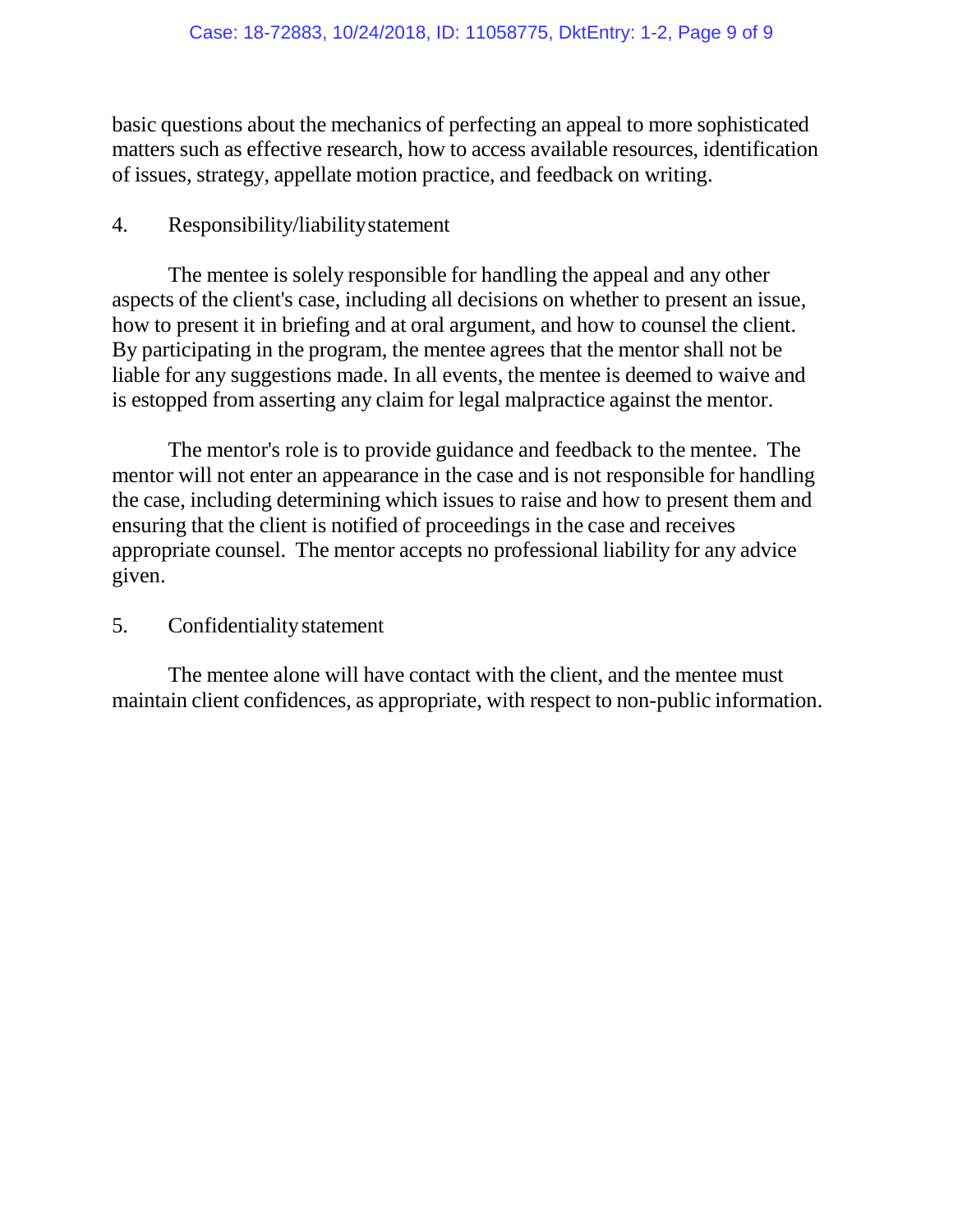basic questions about the mechanics of perfecting an appeal to more sophisticated matters such as effective research, how to access available resources, identification of issues, strategy, appellate motion practice, and feedback on writing.

4. Responsibility/liability statement

The mentee is solely responsible for handling the appeal and any other aspects of the client's case, including all decisions on whether to present an issue, how to present it in briefing and at oral argument, and how to counsel the client. By participating in the program, the mentee agrees that the mentor shall not be liable for any suggestions made. In all events, the mentee is deemed to waive and is estopped from asserting any claim for legal malpractice against the mentor.

The mentor's role is to provide guidance and feedback to the mentee. The mentor will not enter an appearance in the case and is not responsible for handling the case, including determining which issues to raise and how to present them and ensuring that the client is notified of proceedings in the case and receives appropriate counsel. The mentor accepts no professional liability for any advice given.

5. Confidentiality statement

The mentee alone will have contact with the client, and the mentee must maintain client confidences, as appropriate, with respect to non-public information.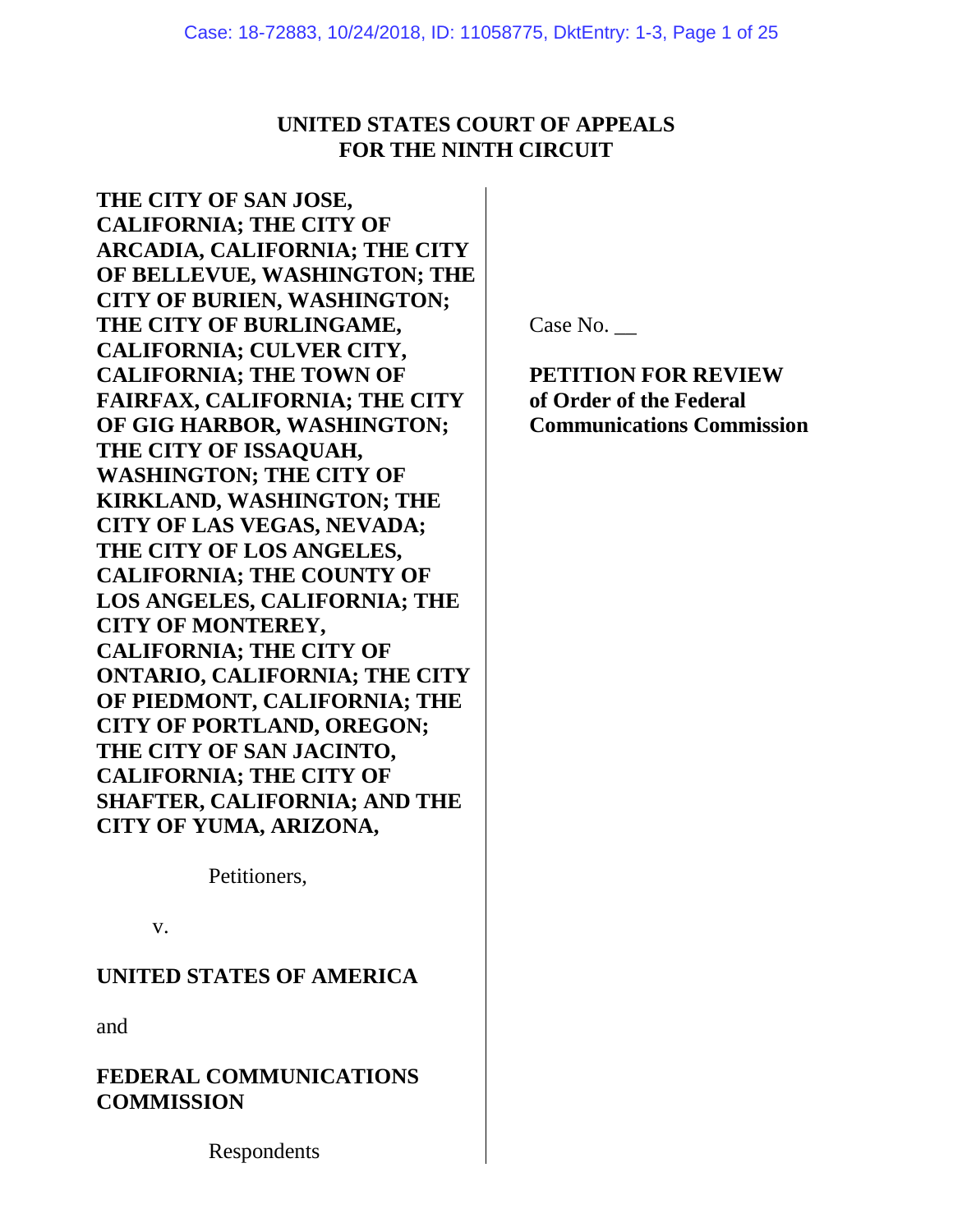# UNITED STATES COURT OF APPEALS FOR THE NINTH CIRCUIT

**THE CITY OF SAN JOSE, CALIFORNIA; THE CITY OF ARCADIA, CALIFORNIA; THE CITY OF BELLEVUE, WASHINGTON; THE CITY OF BURIEN, WASHINGTON; THE CITY OF BURLINGAME, CALIFORNIA; CULVER CITY, CALIFORNIA; THE TOWN OF FAIRFAX, CALIFORNIA; THE CITY OF GIG HARBOR, WASHINGTON; THE CITY OF ISSAQUAH, WASHINGTON; THE CITY OF KIRKLAND, WASHINGTON; THE CITY OF LAS VEGAS, NEVADA; THE CITY OF LOS ANGELES, CALIFORNIA; THE COUNTY OF LOS ANGELES, CALIFORNIA; THE CITY OF MONTEREY, CALIFORNIA; THE CITY OF ONTARIO, CALIFORNIA; THE CITY OF PIEDMONT, CALIFORNIA; THE CITY OF PORTLAND, OREGON; THE CITY OF SAN JACINTO, CALIFORNIA; THE CITY OF SHAFTER, CALIFORNIA; AND THE CITY OF YUMA, ARIZONA,**

Petitioners,

v.

**UNITED STATES OF AMERICA**

and

**FEDERAL COMMUNICATIONS COMMISSION**

Respondents

Case No. __

**PETITION FOR REVIEW of Order of the Federal Communications Commission**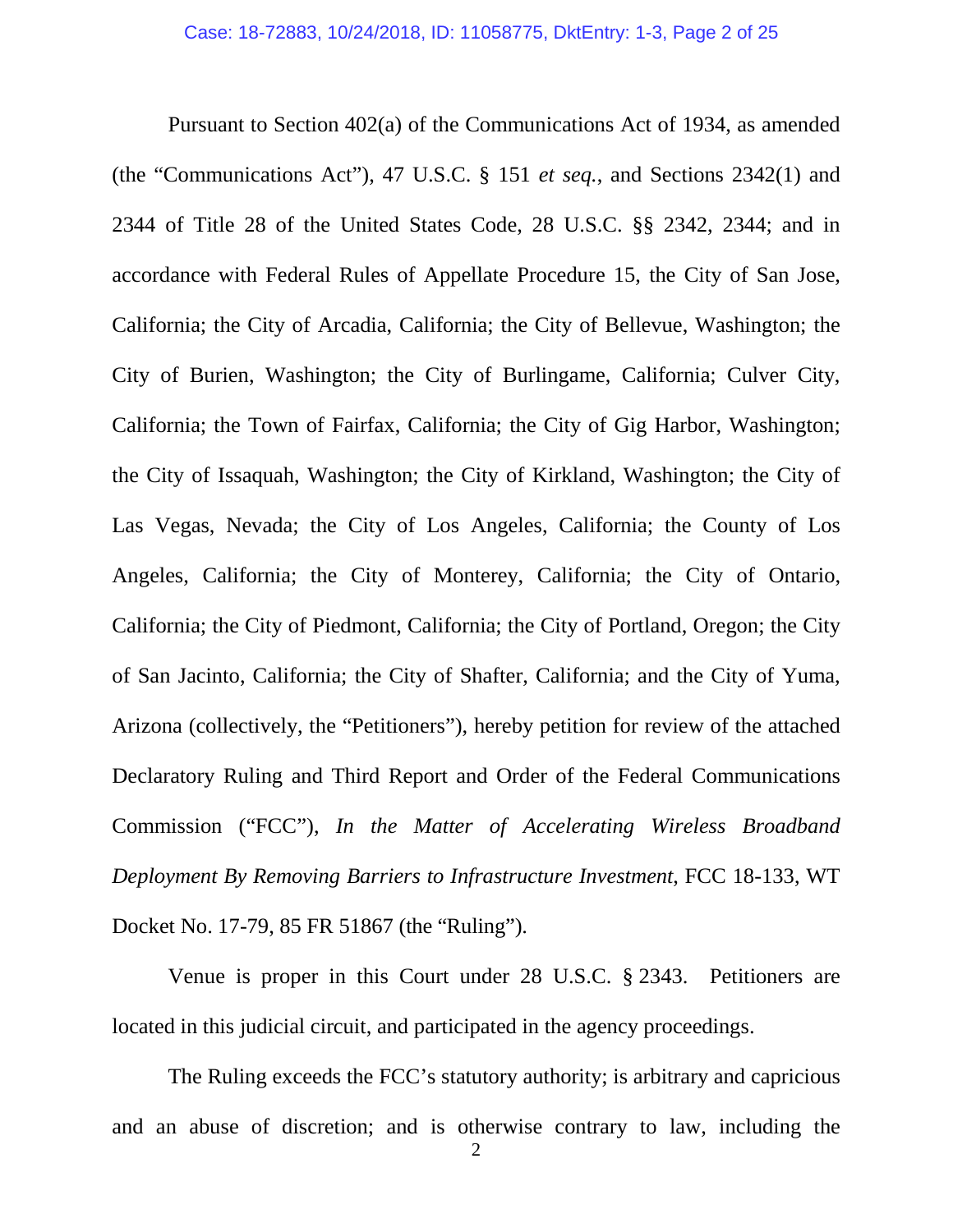Pursuant to Section 402(a) of the Communications Act of 1934, as amended (the "Communications Act"), 47 U.S.C. § 151 *et seq.*, and Sections 2342(1) and 2344 of Title 28 of the United States Code, 28 U.S.C. §§ 2342, 2344; and in accordance with Federal Rules of Appellate Procedure 15, the City of San Jose, California; the City of Arcadia, California; the City of Bellevue, Washington; the City of Burien, Washington; the City of Burlingame, California; Culver City, California; the Town of Fairfax, California; the City of Gig Harbor, Washington; the City of Issaquah, Washington; the City of Kirkland, Washington; the City of Las Vegas, Nevada; the City of Los Angeles, California; the County of Los Angeles, California; the City of Monterey, California; the City of Ontario, California; the City of Piedmont, California; the City of Portland, Oregon; the City of San Jacinto, California; the City of Shafter, California; and the City of Yuma, Arizona (collectively, the "Petitioners"), hereby petition for review of the attached Declaratory Ruling and Third Report and Order of the Federal Communications Commission ("FCC"), *In the Matter of Accelerating Wireless Broadband Deployment By Removing Barriers to Infrastructure Investment*, FCC 18-133, WT Docket No. 17-79, 85 FR 51867 (the "Ruling").

Venue is proper in this Court under 28 U.S.C. § 2343. Petitioners are located in this judicial circuit, and participated in the agency proceedings.

The Ruling exceeds the FCC's statutory authority; is arbitrary and capricious and an abuse of discretion; and is otherwise contrary to law, including the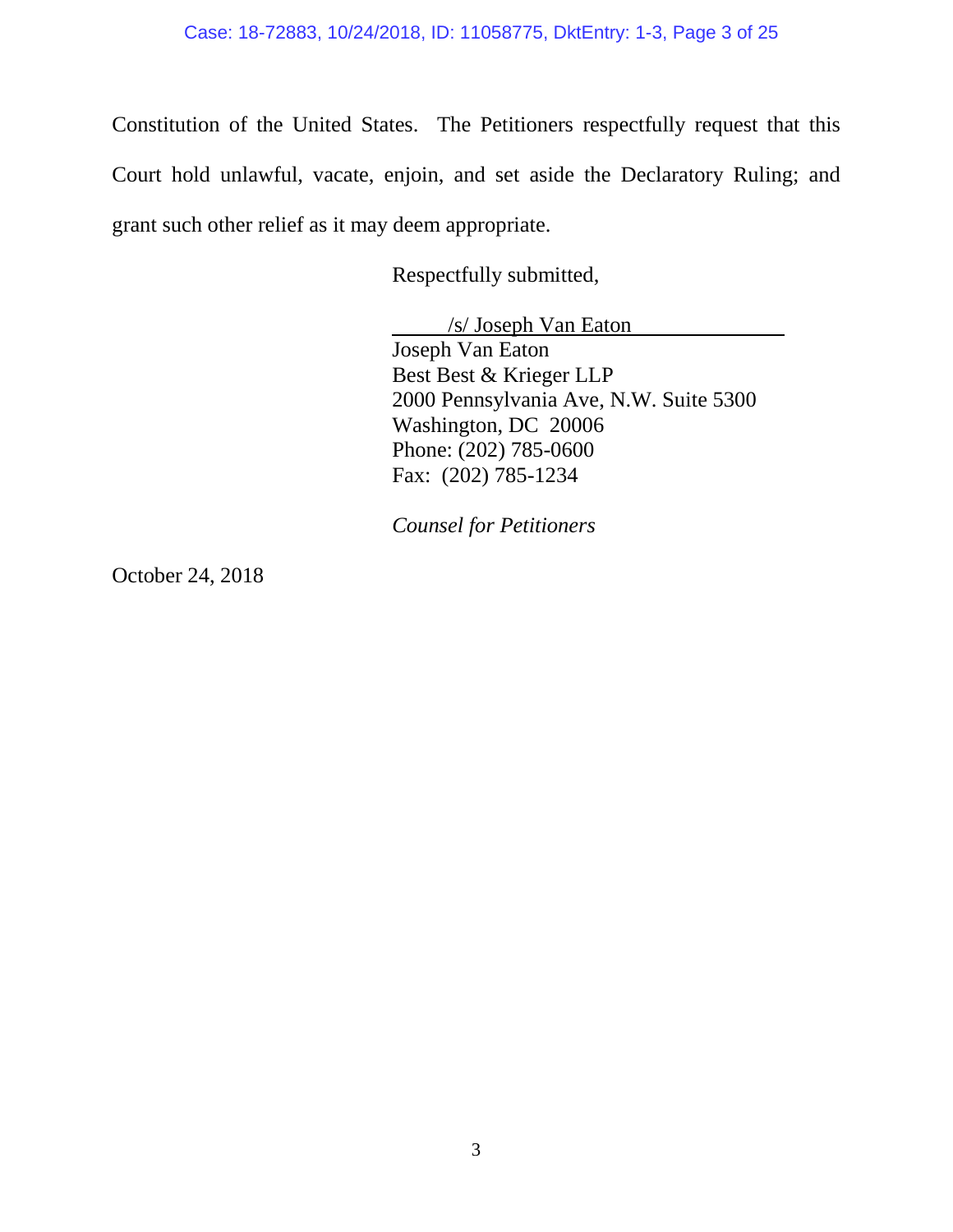Constitution of the United States. The Petitioners respectfully request that this Court hold unlawful, vacate, enjoin, and set aside the Declaratory Ruling; and grant such other relief as it may deem appropriate.

Respectfully submitted,

/s/ Joseph Van Eaton

Joseph Van Eaton
Best Best & Krieger LLP
2000 Pennsylvania Ave, N.W. Suite 5300
Washington, DC 20006
Phone: (202) 785-0600
Fax: (202) 785-1234

*Counsel for Petitioners*

October 24, 2018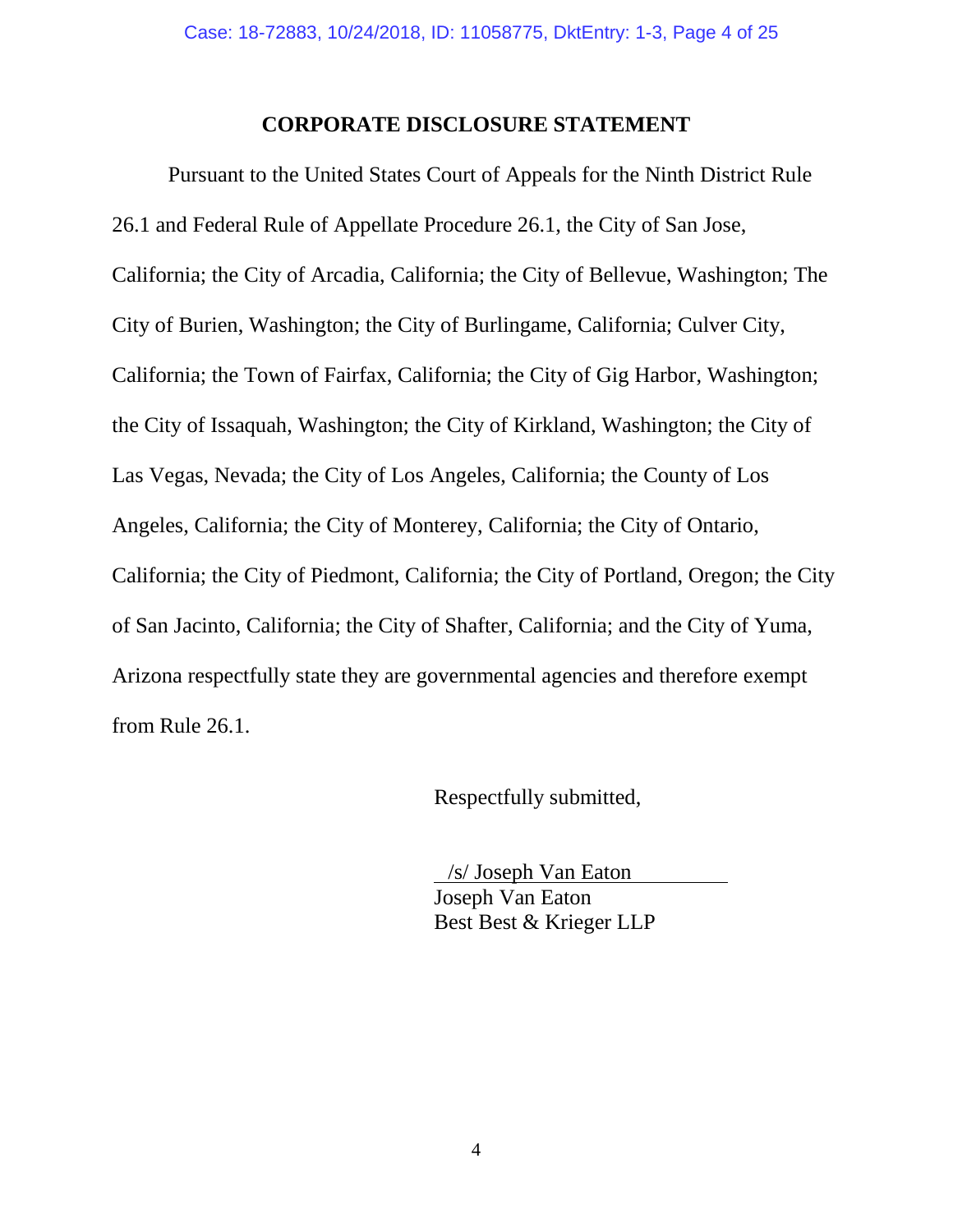## CORPORATE DISCLOSURE STATEMENT

Pursuant to the United States Court of Appeals for the Ninth District Rule 26.1 and Federal Rule of Appellate Procedure 26.1, the City of San Jose, California; the City of Arcadia, California; the City of Bellevue, Washington; The City of Burien, Washington; the City of Burlingame, California; Culver City, California; the Town of Fairfax, California; the City of Gig Harbor, Washington; the City of Issaquah, Washington; the City of Kirkland, Washington; the City of Las Vegas, Nevada; the City of Los Angeles, California; the County of Los Angeles, California; the City of Monterey, California; the City of Ontario, California; the City of Piedmont, California; the City of Portland, Oregon; the City of San Jacinto, California; the City of Shafter, California; and the City of Yuma, Arizona respectfully state they are governmental agencies and therefore exempt from Rule 26.1.

Respectfully submitted,

/s/ Joseph Van Eaton
Joseph Van Eaton
Best Best & Krieger LLP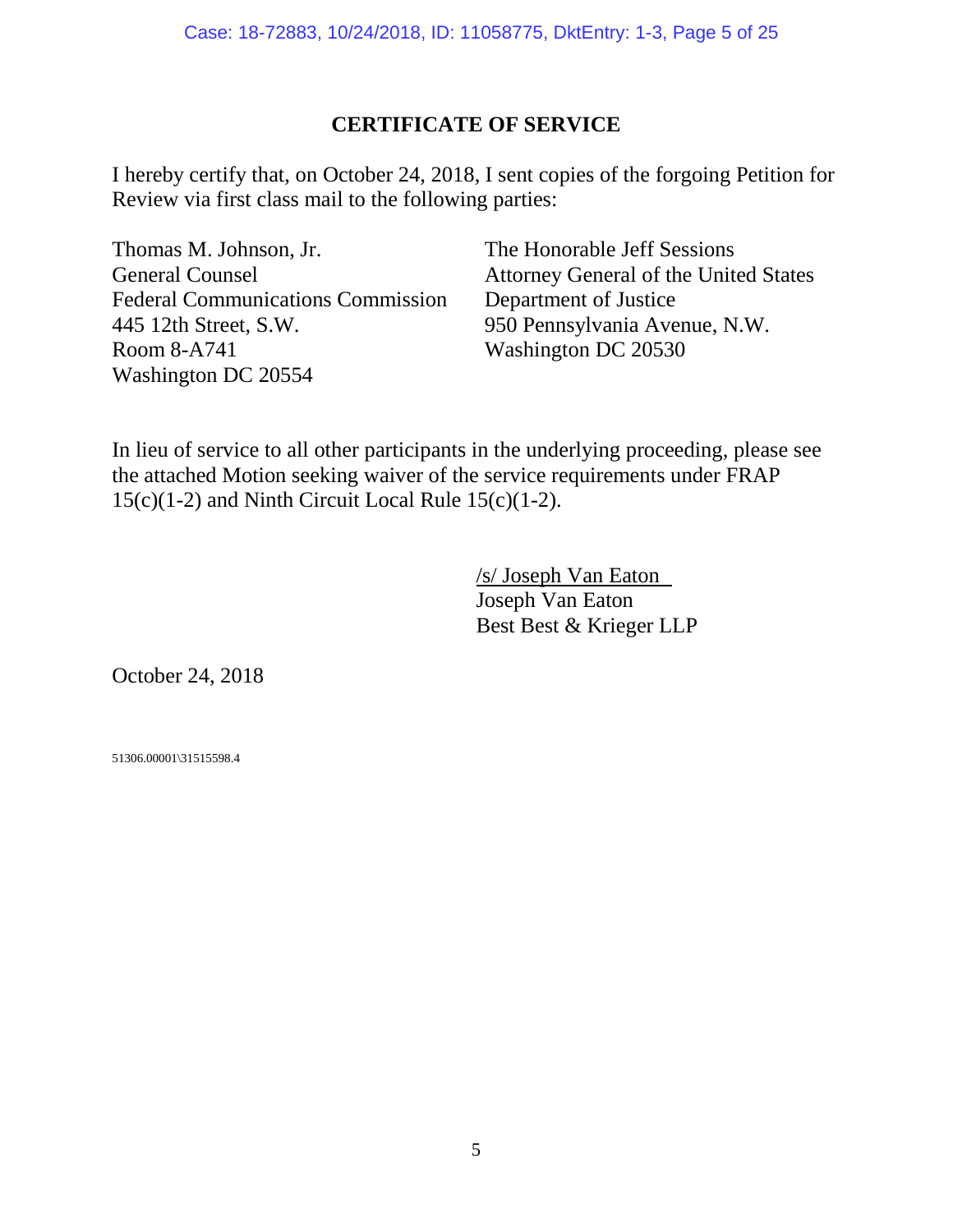## CERTIFICATE OF SERVICE

I hereby certify that, on October 24, 2018, I sent copies of the forgoing Petition for Review via first class mail to the following parties:

Thomas M. Johnson, Jr.
General Counsel
Federal Communications Commission
445 12th Street, S.W.
Room 8-A741
Washington DC 20554

The Honorable Jeff Sessions
Attorney General of the United States
Department of Justice
950 Pennsylvania Avenue, N.W.
Washington DC 20530

In lieu of service to all other participants in the underlying proceeding, please see the attached Motion seeking waiver of the service requirements under FRAP 15(c)(1-2) and Ninth Circuit Local Rule 15(c)(1-2).

/s/ Joseph Van Eaton
Joseph Van Eaton
Best Best & Krieger LLP

October 24, 2018

51306.00001\31515598.4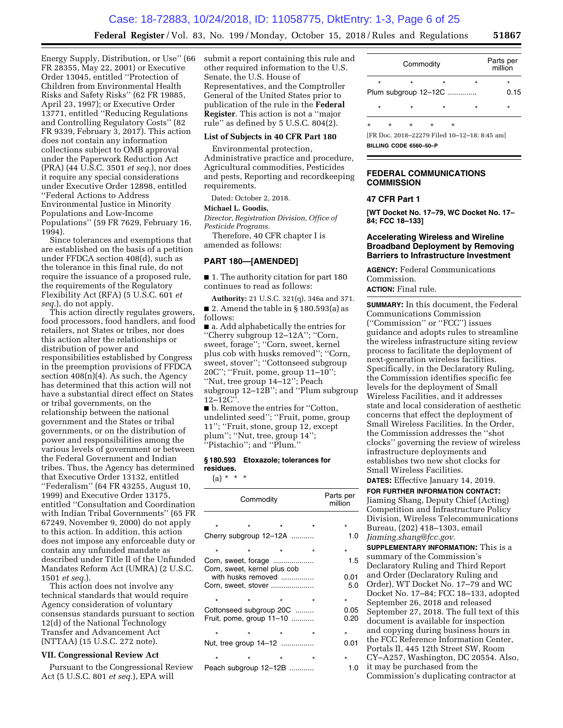Energy Supply, Distribution, or Use'' (66 FR 28355, May 22, 2001) or Executive Order 13045, entitled ''Protection of Children from Environmental Health Risks and Safety Risks'' (62 FR 19885, April 23, 1997); or Executive Order 13771, entitled ''Reducing Regulations and Controlling Regulatory Costs'' (82 FR 9339, February 3, 2017). This action does not contain any information collections subject to OMB approval under the Paperwork Reduction Act (PRA) (44 U.S.C. 3501 *et seq.*), nor does it require any special considerations under Executive Order 12898, entitled ''Federal Actions to Address Environmental Justice in Minority Populations and Low-Income Populations'' (59 FR 7629, February 16, 1994).

Since tolerances and exemptions that are established on the basis of a petition under FFDCA section 408(d), such as the tolerance in this final rule, do not require the issuance of a proposed rule, the requirements of the Regulatory Flexibility Act (RFA) (5 U.S.C. 601 *et seq.*), do not apply.

This action directly regulates growers, food processors, food handlers, and food retailers, not States or tribes, nor does this action alter the relationships or distribution of power and responsibilities established by Congress in the preemption provisions of FFDCA section 408(n)(4). As such, the Agency has determined that this action will not have a substantial direct effect on States or tribal governments, on the relationship between the national government and the States or tribal governments, or on the distribution of power and responsibilities among the various levels of government or between the Federal Government and Indian tribes. Thus, the Agency has determined that Executive Order 13132, entitled ''Federalism'' (64 FR 43255, August 10, 1999) and Executive Order 13175, entitled ''Consultation and Coordination with Indian Tribal Governments'' (65 FR 67249, November 9, 2000) do not apply to this action. In addition, this action does not impose any enforceable duty or contain any unfunded mandate as described under Title II of the Unfunded Mandates Reform Act (UMRA) (2 U.S.C. 1501 *et seq.*).

This action does not involve any technical standards that would require Agency consideration of voluntary consensus standards pursuant to section 12(d) of the National Technology Transfer and Advancement Act (NTTAA) (15 U.S.C. 272 note).

### VII. Congressional Review Act

Pursuant to the Congressional Review Act (5 U.S.C. 801 *et seq.*), EPA will submit a report containing this rule and other required information to the U.S. Senate, the U.S. House of Representatives, and the Comptroller General of the United States prior to publication of the rule in the **Federal Register**. This action is not a ''major rule'' as defined by 5 U.S.C. 804(2).

### List of Subjects in 40 CFR Part 180

Environmental protection, Administrative practice and procedure, Agricultural commodities, Pesticides and pests, Reporting and recordkeeping requirements.

Dated: October 2, 2018.

**Michael L. Goodis,**

*Director, Registration Division, Office of Pesticide Programs.*

Therefore, 40 CFR chapter I is amended as follows:

## PART 180—[AMENDED]

■ 1. The authority citation for part 180 continues to read as follows:

**Authority:** 21 U.S.C. 321(q), 346a and 371.

■ 2. Amend the table in § 180.593(a) as follows:

■ a. Add alphabetically the entries for ''Cherry subgroup 12–12A''; ''Corn, sweet, forage''; ''Corn, sweet, kernel plus cob with husks removed''; ''Corn, sweet, stover''; ''Cottonseed subgroup 20C''; ''Fruit, pome, group 11–10''; ''Nut, tree group 14–12''; Peach subgroup 12–12B''; and ''Plum subgroup 12–12C''.

■ b. Remove the entries for ''Cotton, undelinted seed''; ''Fruit, pome, group 11''; ''Fruit, stone, group 12, except plum''; ''Nut, tree, group 14''; ''Pistachio''; and ''Plum.''

**§ 180.593 Etoxazole; tolerances for residues.**

(a) * * *

| Commodity | Parts per million |
|---|---|
| * * * * | * |
| Cherry subgroup 12–12A | 1.0 |
| * * * * | * |
| Corn, sweet, forage | 1.5 |
| Corn, sweet, kernel plus cob with husks removed | 0.01 |
| Corn, sweet, stover | 5.0 |
| * * * * | * |
| Cottonseed subgroup 20C | 0.05 |
| Fruit, pome, group 11–10 | 0.20 |
| * * * * | * |
| Nut, tree group 14–12 | 0.01 |
| * * * * | * |
| Peach subgroup 12–12B | 1.0 |
| * * * * | * |
| Plum subgroup 12–12C | 0.15 |
| * * * * | * |

\* \* \* \* \*

[FR Doc. 2018–22279 Filed 10–12–18; 8:45 am]

**BILLING CODE 6560–50–P**

## FEDERAL COMMUNICATIONS COMMISSION

### 47 CFR Part 1

**[WT Docket No. 17–79, WC Docket No. 17–84; FCC 18–133]**

### Accelerating Wireless and Wireline Broadband Deployment by Removing Barriers to Infrastructure Investment

**AGENCY:** Federal Communications Commission.

**ACTION:** Final rule.

**SUMMARY:** In this document, the Federal Communications Commission (''Commission'' or ''FCC'') issues guidance and adopts rules to streamline the wireless infrastructure siting review process to facilitate the deployment of next-generation wireless facilities. Specifically, in the Declaratory Ruling, the Commission identifies specific fee levels for the deployment of Small Wireless Facilities, and it addresses state and local consideration of aesthetic concerns that effect the deployment of Small Wireless Facilities. In the Order, the Commission addresses the ''shot clocks'' governing the review of wireless infrastructure deployments and establishes two new shot clocks for Small Wireless Facilities.

**DATES:** Effective January 14, 2019.

**FOR FURTHER INFORMATION CONTACT:** Jiaming Shang, Deputy Chief (Acting) Competition and Infrastructure Policy Division, Wireless Telecommunications Bureau, (202) 418–1303, email *Jiaming.shang@fcc.gov.*

**SUPPLEMENTARY INFORMATION:** This is a summary of the Commission's Declaratory Ruling and Third Report and Order (Declaratory Ruling and Order), WT Docket No. 17–79 and WC Docket No. 17–84; FCC 18–133, adopted September 26, 2018 and released September 27, 2018. The full text of this document is available for inspection and copying during business hours in the FCC Reference Information Center, Portals II, 445 12th Street SW, Room CY–A257, Washington, DC 20554. Also, it may be purchased from the Commission's duplicating contractor at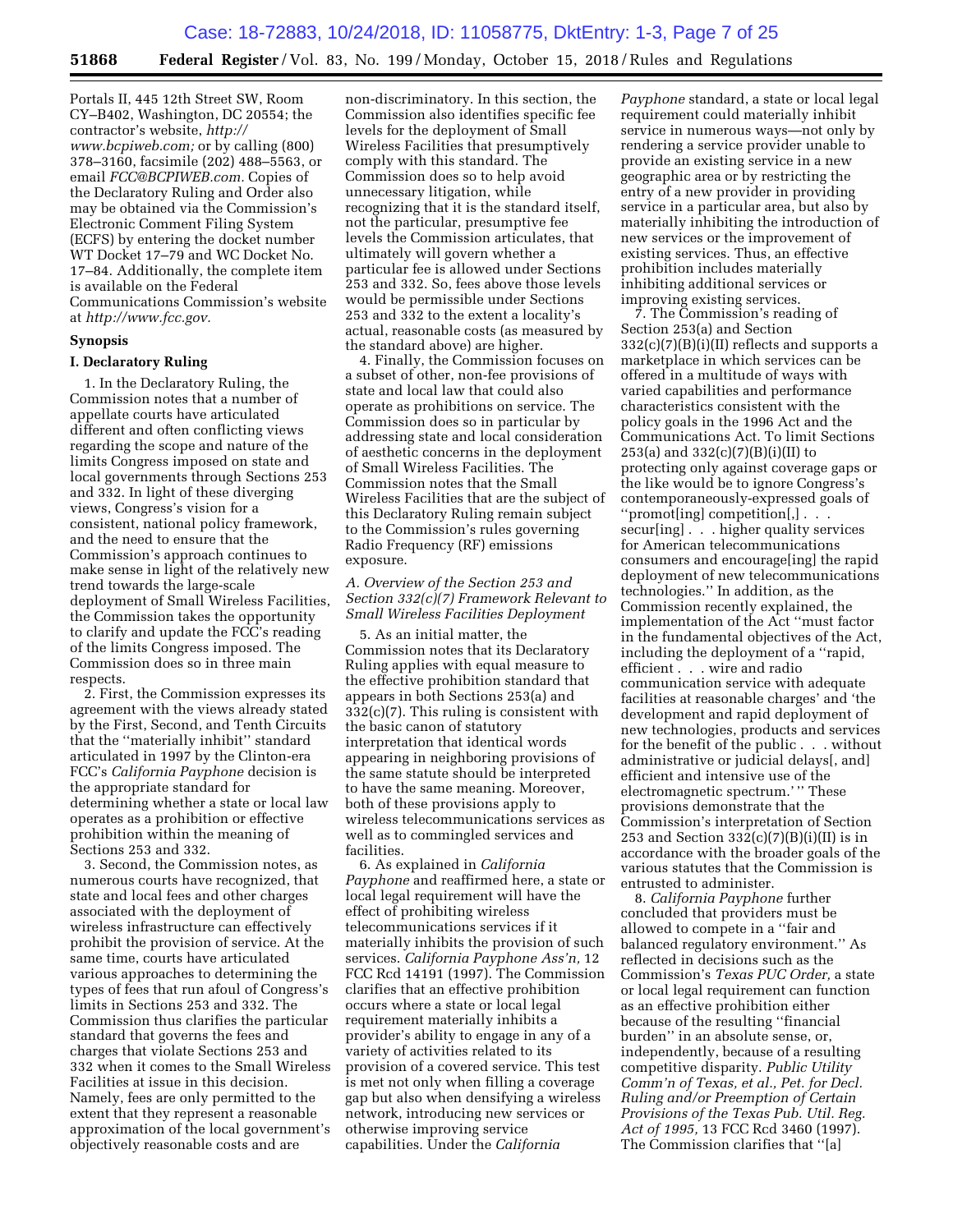Portals II, 445 12th Street SW, Room CY–B402, Washington, DC 20554; the contractor's website, *http://www.bcpiweb.com;* or by calling (800) 378–3160, facsimile (202) 488–5563, or email *FCC@BCPIWEB.com.* Copies of the Declaratory Ruling and Order also may be obtained via the Commission's Electronic Comment Filing System (ECFS) by entering the docket number WT Docket 17–79 and WC Docket No. 17–84. Additionally, the complete item is available on the Federal Communications Commission's website at *http://www.fcc.gov.*

## Synopsis

### I. Declaratory Ruling

1. In the Declaratory Ruling, the Commission notes that a number of appellate courts have articulated different and often conflicting views regarding the scope and nature of the limits Congress imposed on state and local governments through Sections 253 and 332. In light of these diverging views, Congress's vision for a consistent, national policy framework, and the need to ensure that the Commission's approach continues to make sense in light of the relatively new trend towards the large-scale deployment of Small Wireless Facilities, the Commission takes the opportunity to clarify and update the FCC's reading of the limits Congress imposed. The Commission does so in three main respects.

2. First, the Commission expresses its agreement with the views already stated by the First, Second, and Tenth Circuits that the ''materially inhibit'' standard articulated in 1997 by the Clinton-era FCC's *California Payphone* decision is the appropriate standard for determining whether a state or local law operates as a prohibition or effective prohibition within the meaning of Sections 253 and 332.

3. Second, the Commission notes, as numerous courts have recognized, that state and local fees and other charges associated with the deployment of wireless infrastructure can effectively prohibit the provision of service. At the same time, courts have articulated various approaches to determining the types of fees that run afoul of Congress's limits in Sections 253 and 332. The Commission thus clarifies the particular standard that governs the fees and charges that violate Sections 253 and 332 when it comes to the Small Wireless Facilities at issue in this decision. Namely, fees are only permitted to the extent that they represent a reasonable approximation of the local government's objectively reasonable costs and are non-discriminatory. In this section, the Commission also identifies specific fee levels for the deployment of Small Wireless Facilities that presumptively comply with this standard. The Commission does so to help avoid unnecessary litigation, while recognizing that it is the standard itself, not the particular, presumptive fee levels the Commission articulates, that ultimately will govern whether a particular fee is allowed under Sections 253 and 332. So, fees above those levels would be permissible under Sections 253 and 332 to the extent a locality's actual, reasonable costs (as measured by the standard above) are higher.

4. Finally, the Commission focuses on a subset of other, non-fee provisions of state and local law that could also operate as prohibitions on service. The Commission does so in particular by addressing state and local consideration of aesthetic concerns in the deployment of Small Wireless Facilities. The Commission notes that the Small Wireless Facilities that are the subject of this Declaratory Ruling remain subject to the Commission's rules governing Radio Frequency (RF) emissions exposure.

#### *A. Overview of the Section 253 and Section 332(c)(7) Framework Relevant to Small Wireless Facilities Deployment*

5. As an initial matter, the Commission notes that its Declaratory Ruling applies with equal measure to the effective prohibition standard that appears in both Sections 253(a) and 332(c)(7). This ruling is consistent with the basic canon of statutory interpretation that identical words appearing in neighboring provisions of the same statute should be interpreted to have the same meaning. Moreover, both of these provisions apply to wireless telecommunications services as well as to commingled services and facilities.

6. As explained in *California Payphone* and reaffirmed here, a state or local legal requirement will have the effect of prohibiting wireless telecommunications services if it materially inhibits the provision of such services. *California Payphone Ass'n,* 12 FCC Rcd 14191 (1997). The Commission clarifies that an effective prohibition occurs where a state or local legal requirement materially inhibits a provider's ability to engage in any of a variety of activities related to its provision of a covered service. This test is met not only when filling a coverage gap but also when densifying a wireless network, introducing new services or otherwise improving service capabilities. Under the *California Payphone* standard, a state or local legal requirement could materially inhibit service in numerous ways—not only by rendering a service provider unable to provide an existing service in a new geographic area or by restricting the entry of a new provider in providing service in a particular area, but also by materially inhibiting the introduction of new services or the improvement of existing services. Thus, an effective prohibition includes materially inhibiting additional services or improving existing services.

7. The Commission's reading of Section 253(a) and Section 332(c)(7)(B)(i)(II) reflects and supports a marketplace in which services can be offered in a multitude of ways with varied capabilities and performance characteristics consistent with the policy goals in the 1996 Act and the Communications Act. To limit Sections 253(a) and 332(c)(7)(B)(i)(II) to protecting only against coverage gaps or the like would be to ignore Congress's contemporaneously-expressed goals of ''promot[ing] competition[,] . . . secur[ing] . . . higher quality services for American telecommunications consumers and encourag[ing] the rapid deployment of new telecommunications technologies.'' In addition, as the Commission recently explained, the implementation of the Act ''must factor in the fundamental objectives of the Act, including the deployment of a ''rapid, efficient . . . wire and radio communication service with adequate facilities at reasonable charges' and 'the development and rapid deployment of new technologies, products and services for the benefit of the public . . . without administrative or judicial delays[, and] efficient and intensive use of the electromagnetic spectrum.' '' These provisions demonstrate that the Commission's interpretation of Section 253 and Section 332(c)(7)(B)(i)(II) is in accordance with the broader goals of the various statutes that the Commission is entrusted to administer.

8. *California Payphone* further concluded that providers must be allowed to compete in a ''fair and balanced regulatory environment.'' As reflected in decisions such as the Commission's *Texas PUC Order,* a state or local legal requirement can function as an effective prohibition either because of the resulting ''financial burden'' in an absolute sense, or, independently, because of a resulting competitive disparity. *Public Utility Comm'n of Texas, et al., Pet. for Decl. Ruling and/or Preemption of Certain Provisions of the Texas Pub. Util. Reg. Act of 1995,* 13 FCC Rcd 3460 (1997). The Commission clarifies that ''[a]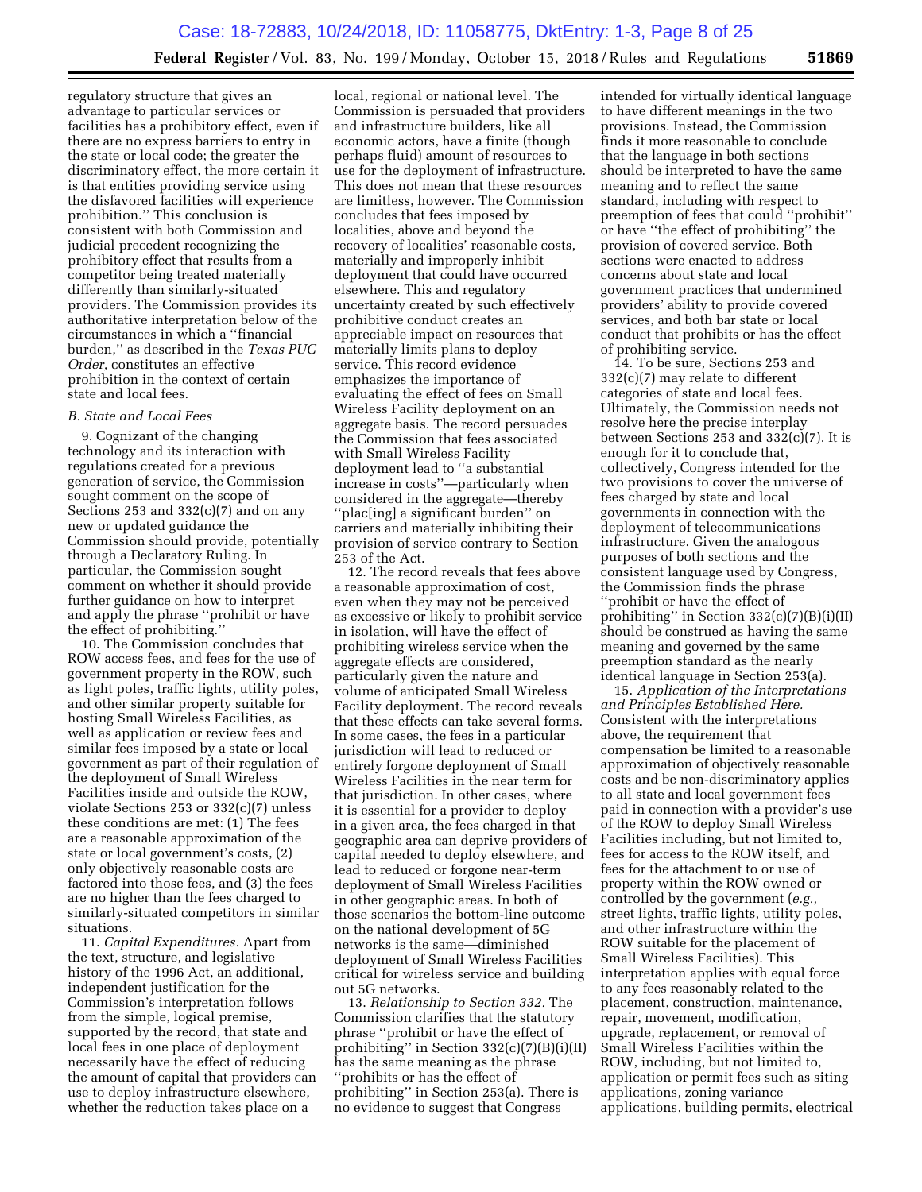regulatory structure that gives an advantage to particular services or facilities has a prohibitory effect, even if there are no express barriers to entry in the state or local code; the greater the discriminatory effect, the more certain it is that entities providing service using the disfavored facilities will experience prohibition.'' This conclusion is consistent with both Commission and judicial precedent recognizing the prohibitory effect that results from a competitor being treated materially differently than similarly-situated providers. The Commission provides its authoritative interpretation below of the circumstances in which a ''financial burden,'' as described in the *Texas PUC Order,* constitutes an effective prohibition in the context of certain state and local fees.

### B. State and Local Fees

9. Cognizant of the changing technology and its interaction with regulations created for a previous generation of service, the Commission sought comment on the scope of Sections 253 and 332(c)(7) and on any new or updated guidance the Commission should provide, potentially through a Declaratory Ruling. In particular, the Commission sought comment on whether it should provide further guidance on how to interpret and apply the phrase ''prohibit or have the effect of prohibiting.''

10. The Commission concludes that ROW access fees, and fees for the use of government property in the ROW, such as light poles, traffic lights, utility poles, and other similar property suitable for hosting Small Wireless Facilities, as well as application or review fees and similar fees imposed by a state or local government as part of their regulation of the deployment of Small Wireless Facilities inside and outside the ROW, violate Sections 253 or 332(c)(7) unless these conditions are met: (1) The fees are a reasonable approximation of the state or local government's costs, (2) only objectively reasonable costs are factored into those fees, and (3) the fees are no higher than the fees charged to similarly-situated competitors in similar situations.

11. *Capital Expenditures.* Apart from the text, structure, and legislative history of the 1996 Act, an additional, independent justification for the Commission's interpretation follows from the simple, logical premise, supported by the record, that state and local fees in one place of deployment necessarily have the effect of reducing the amount of capital that providers can use to deploy infrastructure elsewhere, whether the reduction takes place on a local, regional or national level. The Commission is persuaded that providers and infrastructure builders, like all economic actors, have a finite (though perhaps fluid) amount of resources to use for the deployment of infrastructure. This does not mean that these resources are limitless, however. The Commission concludes that fees imposed by localities, above and beyond the recovery of localities' reasonable costs, materially and improperly inhibit deployment that could have occurred elsewhere. This and regulatory uncertainty created by such effectively prohibitive conduct creates an appreciable impact on resources that materially limits plans to deploy service. This record evidence emphasizes the importance of evaluating the effect of fees on Small Wireless Facility deployment on an aggregate basis. The record persuades the Commission that fees associated with Small Wireless Facility deployment lead to ''a substantial increase in costs''—particularly when considered in the aggregate—thereby ''plac[ing] a significant burden'' on carriers and materially inhibiting their provision of service contrary to Section 253 of the Act.

12. The record reveals that fees above a reasonable approximation of cost, even when they may not be perceived as excessive or likely to prohibit service in isolation, will have the effect of prohibiting wireless service when the aggregate effects are considered, particularly given the nature and volume of anticipated Small Wireless Facility deployment. The record reveals that these effects can take several forms. In some cases, the fees in a particular jurisdiction will lead to reduced or entirely forgone deployment of Small Wireless Facilities in the near term for that jurisdiction. In other cases, where it is essential for a provider to deploy in a given area, the fees charged in that geographic area can deprive providers of capital needed to deploy elsewhere, and lead to reduced or forgone near-term deployment of Small Wireless Facilities in other geographic areas. In both of those scenarios the bottom-line outcome on the national development of 5G networks is the same—diminished deployment of Small Wireless Facilities critical for wireless service and building out 5G networks.

13. *Relationship to Section 332.* The Commission clarifies that the statutory phrase ''prohibit or have the effect of prohibiting'' in Section 332(c)(7)(B)(i)(II) has the same meaning as the phrase ''prohibits or has the effect of prohibiting'' in Section 253(a). There is no evidence to suggest that Congress intended for virtually identical language to have different meanings in the two provisions. Instead, the Commission finds it more reasonable to conclude that the language in both sections should be interpreted to have the same meaning and to reflect the same standard, including with respect to preemption of fees that could ''prohibit'' or have ''the effect of prohibiting'' the provision of covered service. Both sections were enacted to address concerns about state and local government practices that undermined providers' ability to provide covered services, and both bar state or local conduct that prohibits or has the effect of prohibiting service.

14. To be sure, Sections 253 and 332(c)(7) may relate to different categories of state and local fees. Ultimately, the Commission needs not resolve here the precise interplay between Sections 253 and 332(c)(7). It is enough for it to conclude that, collectively, Congress intended for the two provisions to cover the universe of fees charged by state and local governments in connection with the deployment of telecommunications infrastructure. Given the analogous purposes of both sections and the consistent language used by Congress, the Commission finds the phrase ''prohibit or have the effect of prohibiting'' in Section 332(c)(7)(B)(i)(II) should be construed as having the same meaning and governed by the same preemption standard as the nearly identical language in Section 253(a).

15. *Application of the Interpretations and Principles Established Here.* Consistent with the interpretations above, the requirement that compensation be limited to a reasonable approximation of objectively reasonable costs and be non-discriminatory applies to all state and local government fees paid in connection with a provider's use of the ROW to deploy Small Wireless Facilities including, but not limited to, fees for access to the ROW itself, and fees for the attachment to or use of property within the ROW owned or controlled by the government (*e.g.,* street lights, traffic lights, utility poles, and other infrastructure within the ROW suitable for the placement of Small Wireless Facilities). This interpretation applies with equal force to any fees reasonably related to the placement, construction, maintenance, repair, movement, modification, upgrade, replacement, or removal of Small Wireless Facilities within the ROW, including, but not limited to, application or permit fees such as siting applications, zoning variance applications, building permits, electrical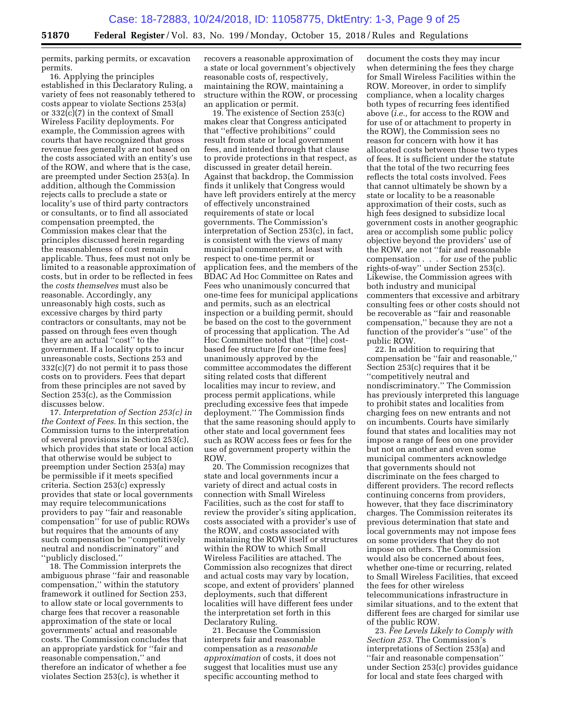permits, parking permits, or excavation permits.

16. Applying the principles established in this Declaratory Ruling, a variety of fees not reasonably tethered to costs appear to violate Sections 253(a) or 332(c)(7) in the context of Small Wireless Facility deployments. For example, the Commission agrees with courts that have recognized that gross revenue fees generally are not based on the costs associated with an entity's use of the ROW, and where that is the case, are preempted under Section 253(a). In addition, although the Commission rejects calls to preclude a state or locality's use of third party contractors or consultants, or to find all associated compensation preempted, the Commission makes clear that the principles discussed herein regarding the reasonableness of cost remain applicable. Thus, fees must not only be limited to a reasonable approximation of costs, but in order to be reflected in fees the *costs themselves* must also be reasonable. Accordingly, any unreasonably high costs, such as excessive charges by third party contractors or consultants, may not be passed on through fees even though they are an actual ''cost'' to the government. If a locality opts to incur unreasonable costs, Sections 253 and 332(c)(7) do not permit it to pass those costs on to providers. Fees that depart from these principles are not saved by Section 253(c), as the Commission discusses below.

17. *Interpretation of Section 253(c) in the Context of Fees.* In this section, the Commission turns to the interpretation of several provisions in Section 253(c), which provides that state or local action that otherwise would be subject to preemption under Section 253(a) may be permissible if it meets specified criteria. Section 253(c) expressly provides that state or local governments may require telecommunications providers to pay ''fair and reasonable compensation'' for use of public ROWs but requires that the amounts of any such compensation be ''competitively neutral and nondiscriminatory'' and ''publicly disclosed.''

18. The Commission interprets the ambiguous phrase ''fair and reasonable compensation,'' within the statutory framework it outlined for Section 253, to allow state or local governments to charge fees that recover a reasonable approximation of the state or local governments' actual and reasonable costs. The Commission concludes that an appropriate yardstick for ''fair and reasonable compensation,'' and therefore an indicator of whether a fee violates Section 253(c), is whether it recovers a reasonable approximation of a state or local government's objectively reasonable costs of, respectively, maintaining the ROW, maintaining a structure within the ROW, or processing an application or permit.

19. The existence of Section 253(c) makes clear that Congress anticipated that ''effective prohibitions'' could result from state or local government fees, and intended through that clause to provide protections in that respect, as discussed in greater detail herein. Against that backdrop, the Commission finds it unlikely that Congress would have left providers entirely at the mercy of effectively unconstrained requirements of state or local governments. The Commission's interpretation of Section 253(c), in fact, is consistent with the views of many municipal commenters, at least with respect to one-time permit or application fees, and the members of the BDAC Ad Hoc Committee on Rates and Fees who unanimously concurred that one-time fees for municipal applications and permits, such as an electrical inspection or a building permit, should be based on the cost to the government of processing that application. The Ad Hoc Committee noted that ''[the] cost-based fee structure [for one-time fees] unanimously approved by the committee accommodates the different siting related costs that different localities may incur to review, and process permit applications, while precluding excessive fees that impede deployment.'' The Commission finds that the same reasoning should apply to other state and local government fees such as ROW access fees or fees for the use of government property within the ROW.

20. The Commission recognizes that state and local governments incur a variety of direct and actual costs in connection with Small Wireless Facilities, such as the cost for staff to review the provider's siting application, costs associated with a provider's use of the ROW, and costs associated with maintaining the ROW itself or structures within the ROW to which Small Wireless Facilities are attached. The Commission also recognizes that direct and actual costs may vary by location, scope, and extent of providers' planned deployments, such that different localities will have different fees under the interpretation set forth in this Declaratory Ruling.

21. Because the Commission interprets fair and reasonable compensation as a *reasonable approximation* of costs, it does not suggest that localities must use any specific accounting method to document the costs they may incur when determining the fees they charge for Small Wireless Facilities within the ROW. Moreover, in order to simplify compliance, when a locality charges both types of recurring fees identified above (*i.e.,* for access to the ROW and for use of or attachment to property in the ROW), the Commission sees no reason for concern with how it has allocated costs between those two types of fees. It is sufficient under the statute that the total of the two recurring fees reflects the total costs involved. Fees that cannot ultimately be shown by a state or locality to be a reasonable approximation of their costs, such as high fees designed to subsidize local government costs in another geographic area or accomplish some public policy objective beyond the providers' use of the ROW, are not ''fair and reasonable compensation . . . for *use* of the public rights-of-way'' under Section 253(c). Likewise, the Commission agrees with both industry and municipal commenters that excessive and arbitrary consulting fees or other costs should not be recoverable as ''fair and reasonable compensation,'' because they are not a function of the provider's ''use'' of the public ROW.

22. In addition to requiring that compensation be ''fair and reasonable,'' Section 253(c) requires that it be ''competitively neutral and nondiscriminatory.'' The Commission has previously interpreted this language to prohibit states and localities from charging fees on new entrants and not on incumbents. Courts have similarly found that states and localities may not impose a range of fees on one provider but not on another and even some municipal commenters acknowledge that governments should not discriminate on the fees charged to different providers. The record reflects continuing concerns from providers, however, that they face discriminatory charges. The Commission reiterates its previous determination that state and local governments may not impose fees on some providers that they do not impose on others. The Commission would also be concerned about fees, whether one-time or recurring, related to Small Wireless Facilities, that exceed the fees for other wireless telecommunications infrastructure in similar situations, and to the extent that different fees are charged for similar use of the public ROW.

23. *Fee Levels Likely to Comply with Section 253.* The Commission's interpretations of Section 253(a) and ''fair and reasonable compensation'' under Section 253(c) provides guidance for local and state fees charged with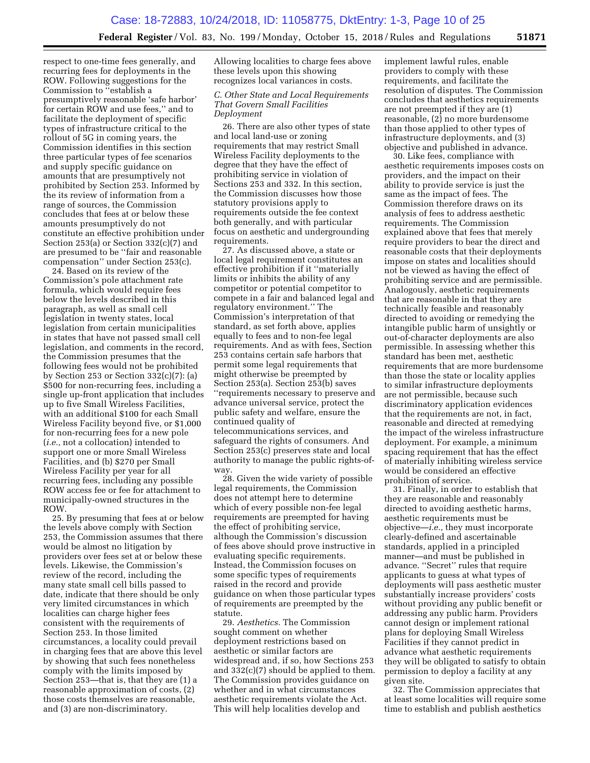respect to one-time fees generally, and recurring fees for deployments in the ROW. Following suggestions for the Commission to ''establish a presumptively reasonable 'safe harbor' for certain ROW and use fees,'' and to facilitate the deployment of specific types of infrastructure critical to the rollout of 5G in coming years, the Commission identifies in this section three particular types of fee scenarios and supply specific guidance on amounts that are presumptively not prohibited by Section 253. Informed by the its review of information from a range of sources, the Commission concludes that fees at or below these amounts presumptively do not constitute an effective prohibition under Section 253(a) or Section 332(c)(7) and are presumed to be ''fair and reasonable compensation'' under Section 253(c).

24. Based on its review of the Commission's pole attachment rate formula, which would require fees below the levels described in this paragraph, as well as small cell legislation in twenty states, local legislation from certain municipalities in states that have not passed small cell legislation, and comments in the record, the Commission presumes that the following fees would not be prohibited by Section 253 or Section 332(c)(7): (a) $500 for non-recurring fees, including a single up-front application that includes up to five Small Wireless Facilities, with an additional $100 for each Small Wireless Facility beyond five, or $1,000 for non-recurring fees for a new pole (*i.e.,* not a collocation) intended to support one or more Small Wireless Facilities, and (b) $270 per Small Wireless Facility per year for all recurring fees, including any possible ROW access fee or fee for attachment to municipally-owned structures in the ROW.

25. By presuming that fees at or below the levels above comply with Section 253, the Commission assumes that there would be almost no litigation by providers over fees set at or below these levels. Likewise, the Commission's review of the record, including the many state small cell bills passed to date, indicate that there should be only very limited circumstances in which localities can charge higher fees consistent with the requirements of Section 253. In those limited circumstances, a locality could prevail in charging fees that are above this level by showing that such fees nonetheless comply with the limits imposed by Section 253—that is, that they are (1) a reasonable approximation of costs, (2) those costs themselves are reasonable, and (3) are non-discriminatory. Allowing localities to charge fees above these levels upon this showing recognizes local variances in costs.

### *C. Other State and Local Requirements That Govern Small Facilities Deployment*

26. There are also other types of state and local land-use or zoning requirements that may restrict Small Wireless Facility deployments to the degree that they have the effect of prohibiting service in violation of Sections 253 and 332. In this section, the Commission discusses how those statutory provisions apply to requirements outside the fee context both generally, and with particular focus on aesthetic and undergrounding requirements.

27. As discussed above, a state or local legal requirement constitutes an effective prohibition if it ''materially limits or inhibits the ability of any competitor or potential competitor to compete in a fair and balanced legal and regulatory environment.'' The Commission's interpretation of that standard, as set forth above, applies equally to fees and to non-fee legal requirements. And as with fees, Section 253 contains certain safe harbors that permit some legal requirements that might otherwise be preempted by Section 253(a). Section 253(b) saves ''requirements necessary to preserve and advance universal service, protect the public safety and welfare, ensure the continued quality of telecommunications services, and safeguard the rights of consumers. And Section 253(c) preserves state and local authority to manage the public rights-of-way.

28. Given the wide variety of possible legal requirements, the Commission does not attempt here to determine which of every possible non-fee legal requirements are preempted for having the effect of prohibiting service, although the Commission's discussion of fees above should prove instructive in evaluating specific requirements. Instead, the Commission focuses on some specific types of requirements raised in the record and provide guidance on when those particular types of requirements are preempted by the statute.

29. *Aesthetics.* The Commission sought comment on whether deployment restrictions based on aesthetic or similar factors are widespread and, if so, how Sections 253 and 332(c)(7) should be applied to them. The Commission provides guidance on whether and in what circumstances aesthetic requirements violate the Act. This will help localities develop and implement lawful rules, enable providers to comply with these requirements, and facilitate the resolution of disputes. The Commission concludes that aesthetics requirements are not preempted if they are (1) reasonable, (2) no more burdensome than those applied to other types of infrastructure deployments, and (3) objective and published in advance.

30. Like fees, compliance with aesthetic requirements imposes costs on providers, and the impact on their ability to provide service is just the same as the impact of fees. The Commission therefore draws on its analysis of fees to address aesthetic requirements. The Commission explained above that fees that merely require providers to bear the direct and reasonable costs that their deployments impose on states and localities should not be viewed as having the effect of prohibiting service and are permissible. Analogously, aesthetic requirements that are reasonable in that they are technically feasible and reasonably directed to avoiding or remedying the intangible public harm of unsightly or out-of-character deployments are also permissible. In assessing whether this standard has been met, aesthetic requirements that are more burdensome than those the state or locality applies to similar infrastructure deployments are not permissible, because such discriminatory application evidences that the requirements are not, in fact, reasonable and directed at remedying the impact of the wireless infrastructure deployment. For example, a minimum spacing requirement that has the effect of materially inhibiting wireless service would be considered an effective prohibition of service.

31. Finally, in order to establish that they are reasonable and reasonably directed to avoiding aesthetic harms, aesthetic requirements must be objective—*i.e.,* they must incorporate clearly-defined and ascertainable standards, applied in a principled manner—and must be published in advance. ''Secret'' rules that require applicants to guess at what types of deployments will pass aesthetic muster substantially increase providers' costs without providing any public benefit or addressing any public harm. Providers cannot design or implement rational plans for deploying Small Wireless Facilities if they cannot predict in advance what aesthetic requirements they will be obligated to satisfy to obtain permission to deploy a facility at any given site.

32. The Commission appreciates that at least some localities will require some time to establish and publish aesthetics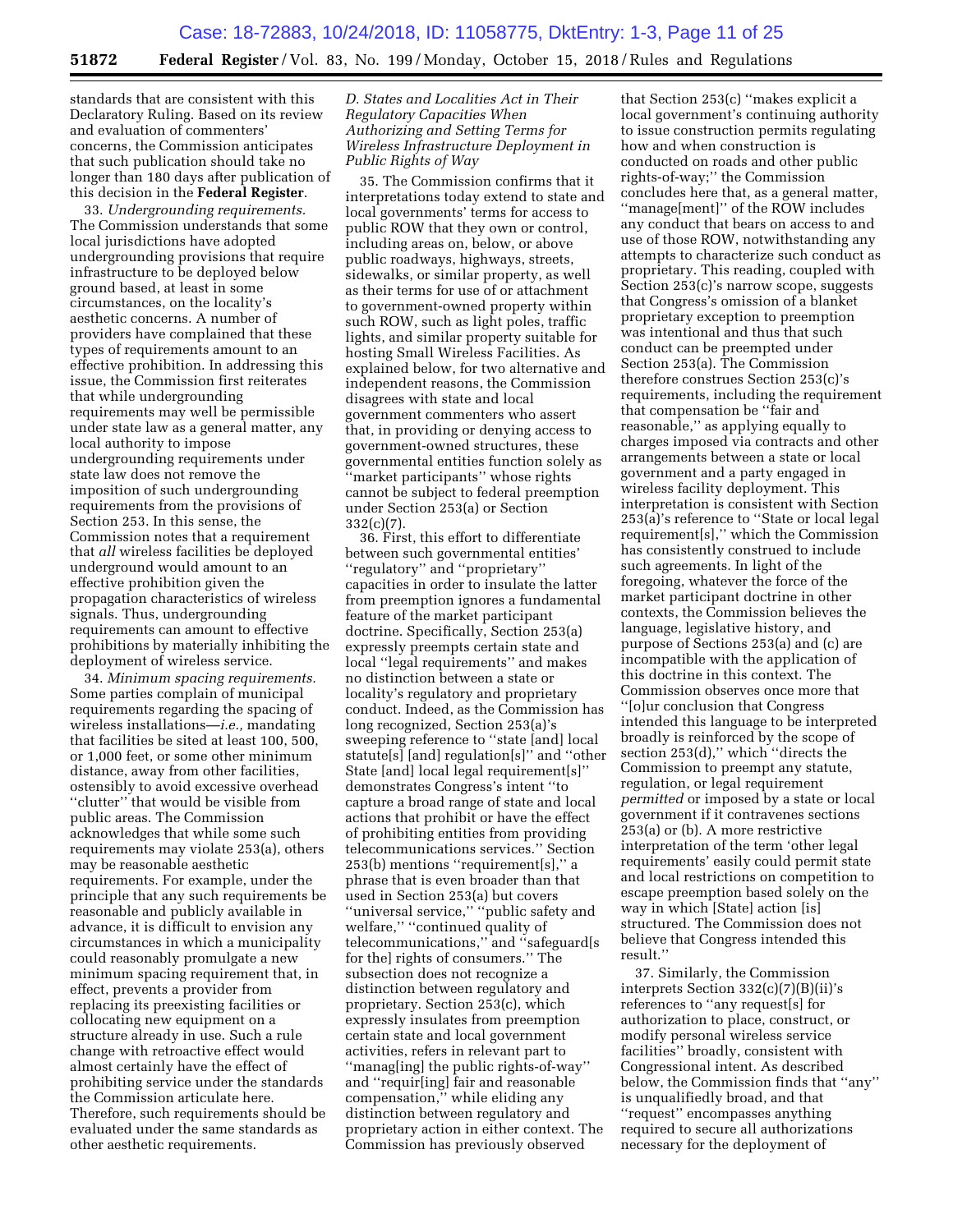standards that are consistent with this Declaratory Ruling. Based on its review and evaluation of commenters' concerns, the Commission anticipates that such publication should take no longer than 180 days after publication of this decision in the **Federal Register**.

33. *Undergrounding requirements.* The Commission understands that some local jurisdictions have adopted undergrounding provisions that require infrastructure to be deployed below ground based, at least in some circumstances, on the locality's aesthetic concerns. A number of providers have complained that these types of requirements amount to an effective prohibition. In addressing this issue, the Commission first reiterates that while undergrounding requirements may well be permissible under state law as a general matter, any local authority to impose undergrounding requirements under state law does not remove the imposition of such undergrounding requirements from the provisions of Section 253. In this sense, the Commission notes that a requirement that *all* wireless facilities be deployed underground would amount to an effective prohibition given the propagation characteristics of wireless signals. Thus, undergrounding requirements can amount to effective prohibitions by materially inhibiting the deployment of wireless service.

34. *Minimum spacing requirements.* Some parties complain of municipal requirements regarding the spacing of wireless installations—*i.e.,* mandating that facilities be sited at least 100, 500, or 1,000 feet, or some other minimum distance, away from other facilities, ostensibly to avoid excessive overhead "clutter" that would be visible from public areas. The Commission acknowledges that while some such requirements may violate 253(a), others may be reasonable aesthetic requirements. For example, under the principle that any such requirements be reasonable and publicly available in advance, it is difficult to envision any circumstances in which a municipality could reasonably promulgate a new minimum spacing requirement that, in effect, prevents a provider from replacing its preexisting facilities or collocating new equipment on a structure already in use. Such a rule change with retroactive effect would almost certainly have the effect of prohibiting service under the standards the Commission articulate here. Therefore, such requirements should be evaluated under the same standards as other aesthetic requirements.

### *D. States and Localities Act in Their Regulatory Capacities When Authorizing and Setting Terms for Wireless Infrastructure Deployment in Public Rights of Way*

35. The Commission confirms that it interpretations today extend to state and local governments' terms for access to public ROW that they own or control, including areas on, below, or above public roadways, highways, streets, sidewalks, or similar property, as well as their terms for use of or attachment to government-owned property within such ROW, such as light poles, traffic lights, and similar property suitable for hosting Small Wireless Facilities. As explained below, for two alternative and independent reasons, the Commission disagrees with state and local government commenters who assert that, in providing or denying access to government-owned structures, these governmental entities function solely as "market participants" whose rights cannot be subject to federal preemption under Section 253(a) or Section 332(c)(7).

36. First, this effort to differentiate between such governmental entities' "regulatory" and "proprietary" capacities in order to insulate the latter from preemption ignores a fundamental feature of the market participant doctrine. Specifically, Section 253(a) expressly preempts certain state and local "legal requirements" and makes no distinction between a state or locality's regulatory and proprietary conduct. Indeed, as the Commission has long recognized, Section 253(a)'s sweeping reference to "state [and] local statute[s] [and] regulation[s]" and "other State [and] local legal requirement[s]" demonstrates Congress's intent "to capture a broad range of state and local actions that prohibit or have the effect of prohibiting entities from providing telecommunications services." Section 253(b) mentions "requirement[s]," a phrase that is even broader than that used in Section 253(a) but covers "universal service," "public safety and welfare," "continued quality of telecommunications," and "safeguard[s for the] rights of consumers." The subsection does not recognize a distinction between regulatory and proprietary. Section 253(c), which expressly insulates from preemption certain state and local government activities, refers in relevant part to "manag[ing] the public rights-of-way" and "requir[ing] fair and reasonable compensation," while eliding any distinction between regulatory and proprietary action in either context. The Commission has previously observed that Section 253(c) "makes explicit a local government's continuing authority to issue construction permits regulating how and when construction is conducted on roads and other public rights-of-way;" the Commission concludes here that, as a general matter, "manage[ment]" of the ROW includes any conduct that bears on access to and use of those ROW, notwithstanding any attempts to characterize such conduct as proprietary. This reading, coupled with Section 253(c)'s narrow scope, suggests that Congress's omission of a blanket proprietary exception to preemption was intentional and thus that such conduct can be preempted under Section 253(a). The Commission therefore construes Section 253(c)'s requirements, including the requirement that compensation be "fair and reasonable," as applying equally to charges imposed via contracts and other arrangements between a state or local government and a party engaged in wireless facility deployment. This interpretation is consistent with Section 253(a)'s reference to "State or local legal requirement[s]," which the Commission has consistently construed to include such agreements. In light of the foregoing, whatever the force of the market participant doctrine in other contexts, the Commission believes the language, legislative history, and purpose of Sections 253(a) and (c) are incompatible with the application of this doctrine in this context. The Commission observes once more that "[o]ur conclusion that Congress intended this language to be interpreted broadly is reinforced by the scope of section 253(d)," which "directs the Commission to preempt any statute, regulation, or legal requirement *permitted* or imposed by a state or local government if it contravenes sections 253(a) or (b). A more restrictive interpretation of the term 'other legal requirements' easily could permit state and local restrictions on competition to escape preemption based solely on the way in which [State] action [is] structured. The Commission does not believe that Congress intended this result."

37. Similarly, the Commission interprets Section 332(c)(7)(B)(ii)'s references to "any request[s] for authorization to place, construct, or modify personal wireless service facilities" broadly, consistent with Congressional intent. As described below, the Commission finds that "any" is unqualifiedly broad, and that "request" encompasses anything required to secure all authorizations necessary for the deployment of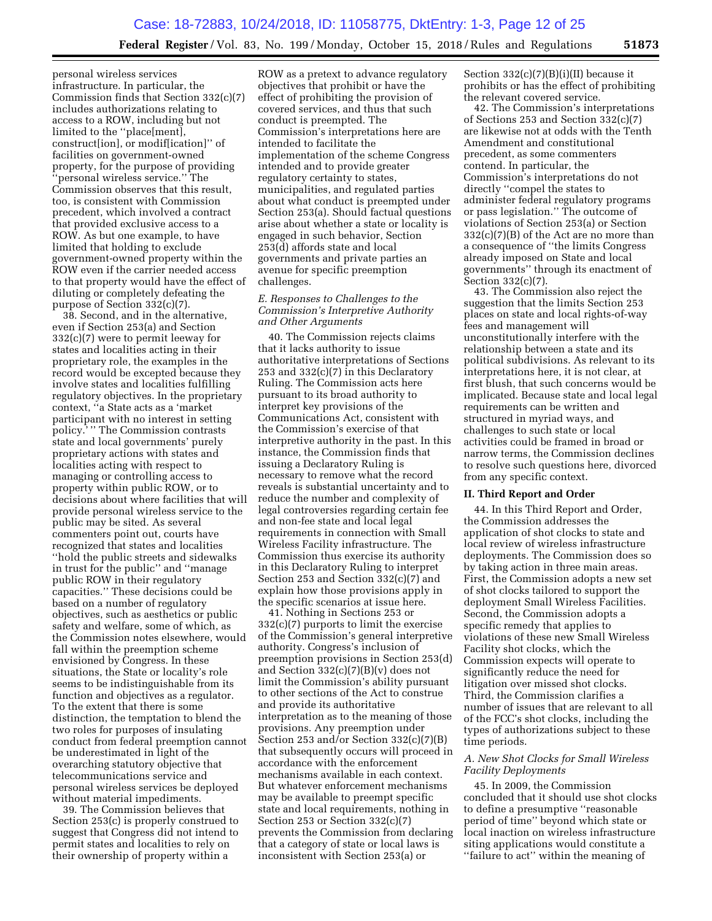personal wireless services infrastructure. In particular, the Commission finds that Section 332(c)(7) includes authorizations relating to access to a ROW, including but not limited to the ''place[ment], construct[ion], or modif[ication]'' of facilities on government-owned property, for the purpose of providing ''personal wireless service.'' The Commission observes that this result, too, is consistent with Commission precedent, which involved a contract that provided exclusive access to a ROW. As but one example, to have limited that holding to exclude government-owned property within the ROW even if the carrier needed access to that property would have the effect of diluting or completely defeating the purpose of Section 332(c)(7).

38. Second, and in the alternative, even if Section 253(a) and Section 332(c)(7) were to permit leeway for states and localities acting in their proprietary role, the examples in the record would be excepted because they involve states and localities fulfilling regulatory objectives. In the proprietary context, ''a State acts as a 'market participant with no interest in setting policy.' '' The Commission contrasts state and local governments' purely proprietary actions with states and localities acting with respect to managing or controlling access to property within public ROW, or to decisions about where facilities that will provide personal wireless service to the public may be sited. As several commenters point out, courts have recognized that states and localities ''hold the public streets and sidewalks in trust for the public'' and ''manage public ROW in their regulatory capacities.'' These decisions could be based on a number of regulatory objectives, such as aesthetics or public safety and welfare, some of which, as the Commission notes elsewhere, would fall within the preemption scheme envisioned by Congress. In these situations, the State or locality's role seems to be indistinguishable from its function and objectives as a regulator. To the extent that there is some distinction, the temptation to blend the two roles for purposes of insulating conduct from federal preemption cannot be underestimated in light of the overarching statutory objective that telecommunications service and personal wireless services be deployed without material impediments.

39. The Commission believes that Section 253(c) is properly construed to suggest that Congress did not intend to permit states and localities to rely on their ownership of property within a ROW as a pretext to advance regulatory objectives that prohibit or have the effect of prohibiting the provision of covered services, and thus that such conduct is preempted. The Commission's interpretations here are intended to facilitate the implementation of the scheme Congress intended and to provide greater regulatory certainty to states, municipalities, and regulated parties about what conduct is preempted under Section 253(a). Should factual questions arise about whether a state or locality is engaged in such behavior, Section 253(d) affords state and local governments and private parties an avenue for specific preemption challenges.

### *E. Responses to Challenges to the Commission's Interpretive Authority and Other Arguments*

40. The Commission rejects claims that it lacks authority to issue authoritative interpretations of Sections 253 and 332(c)(7) in this Declaratory Ruling. The Commission acts here pursuant to its broad authority to interpret key provisions of the Communications Act, consistent with the Commission's exercise of that interpretive authority in the past. In this instance, the Commission finds that issuing a Declaratory Ruling is necessary to remove what the record reveals is substantial uncertainty and to reduce the number and complexity of legal controversies regarding certain fee and non-fee state and local legal requirements in connection with Small Wireless Facility infrastructure. The Commission thus exercise its authority in this Declaratory Ruling to interpret Section 253 and Section 332(c)(7) and explain how those provisions apply in the specific scenarios at issue here.

41. Nothing in Sections 253 or 332(c)(7) purports to limit the exercise of the Commission's general interpretive authority. Congress's inclusion of preemption provisions in Section 253(d) and Section 332(c)(7)(B)(v) does not limit the Commission's ability pursuant to other sections of the Act to construe and provide its authoritative interpretation as to the meaning of those provisions. Any preemption under Section 253 and/or Section 332(c)(7)(B) that subsequently occurs will proceed in accordance with the enforcement mechanisms available in each context. But whatever enforcement mechanisms may be available to preempt specific state and local requirements, nothing in Section 253 or Section 332(c)(7) prevents the Commission from declaring that a category of state or local laws is inconsistent with Section 253(a) or Section 332(c)(7)(B)(i)(II) because it prohibits or has the effect of prohibiting the relevant covered service.

42. The Commission's interpretations of Sections 253 and Section 332(c)(7) are likewise not at odds with the Tenth Amendment and constitutional precedent, as some commenters contend. In particular, the Commission's interpretations do not directly ''compel the states to administer federal regulatory programs or pass legislation.'' The outcome of violations of Section 253(a) or Section 332(c)(7)(B) of the Act are no more than a consequence of ''the limits Congress already imposed on State and local governments'' through its enactment of Section 332(c)(7).

43. The Commission also reject the suggestion that the limits Section 253 places on state and local rights-of-way fees and management will unconstitutionally interfere with the relationship between a state and its political subdivisions. As relevant to its interpretations here, it is not clear, at first blush, that such concerns would be implicated. Because state and local legal requirements can be written and structured in myriad ways, and challenges to such state or local activities could be framed in broad or narrow terms, the Commission declines to resolve such questions here, divorced from any specific context.

## II. Third Report and Order

44. In this Third Report and Order, the Commission addresses the application of shot clocks to state and local review of wireless infrastructure deployments. The Commission does so by taking action in three main areas. First, the Commission adopts a new set of shot clocks tailored to support the deployment Small Wireless Facilities. Second, the Commission adopts a specific remedy that applies to violations of these new Small Wireless Facility shot clocks, which the Commission expects will operate to significantly reduce the need for litigation over missed shot clocks. Third, the Commission clarifies a number of issues that are relevant to all of the FCC's shot clocks, including the types of authorizations subject to these time periods.

### *A. New Shot Clocks for Small Wireless Facility Deployments*

45. In 2009, the Commission concluded that it should use shot clocks to define a presumptive ''reasonable period of time'' beyond which state or local inaction on wireless infrastructure siting applications would constitute a ''failure to act'' within the meaning of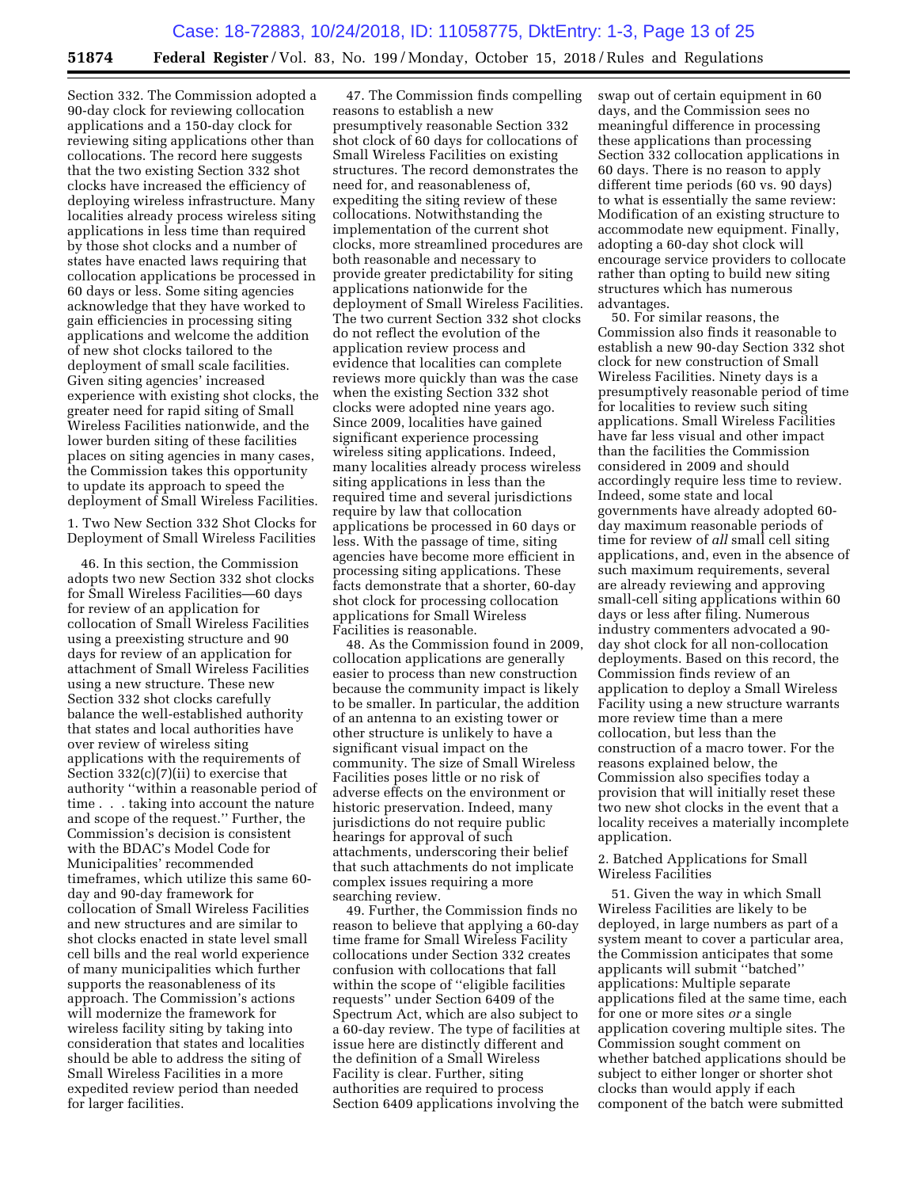Section 332. The Commission adopted a 90-day clock for reviewing collocation applications and a 150-day clock for reviewing siting applications other than collocations. The record here suggests that the two existing Section 332 shot clocks have increased the efficiency of deploying wireless infrastructure. Many localities already process wireless siting applications in less time than required by those shot clocks and a number of states have enacted laws requiring that collocation applications be processed in 60 days or less. Some siting agencies acknowledge that they have worked to gain efficiencies in processing siting applications and welcome the addition of new shot clocks tailored to the deployment of small scale facilities. Given siting agencies' increased experience with existing shot clocks, the greater need for rapid siting of Small Wireless Facilities nationwide, and the lower burden siting of these facilities places on siting agencies in many cases, the Commission takes this opportunity to update its approach to speed the deployment of Small Wireless Facilities.

### 1. Two New Section 332 Shot Clocks for Deployment of Small Wireless Facilities

46. In this section, the Commission adopts two new Section 332 shot clocks for Small Wireless Facilities—60 days for review of an application for collocation of Small Wireless Facilities using a preexisting structure and 90 days for review of an application for attachment of Small Wireless Facilities using a new structure. These new Section 332 shot clocks carefully balance the well-established authority that states and local authorities have over review of wireless siting applications with the requirements of Section 332(c)(7)(ii) to exercise that authority "within a reasonable period of time . . . taking into account the nature and scope of the request." Further, the Commission's decision is consistent with the BDAC's Model Code for Municipalities' recommended timeframes, which utilize this same 60-day and 90-day framework for collocation of Small Wireless Facilities and new structures and are similar to shot clocks enacted in state level small cell bills and the real world experience of many municipalities which further supports the reasonableness of its approach. The Commission's actions will modernize the framework for wireless facility siting by taking into consideration that states and localities should be able to address the siting of Small Wireless Facilities in a more expedited review period than needed for larger facilities.

47. The Commission finds compelling reasons to establish a new presumptively reasonable Section 332 shot clock of 60 days for collocations of Small Wireless Facilities on existing structures. The record demonstrates the need for, and reasonableness of, expediting the siting review of these collocations. Notwithstanding the implementation of the current shot clocks, more streamlined procedures are both reasonable and necessary to provide greater predictability for siting applications nationwide for the deployment of Small Wireless Facilities. The two current Section 332 shot clocks do not reflect the evolution of the application review process and evidence that localities can complete reviews more quickly than was the case when the existing Section 332 shot clocks were adopted nine years ago. Since 2009, localities have gained significant experience processing wireless siting applications. Indeed, many localities already process wireless siting applications in less than the required time and several jurisdictions require by law that collocation applications be processed in 60 days or less. With the passage of time, siting agencies have become more efficient in processing siting applications. These facts demonstrate that a shorter, 60-day shot clock for processing collocation applications for Small Wireless Facilities is reasonable.

48. As the Commission found in 2009, collocation applications are generally easier to process than new construction because the community impact is likely to be smaller. In particular, the addition of an antenna to an existing tower or other structure is unlikely to have a significant visual impact on the community. The size of Small Wireless Facilities poses little or no risk of adverse effects on the environment or historic preservation. Indeed, many jurisdictions do not require public hearings for approval of such attachments, underscoring their belief that such attachments do not implicate complex issues requiring a more searching review.

49. Further, the Commission finds no reason to believe that applying a 60-day time frame for Small Wireless Facility collocations under Section 332 creates confusion with collocations that fall within the scope of "eligible facilities requests" under Section 6409 of the Spectrum Act, which are also subject to a 60-day review. The type of facilities at issue here are distinctly different and the definition of a Small Wireless Facility is clear. Further, siting authorities are required to process Section 6409 applications involving the swap out of certain equipment in 60 days, and the Commission sees no meaningful difference in processing these applications than processing Section 332 collocation applications in 60 days. There is no reason to apply different time periods (60 vs. 90 days) to what is essentially the same review: Modification of an existing structure to accommodate new equipment. Finally, adopting a 60-day shot clock will encourage service providers to collocate rather than opting to build new siting structures which has numerous advantages.

50. For similar reasons, the Commission also finds it reasonable to establish a new 90-day Section 332 shot clock for new construction of Small Wireless Facilities. Ninety days is a presumptively reasonable period of time for localities to review such siting applications. Small Wireless Facilities have far less visual and other impact than the facilities the Commission considered in 2009 and should accordingly require less time to review. Indeed, some state and local governments have already adopted 60-day maximum reasonable periods of time for review of *all* small cell siting applications, and, even in the absence of such maximum requirements, several are already reviewing and approving small-cell siting applications within 60 days or less after filing. Numerous industry commenters advocated a 90-day shot clock for all non-collocation deployments. Based on this record, the Commission finds review of an application to deploy a Small Wireless Facility using a new structure warrants more review time than a mere collocation, but less than the construction of a macro tower. For the reasons explained below, the Commission also specifies today a provision that will initially reset these two new shot clocks in the event that a locality receives a materially incomplete application.

### 2. Batched Applications for Small Wireless Facilities

51. Given the way in which Small Wireless Facilities are likely to be deployed, in large numbers as part of a system meant to cover a particular area, the Commission anticipates that some applicants will submit "batched" applications: Multiple separate applications filed at the same time, each for one or more sites *or* a single application covering multiple sites. The Commission sought comment on whether batched applications should be subject to either longer or shorter shot clocks than would apply if each component of the batch were submitted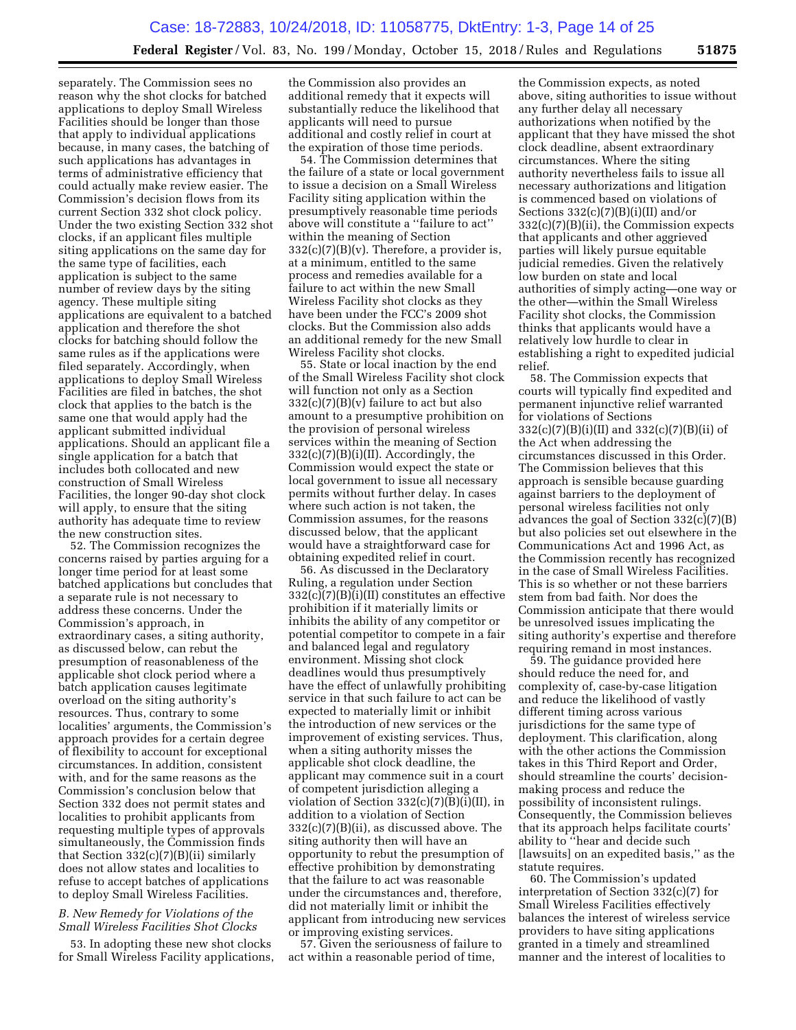separately. The Commission sees no reason why the shot clocks for batched applications to deploy Small Wireless Facilities should be longer than those that apply to individual applications because, in many cases, the batching of such applications has advantages in terms of administrative efficiency that could actually make review easier. The Commission's decision flows from its current Section 332 shot clock policy. Under the two existing Section 332 shot clocks, if an applicant files multiple siting applications on the same day for the same type of facilities, each application is subject to the same number of review days by the siting agency. These multiple siting applications are equivalent to a batched application and therefore the shot clocks for batching should follow the same rules as if the applications were filed separately. Accordingly, when applications to deploy Small Wireless Facilities are filed in batches, the shot clock that applies to the batch is the same one that would apply had the applicant submitted individual applications. Should an applicant file a single application for a batch that includes both collocated and new construction of Small Wireless Facilities, the longer 90-day shot clock will apply, to ensure that the siting authority has adequate time to review the new construction sites.

52. The Commission recognizes the concerns raised by parties arguing for a longer time period for at least some batched applications but concludes that a separate rule is not necessary to address these concerns. Under the Commission's approach, in extraordinary cases, a siting authority, as discussed below, can rebut the presumption of reasonableness of the applicable shot clock period where a batch application causes legitimate overload on the siting authority's resources. Thus, contrary to some localities' arguments, the Commission's approach provides for a certain degree of flexibility to account for exceptional circumstances. In addition, consistent with, and for the same reasons as the Commission's conclusion below that Section 332 does not permit states and localities to prohibit applicants from requesting multiple types of approvals simultaneously, the Commission finds that Section 332(c)(7)(B)(ii) similarly does not allow states and localities to refuse to accept batches of applications to deploy Small Wireless Facilities.

### *B. New Remedy for Violations of the Small Wireless Facilities Shot Clocks*

53. In adopting these new shot clocks for Small Wireless Facility applications, the Commission also provides an additional remedy that it expects will substantially reduce the likelihood that applicants will need to pursue additional and costly relief in court at the expiration of those time periods.

54. The Commission determines that the failure of a state or local government to issue a decision on a Small Wireless Facility siting application within the presumptively reasonable time periods above will constitute a ''failure to act'' within the meaning of Section 332(c)(7)(B)(v). Therefore, a provider is, at a minimum, entitled to the same process and remedies available for a failure to act within the new Small Wireless Facility shot clocks as they have been under the FCC's 2009 shot clocks. But the Commission also adds an additional remedy for the new Small Wireless Facility shot clocks.

55. State or local inaction by the end of the Small Wireless Facility shot clock will function not only as a Section 332(c)(7)(B)(v) failure to act but also amount to a presumptive prohibition on the provision of personal wireless services within the meaning of Section 332(c)(7)(B)(i)(II). Accordingly, the Commission would expect the state or local government to issue all necessary permits without further delay. In cases where such action is not taken, the Commission assumes, for the reasons discussed below, that the applicant would have a straightforward case for obtaining expedited relief in court.

56. As discussed in the Declaratory Ruling, a regulation under Section 332(c)(7)(B)(i)(II) constitutes an effective prohibition if it materially limits or inhibits the ability of any competitor or potential competitor to compete in a fair and balanced legal and regulatory environment. Missing shot clock deadlines would thus presumptively have the effect of unlawfully prohibiting service in that such failure to act can be expected to materially limit or inhibit the introduction of new services or the improvement of existing services. Thus, when a siting authority misses the applicable shot clock deadline, the applicant may commence suit in a court of competent jurisdiction alleging a violation of Section 332(c)(7)(B)(i)(II), in addition to a violation of Section 332(c)(7)(B)(ii), as discussed above. The siting authority then will have an opportunity to rebut the presumption of effective prohibition by demonstrating that the failure to act was reasonable under the circumstances and, therefore, did not materially limit or inhibit the applicant from introducing new services or improving existing services.

57. Given the seriousness of failure to act within a reasonable period of time, the Commission expects, as noted above, siting authorities to issue without any further delay all necessary authorizations when notified by the applicant that they have missed the shot clock deadline, absent extraordinary circumstances. Where the siting authority nevertheless fails to issue all necessary authorizations and litigation is commenced based on violations of Sections 332(c)(7)(B)(i)(II) and/or 332(c)(7)(B)(ii), the Commission expects that applicants and other aggrieved parties will likely pursue equitable judicial remedies. Given the relatively low burden on state and local authorities of simply acting—one way or the other—within the Small Wireless Facility shot clocks, the Commission thinks that applicants would have a relatively low hurdle to clear in establishing a right to expedited judicial relief.

58. The Commission expects that courts will typically find expedited and permanent injunctive relief warranted for violations of Sections 332(c)(7)(B)(i)(II) and 332(c)(7)(B)(ii) of the Act when addressing the circumstances discussed in this Order. The Commission believes that this approach is sensible because guarding against barriers to the deployment of personal wireless facilities not only advances the goal of Section 332(c)(7)(B) but also policies set out elsewhere in the Communications Act and 1996 Act, as the Commission recently has recognized in the case of Small Wireless Facilities. This is so whether or not these barriers stem from bad faith. Nor does the Commission anticipate that there would be unresolved issues implicating the siting authority's expertise and therefore requiring remand in most instances.

59. The guidance provided here should reduce the need for, and complexity of, case-by-case litigation and reduce the likelihood of vastly different timing across various jurisdictions for the same type of deployment. This clarification, along with the other actions the Commission takes in this Third Report and Order, should streamline the courts' decision-making process and reduce the possibility of inconsistent rulings. Consequently, the Commission believes that its approach helps facilitate courts' ability to ''hear and decide such [lawsuits] on an expedited basis,'' as the statute requires.

60. The Commission's updated interpretation of Section 332(c)(7) for Small Wireless Facilities effectively balances the interest of wireless service providers to have siting applications granted in a timely and streamlined manner and the interest of localities to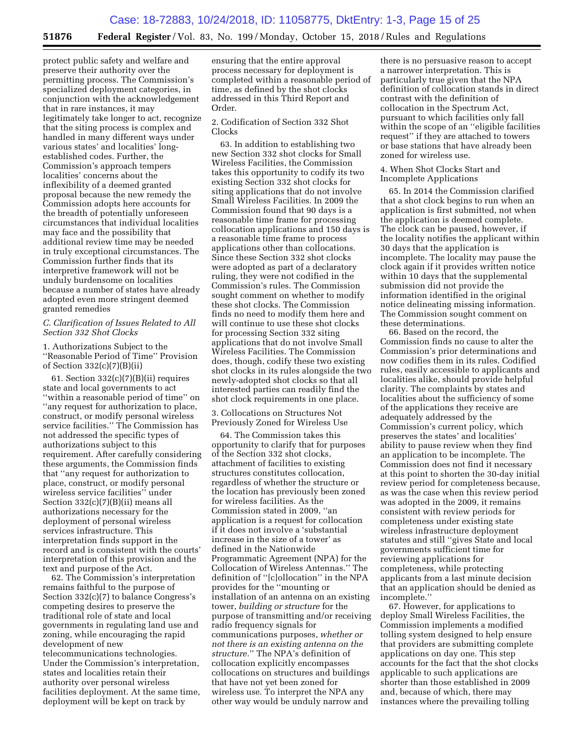protect public safety and welfare and preserve their authority over the permitting process. The Commission's specialized deployment categories, in conjunction with the acknowledgement that in rare instances, it may legitimately take longer to act, recognize that the siting process is complex and handled in many different ways under various states' and localities' long-established codes. Further, the Commission's approach tempers localities' concerns about the inflexibility of a deemed granted proposal because the new remedy the Commission adopts here accounts for the breadth of potentially unforeseen circumstances that individual localities may face and the possibility that additional review time may be needed in truly exceptional circumstances. The Commission further finds that its interpretive framework will not be unduly burdensome on localities because a number of states have already adopted even more stringent deemed granted remedies

### *C. Clarification of Issues Related to All Section 332 Shot Clocks*

1. Authorizations Subject to the ''Reasonable Period of Time'' Provision of Section 332(c)(7)(B)(ii)

61. Section 332(c)(7)(B)(ii) requires state and local governments to act ''within a reasonable period of time'' on ''any request for authorization to place, construct, or modify personal wireless service facilities.'' The Commission has not addressed the specific types of authorizations subject to this requirement. After carefully considering these arguments, the Commission finds that ''any request for authorization to place, construct, or modify personal wireless service facilities'' under Section 332(c)(7)(B)(ii) means all authorizations necessary for the deployment of personal wireless services infrastructure. This interpretation finds support in the record and is consistent with the courts' interpretation of this provision and the text and purpose of the Act.

62. The Commission's interpretation remains faithful to the purpose of Section 332(c)(7) to balance Congress's competing desires to preserve the traditional role of state and local governments in regulating land use and zoning, while encouraging the rapid development of new telecommunications technologies. Under the Commission's interpretation, states and localities retain their authority over personal wireless facilities deployment. At the same time, deployment will be kept on track by ensuring that the entire approval process necessary for deployment is completed within a reasonable period of time, as defined by the shot clocks addressed in this Third Report and Order.

2. Codification of Section 332 Shot Clocks

63. In addition to establishing two new Section 332 shot clocks for Small Wireless Facilities, the Commission takes this opportunity to codify its two existing Section 332 shot clocks for siting applications that do not involve Small Wireless Facilities. In 2009 the Commission found that 90 days is a reasonable time frame for processing collocation applications and 150 days is a reasonable time frame to process applications other than collocations. Since these Section 332 shot clocks were adopted as part of a declaratory ruling, they were not codified in the Commission's rules. The Commission sought comment on whether to modify these shot clocks. The Commission finds no need to modify them here and will continue to use these shot clocks for processing Section 332 siting applications that do not involve Small Wireless Facilities. The Commission does, though, codify these two existing shot clocks in its rules alongside the two newly-adopted shot clocks so that all interested parties can readily find the shot clock requirements in one place.

3. Collocations on Structures Not Previously Zoned for Wireless Use

64. The Commission takes this opportunity to clarify that for purposes of the Section 332 shot clocks, attachment of facilities to existing structures constitutes collocation, regardless of whether the structure or the location has previously been zoned for wireless facilities. As the Commission stated in 2009, ''an application is a request for collocation if it does not involve a 'substantial increase in the size of a tower' as defined in the Nationwide Programmatic Agreement (NPA) for the Collocation of Wireless Antennas.'' The definition of ''[c]ollocation'' in the NPA provides for the ''mounting or installation of an antenna on an existing tower, *building or structure* for the purpose of transmitting and/or receiving radio frequency signals for communications purposes, *whether or not there is an existing antenna on the structure.*'' The NPA's definition of collocation explicitly encompasses collocations on structures and buildings that have not yet been zoned for wireless use. To interpret the NPA any other way would be unduly narrow and there is no persuasive reason to accept a narrower interpretation. This is particularly true given that the NPA definition of collocation stands in direct contrast with the definition of collocation in the Spectrum Act, pursuant to which facilities only fall within the scope of an ''eligible facilities request'' if they are attached to towers or base stations that have already been zoned for wireless use.

4. When Shot Clocks Start and Incomplete Applications

65. In 2014 the Commission clarified that a shot clock begins to run when an application is first submitted, not when the application is deemed complete. The clock can be paused, however, if the locality notifies the applicant within 30 days that the application is incomplete. The locality may pause the clock again if it provides written notice within 10 days that the supplemental submission did not provide the information identified in the original notice delineating missing information. The Commission sought comment on these determinations.

66. Based on the record, the Commission finds no cause to alter the Commission's prior determinations and now codifies them in its rules. Codified rules, easily accessible to applicants and localities alike, should provide helpful clarity. The complaints by states and localities about the sufficiency of some of the applications they receive are adequately addressed by the Commission's current policy, which preserves the states' and localities' ability to pause review when they find an application to be incomplete. The Commission does not find it necessary at this point to shorten the 30-day initial review period for completeness because, as was the case when this review period was adopted in the 2009, it remains consistent with review periods for completeness under existing state wireless infrastructure deployment statutes and still ''gives State and local governments sufficient time for reviewing applications for completeness, while protecting applicants from a last minute decision that an application should be denied as incomplete.''

67. However, for applications to deploy Small Wireless Facilities, the Commission implements a modified tolling system designed to help ensure that providers are submitting complete applications on day one. This step accounts for the fact that the shot clocks applicable to such applications are shorter than those established in 2009 and, because of which, there may instances where the prevailing tolling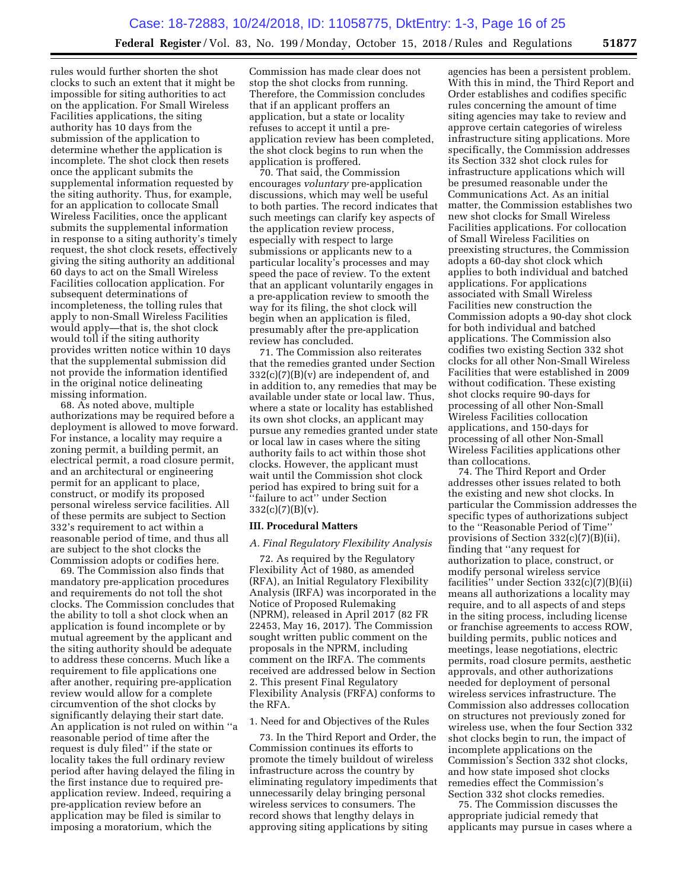rules would further shorten the shot clocks to such an extent that it might be impossible for siting authorities to act on the application. For Small Wireless Facilities applications, the siting authority has 10 days from the submission of the application to determine whether the application is incomplete. The shot clock then resets once the applicant submits the supplemental information requested by the siting authority. Thus, for example, for an application to collocate Small Wireless Facilities, once the applicant submits the supplemental information in response to a siting authority's timely request, the shot clock resets, effectively giving the siting authority an additional 60 days to act on the Small Wireless Facilities collocation application. For subsequent determinations of incompleteness, the tolling rules that apply to non-Small Wireless Facilities would apply—that is, the shot clock would toll if the siting authority provides written notice within 10 days that the supplemental submission did not provide the information identified in the original notice delineating missing information.

68. As noted above, multiple authorizations may be required before a deployment is allowed to move forward. For instance, a locality may require a zoning permit, a building permit, an electrical permit, a road closure permit, and an architectural or engineering permit for an applicant to place, construct, or modify its proposed personal wireless service facilities. All of these permits are subject to Section 332's requirement to act within a reasonable period of time, and thus all are subject to the shot clocks the Commission adopts or codifies here.

69. The Commission also finds that mandatory pre-application procedures and requirements do not toll the shot clocks. The Commission concludes that the ability to toll a shot clock when an application is found incomplete or by mutual agreement by the applicant and the siting authority should be adequate to address these concerns. Much like a requirement to file applications one after another, requiring pre-application review would allow for a complete circumvention of the shot clocks by significantly delaying their start date. An application is not ruled on within "a reasonable period of time after the request is duly filed" if the state or locality takes the full ordinary review period after having delayed the filing in the first instance due to required pre-application review. Indeed, requiring a pre-application review before an application may be filed is similar to imposing a moratorium, which the Commission has made clear does not stop the shot clocks from running. Therefore, the Commission concludes that if an applicant proffers an application, but a state or locality refuses to accept it until a pre-application review has been completed, the shot clock begins to run when the application is proffered.

70. That said, the Commission encourages *voluntary* pre-application discussions, which may well be useful to both parties. The record indicates that such meetings can clarify key aspects of the application review process, especially with respect to large submissions or applicants new to a particular locality's processes and may speed the pace of review. To the extent that an applicant voluntarily engages in a pre-application review to smooth the way for its filing, the shot clock will begin when an application is filed, presumably after the pre-application review has concluded.

71. The Commission also reiterates that the remedies granted under Section 332(c)(7)(B)(v) are independent of, and in addition to, any remedies that may be available under state or local law. Thus, where a state or locality has established its own shot clocks, an applicant may pursue any remedies granted under state or local law in cases where the siting authority fails to act within those shot clocks. However, the applicant must wait until the Commission shot clock period has expired to bring suit for a "failure to act" under Section 332(c)(7)(B)(v).

## III. Procedural Matters

### A. Final Regulatory Flexibility Analysis

72. As required by the Regulatory Flexibility Act of 1980, as amended (RFA), an Initial Regulatory Flexibility Analysis (IRFA) was incorporated in the Notice of Proposed Rulemaking (NPRM), released in April 2017 (82 FR 22453, May 16, 2017). The Commission sought written public comment on the proposals in the NPRM, including comment on the IRFA. The comments received are addressed below in Section 2. This present Final Regulatory Flexibility Analysis (FRFA) conforms to the RFA.

#### 1. Need for and Objectives of the Rules

73. In the Third Report and Order, the Commission continues its efforts to promote the timely buildout of wireless infrastructure across the country by eliminating regulatory impediments that unnecessarily delay bringing personal wireless services to consumers. The record shows that lengthy delays in approving siting applications by siting agencies has been a persistent problem. With this in mind, the Third Report and Order establishes and codifies specific rules concerning the amount of time siting agencies may take to review and approve certain categories of wireless infrastructure siting applications. More specifically, the Commission addresses its Section 332 shot clock rules for infrastructure applications which will be presumed reasonable under the Communications Act. As an initial matter, the Commission establishes two new shot clocks for Small Wireless Facilities applications. For collocation of Small Wireless Facilities on preexisting structures, the Commission adopts a 60-day shot clock which applies to both individual and batched applications. For applications associated with Small Wireless Facilities new construction the Commission adopts a 90-day shot clock for both individual and batched applications. The Commission also codifies two existing Section 332 shot clocks for all other Non-Small Wireless Facilities that were established in 2009 without codification. These existing shot clocks require 90-days for processing of all other Non-Small Wireless Facilities collocation applications, and 150-days for processing of all other Non-Small Wireless Facilities applications other than collocations.

74. The Third Report and Order addresses other issues related to both the existing and new shot clocks. In particular the Commission addresses the specific types of authorizations subject to the "Reasonable Period of Time" provisions of Section 332(c)(7)(B)(ii), finding that "any request for authorization to place, construct, or modify personal wireless service facilities" under Section 332(c)(7)(B)(ii) means all authorizations a locality may require, and to all aspects of and steps in the siting process, including license or franchise agreements to access ROW, building permits, public notices and meetings, lease negotiations, electric permits, road closure permits, aesthetic approvals, and other authorizations needed for deployment of personal wireless services infrastructure. The Commission also addresses collocation on structures not previously zoned for wireless use, when the four Section 332 shot clocks begin to run, the impact of incomplete applications on the Commission's Section 332 shot clocks, and how state imposed shot clocks remedies effect the Commission's Section 332 shot clocks remedies.

75. The Commission discusses the appropriate judicial remedy that applicants may pursue in cases where a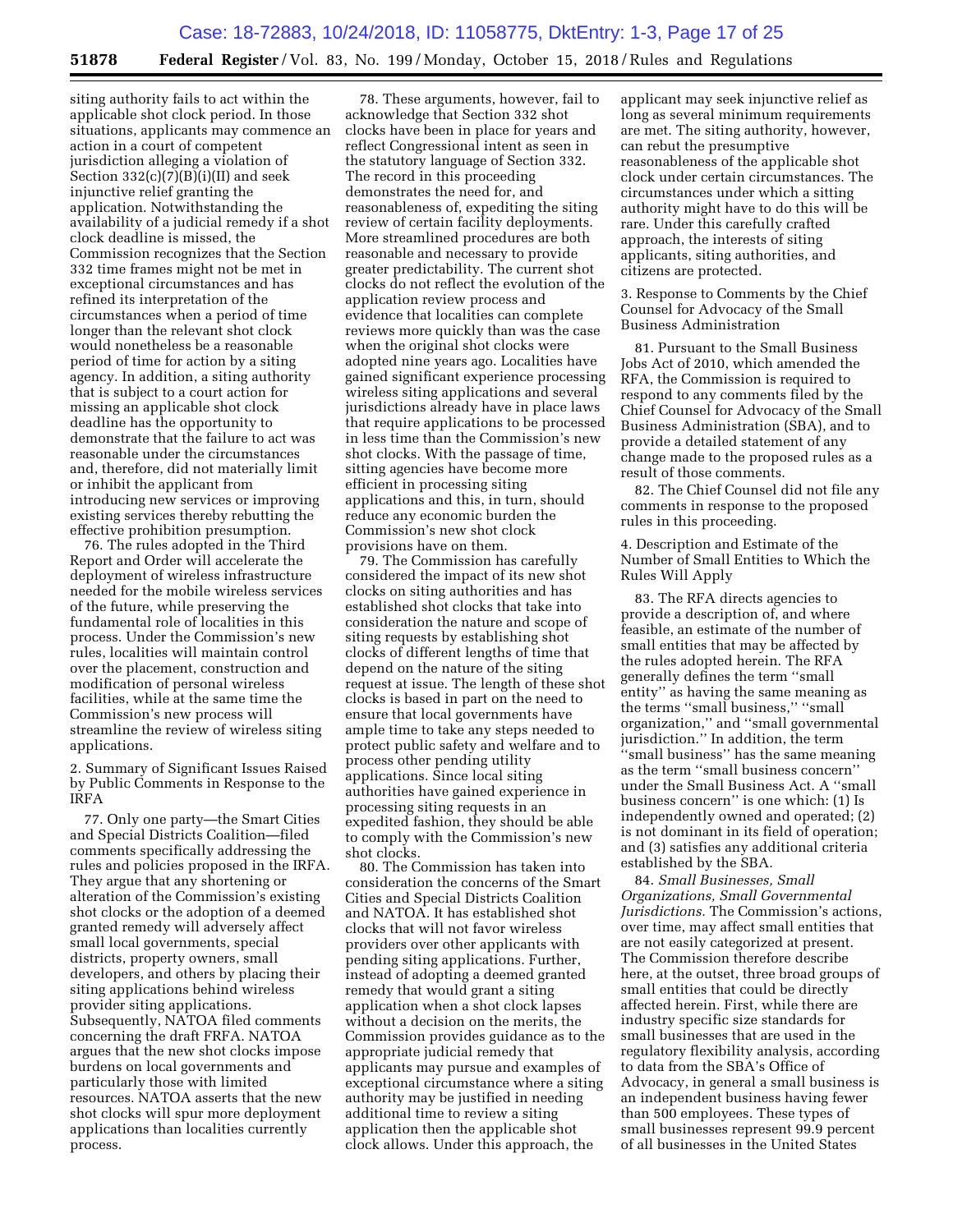siting authority fails to act within the applicable shot clock period. In those situations, applicants may commence an action in a court of competent jurisdiction alleging a violation of Section 332(c)(7)(B)(i)(II) and seek injunctive relief granting the application. Notwithstanding the availability of a judicial remedy if a shot clock deadline is missed, the Commission recognizes that the Section 332 time frames might not be met in exceptional circumstances and has refined its interpretation of the circumstances when a period of time longer than the relevant shot clock would nonetheless be a reasonable period of time for action by a siting agency. In addition, a siting authority that is subject to a court action for missing an applicable shot clock deadline has the opportunity to demonstrate that the failure to act was reasonable under the circumstances and, therefore, did not materially limit or inhibit the applicant from introducing new services or improving existing services thereby rebutting the effective prohibition presumption.

76. The rules adopted in the Third Report and Order will accelerate the deployment of wireless infrastructure needed for the mobile wireless services of the future, while preserving the fundamental role of localities in this process. Under the Commission's new rules, localities will maintain control over the placement, construction and modification of personal wireless facilities, while at the same time the Commission's new process will streamline the review of wireless siting applications.

2. Summary of Significant Issues Raised by Public Comments in Response to the IRFA

77. Only one party—the Smart Cities and Special Districts Coalition—filed comments specifically addressing the rules and policies proposed in the IRFA. They argue that any shortening or alteration of the Commission's existing shot clocks or the adoption of a deemed granted remedy will adversely affect small local governments, special districts, property owners, small developers, and others by placing their siting applications behind wireless provider siting applications. Subsequently, NATOA filed comments concerning the draft FRFA. NATOA argues that the new shot clocks impose burdens on local governments and particularly those with limited resources. NATOA asserts that the new shot clocks will spur more deployment applications than localities currently process.

78. These arguments, however, fail to acknowledge that Section 332 shot clocks have been in place for years and reflect Congressional intent as seen in the statutory language of Section 332. The record in this proceeding demonstrates the need for, and reasonableness of, expediting the siting review of certain facility deployments. More streamlined procedures are both reasonable and necessary to provide greater predictability. The current shot clocks do not reflect the evolution of the application review process and evidence that localities can complete reviews more quickly than was the case when the original shot clocks were adopted nine years ago. Localities have gained significant experience processing wireless siting applications and several jurisdictions already have in place laws that require applications to be processed in less time than the Commission's new shot clocks. With the passage of time, siting agencies have become more efficient in processing siting applications and this, in turn, should reduce any economic burden the Commission's new shot clock provisions have on them.

79. The Commission has carefully considered the impact of its new shot clocks on siting authorities and has established shot clocks that take into consideration the nature and scope of siting requests by establishing shot clocks of different lengths of time that depend on the nature of the siting request at issue. The length of these shot clocks is based in part on the need to ensure that local governments have ample time to take any steps needed to protect public safety and welfare and to process other pending utility applications. Since local siting authorities have gained experience in processing siting requests in an expedited fashion, they should be able to comply with the Commission's new shot clocks.

80. The Commission has taken into consideration the concerns of the Smart Cities and Special Districts Coalition and NATOA. It has established shot clocks that will not favor wireless providers over other applicants with pending siting applications. Further, instead of adopting a deemed granted remedy that would grant a siting application when a shot clock lapses without a decision on the merits, the Commission provides guidance as to the appropriate judicial remedy that applicants may pursue and examples of exceptional circumstance where a siting authority may be justified in needing additional time to review a siting application then the applicable shot clock allows. Under this approach, the applicant may seek injunctive relief as long as several minimum requirements are met. The siting authority, however, can rebut the presumptive reasonableness of the applicable shot clock under certain circumstances. The circumstances under which a siting authority might have to do this will be rare. Under this carefully crafted approach, the interests of siting applicants, siting authorities, and citizens are protected.

3. Response to Comments by the Chief Counsel for Advocacy of the Small Business Administration

81. Pursuant to the Small Business Jobs Act of 2010, which amended the RFA, the Commission is required to respond to any comments filed by the Chief Counsel for Advocacy of the Small Business Administration (SBA), and to provide a detailed statement of any change made to the proposed rules as a result of those comments.

82. The Chief Counsel did not file any comments in response to the proposed rules in this proceeding.

4. Description and Estimate of the Number of Small Entities to Which the Rules Will Apply

83. The RFA directs agencies to provide a description of, and where feasible, an estimate of the number of small entities that may be affected by the rules adopted herein. The RFA generally defines the term "small entity" as having the same meaning as the terms "small business," "small organization," and "small governmental jurisdiction." In addition, the term "small business" has the same meaning as the term "small business concern" under the Small Business Act. A "small business concern" is one which: (1) Is independently owned and operated; (2) is not dominant in its field of operation; and (3) satisfies any additional criteria established by the SBA.

84. *Small Businesses, Small Organizations, Small Governmental Jurisdictions.* The Commission's actions, over time, may affect small entities that are not easily categorized at present. The Commission therefore describe here, at the outset, three broad groups of small entities that could be directly affected herein. First, while there are industry specific size standards for small businesses that are used in the regulatory flexibility analysis, according to data from the SBA's Office of Advocacy, in general a small business is an independent business having fewer than 500 employees. These types of small businesses represent 99.9 percent of all businesses in the United States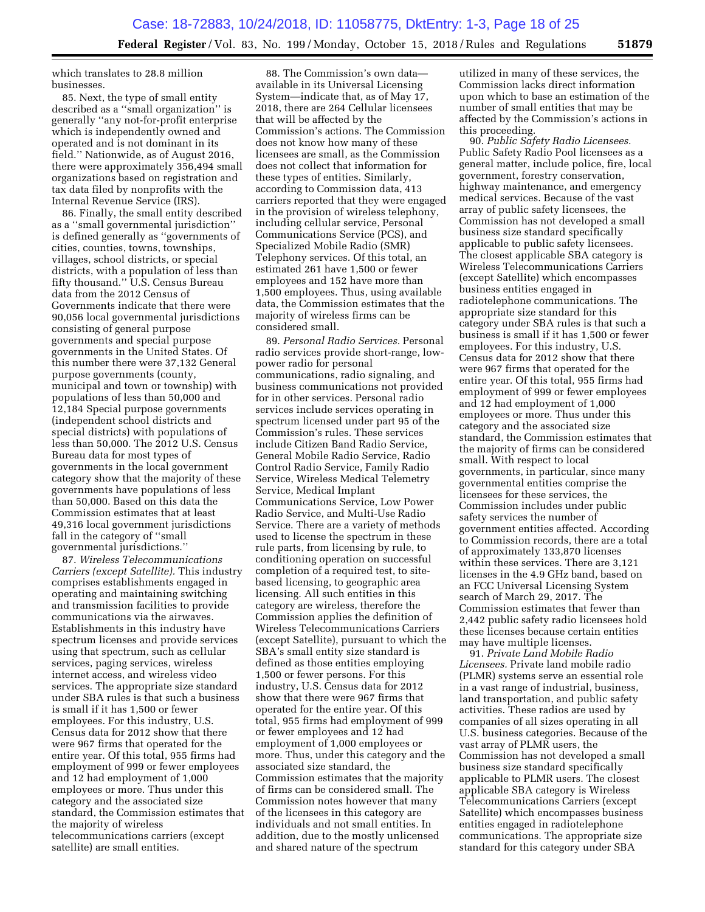which translates to 28.8 million businesses.

85. Next, the type of small entity described as a "small organization" is generally "any not-for-profit enterprise which is independently owned and operated and is not dominant in its field." Nationwide, as of August 2016, there were approximately 356,494 small organizations based on registration and tax data filed by nonprofits with the Internal Revenue Service (IRS).

86. Finally, the small entity described as a "small governmental jurisdiction" is defined generally as "governments of cities, counties, towns, townships, villages, school districts, or special districts, with a population of less than fifty thousand." U.S. Census Bureau data from the 2012 Census of Governments indicate that there were 90,056 local governmental jurisdictions consisting of general purpose governments and special purpose governments in the United States. Of this number there were 37,132 General purpose governments (county, municipal and town or township) with populations of less than 50,000 and 12,184 Special purpose governments (independent school districts and special districts) with populations of less than 50,000. The 2012 U.S. Census Bureau data for most types of governments in the local government category show that the majority of these governments have populations of less than 50,000. Based on this data the Commission estimates that at least 49,316 local government jurisdictions fall in the category of "small governmental jurisdictions."

87. *Wireless Telecommunications Carriers (except Satellite).* This industry comprises establishments engaged in operating and maintaining switching and transmission facilities to provide communications via the airwaves. Establishments in this industry have spectrum licenses and provide services using that spectrum, such as cellular services, paging services, wireless internet access, and wireless video services. The appropriate size standard under SBA rules is that such a business is small if it has 1,500 or fewer employees. For this industry, U.S. Census data for 2012 show that there were 967 firms that operated for the entire year. Of this total, 955 firms had employment of 999 or fewer employees and 12 had employment of 1,000 employees or more. Thus under this category and the associated size standard, the Commission estimates that the majority of wireless telecommunications carriers (except satellite) are small entities.

88. The Commission's own data—available in its Universal Licensing System—indicate that, as of May 17, 2018, there are 264 Cellular licensees that will be affected by the Commission's actions. The Commission does not know how many of these licensees are small, as the Commission does not collect that information for these types of entities. Similarly, according to Commission data, 413 carriers reported that they were engaged in the provision of wireless telephony, including cellular service, Personal Communications Service (PCS), and Specialized Mobile Radio (SMR) Telephony services. Of this total, an estimated 261 have 1,500 or fewer employees and 152 have more than 1,500 employees. Thus, using available data, the Commission estimates that the majority of wireless firms can be considered small.

89. *Personal Radio Services.* Personal radio services provide short-range, low-power radio for personal communications, radio signaling, and business communications not provided for in other services. Personal radio services include services operating in spectrum licensed under part 95 of the Commission's rules. These services include Citizen Band Radio Service, General Mobile Radio Service, Radio Control Radio Service, Family Radio Service, Wireless Medical Telemetry Service, Medical Implant Communications Service, Low Power Radio Service, and Multi-Use Radio Service. There are a variety of methods used to license the spectrum in these rule parts, from licensing by rule, to conditioning operation on successful completion of a required test, to site-based licensing, to geographic area licensing. All such entities in this category are wireless, therefore the Commission applies the definition of Wireless Telecommunications Carriers (except Satellite), pursuant to which the SBA's small entity size standard is defined as those entities employing 1,500 or fewer persons. For this industry, U.S. Census data for 2012 show that there were 967 firms that operated for the entire year. Of this total, 955 firms had employment of 999 or fewer employees and 12 had employment of 1,000 employees or more. Thus, under this category and the associated size standard, the Commission estimates that the majority of firms can be considered small. The Commission notes however that many of the licensees in this category are individuals and not small entities. In addition, due to the mostly unlicensed and shared nature of the spectrum utilized in many of these services, the Commission lacks direct information upon which to base an estimation of the number of small entities that may be affected by the Commission's actions in this proceeding.

90. *Public Safety Radio Licensees.* Public Safety Radio Pool licensees as a general matter, include police, fire, local government, forestry conservation, highway maintenance, and emergency medical services. Because of the vast array of public safety licensees, the Commission has not developed a small business size standard specifically applicable to public safety licensees. The closest applicable SBA category is Wireless Telecommunications Carriers (except Satellite) which encompasses business entities engaged in radiotelephone communications. The appropriate size standard for this category under SBA rules is that such a business is small if it has 1,500 or fewer employees. For this industry, U.S. Census data for 2012 show that there were 967 firms that operated for the entire year. Of this total, 955 firms had employment of 999 or fewer employees and 12 had employment of 1,000 employees or more. Thus under this category and the associated size standard, the Commission estimates that the majority of firms can be considered small. With respect to local governments, in particular, since many governmental entities comprise the licensees for these services, the Commission includes under public safety services the number of government entities affected. According to Commission records, there are a total of approximately 133,870 licenses within these services. There are 3,121 licenses in the 4.9 GHz band, based on an FCC Universal Licensing System search of March 29, 2017. The Commission estimates that fewer than 2,442 public safety radio licensees hold these licenses because certain entities may have multiple licenses.

91. *Private Land Mobile Radio Licensees.* Private land mobile radio (PLMR) systems serve an essential role in a vast range of industrial, business, land transportation, and public safety activities. These radios are used by companies of all sizes operating in all U.S. business categories. Because of the vast array of PLMR users, the Commission has not developed a small business size standard specifically applicable to PLMR users. The closest applicable SBA category is Wireless Telecommunications Carriers (except Satellite) which encompasses business entities engaged in radiotelephone communications. The appropriate size standard for this category under SBA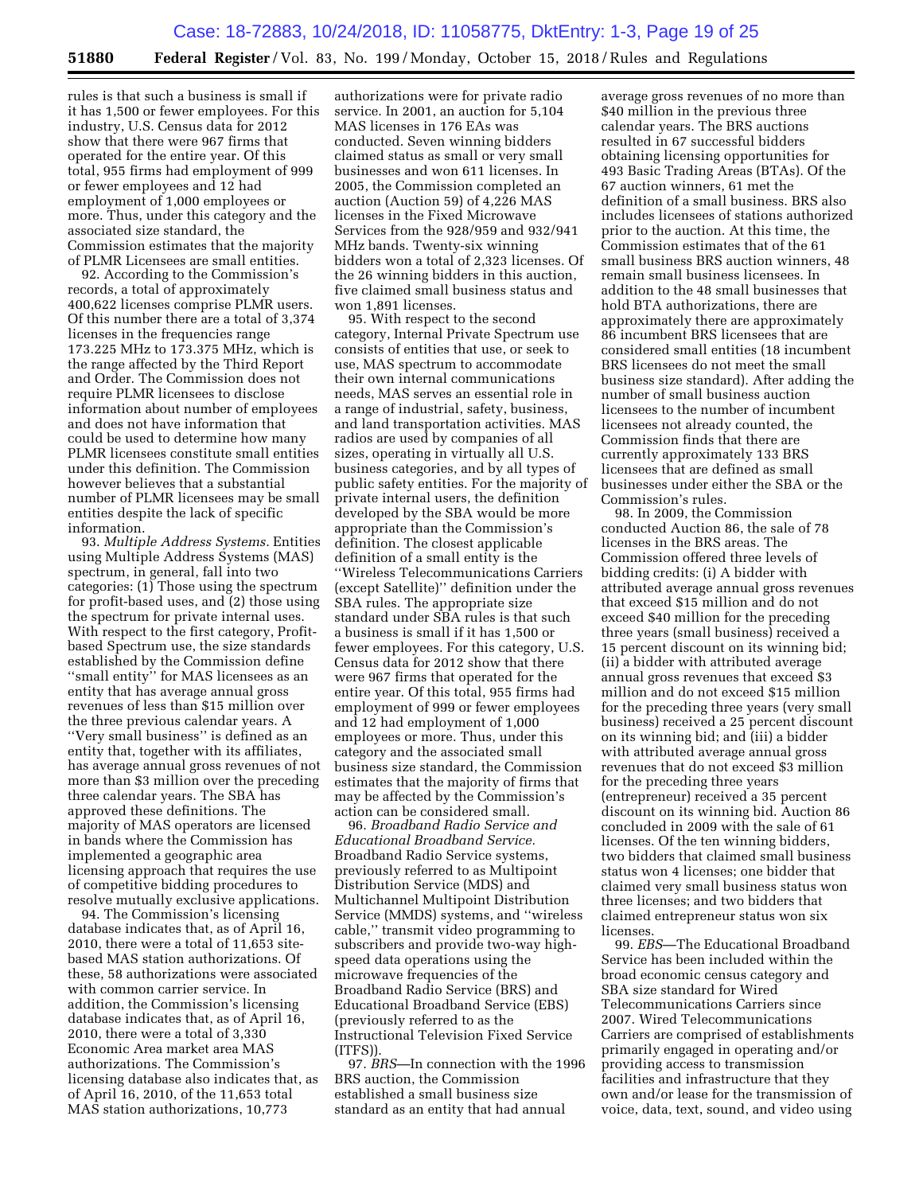rules is that such a business is small if it has 1,500 or fewer employees. For this industry, U.S. Census data for 2012 show that there were 967 firms that operated for the entire year. Of this total, 955 firms had employment of 999 or fewer employees and 12 had employment of 1,000 employees or more. Thus, under this category and the associated size standard, the Commission estimates that the majority of PLMR Licensees are small entities.

92. According to the Commission's records, a total of approximately 400,622 licenses comprise PLMR users. Of this number there are a total of 3,374 licenses in the frequencies range 173.225 MHz to 173.375 MHz, which is the range affected by the Third Report and Order. The Commission does not require PLMR licensees to disclose information about number of employees and does not have information that could be used to determine how many PLMR licensees constitute small entities under this definition. The Commission however believes that a substantial number of PLMR licensees may be small entities despite the lack of specific information.

93. *Multiple Address Systems.* Entities using Multiple Address Systems (MAS) spectrum, in general, fall into two categories: (1) Those using the spectrum for profit-based uses, and (2) those using the spectrum for private internal uses. With respect to the first category, Profit-based Spectrum use, the size standards established by the Commission define ''small entity'' for MAS licensees as an entity that has average annual gross revenues of less than $15 million over the three previous calendar years. A ''Very small business'' is defined as an entity that, together with its affiliates, has average annual gross revenues of not more than $3 million over the preceding three calendar years. The SBA has approved these definitions. The majority of MAS operators are licensed in bands where the Commission has implemented a geographic area licensing approach that requires the use of competitive bidding procedures to resolve mutually exclusive applications.

94. The Commission's licensing database indicates that, as of April 16, 2010, there were a total of 11,653 site-based MAS station authorizations. Of these, 58 authorizations were associated with common carrier service. In addition, the Commission's licensing database indicates that, as of April 16, 2010, there were a total of 3,330 Economic Area market area MAS authorizations. The Commission's licensing database also indicates that, as of April 16, 2010, of the 11,653 total MAS station authorizations, 10,773 authorizations were for private radio service. In 2001, an auction for 5,104 MAS licenses in 176 EAs was conducted. Seven winning bidders claimed status as small or very small businesses and won 611 licenses. In 2005, the Commission completed an auction (Auction 59) of 4,226 MAS licenses in the Fixed Microwave Services from the 928/959 and 932/941 MHz bands. Twenty-six winning bidders won a total of 2,323 licenses. Of the 26 winning bidders in this auction, five claimed small business status and won 1,891 licenses.

95. With respect to the second category, Internal Private Spectrum use consists of entities that use, or seek to use, MAS spectrum to accommodate their own internal communications needs, MAS serves an essential role in a range of industrial, safety, business, and land transportation activities. MAS radios are used by companies of all sizes, operating in virtually all U.S. business categories, and by all types of public safety entities. For the majority of private internal users, the definition developed by the SBA would be more appropriate than the Commission's definition. The closest applicable definition of a small entity is the ''Wireless Telecommunications Carriers (except Satellite)'' definition under the SBA rules. The appropriate size standard under SBA rules is that such a business is small if it has 1,500 or fewer employees. For this category, U.S. Census data for 2012 show that there were 967 firms that operated for the entire year. Of this total, 955 firms had employment of 999 or fewer employees and 12 had employment of 1,000 employees or more. Thus, under this category and the associated small business size standard, the Commission estimates that the majority of firms that may be affected by the Commission's action can be considered small.

96. *Broadband Radio Service and Educational Broadband Service.* Broadband Radio Service systems, previously referred to as Multipoint Distribution Service (MDS) and Multichannel Multipoint Distribution Service (MMDS) systems, and ''wireless cable,'' transmit video programming to subscribers and provide two-way high-speed data operations using the microwave frequencies of the Broadband Radio Service (BRS) and Educational Broadband Service (EBS) (previously referred to as the Instructional Television Fixed Service (ITFS)).

97. *BRS*—In connection with the 1996 BRS auction, the Commission established a small business size standard as an entity that had annual average gross revenues of no more than $40 million in the previous three calendar years. The BRS auctions resulted in 67 successful bidders obtaining licensing opportunities for 493 Basic Trading Areas (BTAs). Of the 67 auction winners, 61 met the definition of a small business. BRS also includes licensees of stations authorized prior to the auction. At this time, the Commission estimates that of the 61 small business BRS auction winners, 48 remain small business licensees. In addition to the 48 small businesses that hold BTA authorizations, there are approximately there are approximately 86 incumbent BRS licensees that are considered small entities (18 incumbent BRS licensees do not meet the small business size standard). After adding the number of small business auction licensees to the number of incumbent licensees not already counted, the Commission finds that there are currently approximately 133 BRS licensees that are defined as small businesses under either the SBA or the Commission's rules.

98. In 2009, the Commission conducted Auction 86, the sale of 78 licenses in the BRS areas. The Commission offered three levels of bidding credits: (i) A bidder with attributed average annual gross revenues that exceed $15 million and do not exceed $40 million for the preceding three years (small business) received a 15 percent discount on its winning bid; (ii) a bidder with attributed average annual gross revenues that exceed $3 million and do not exceed $15 million for the preceding three years (very small business) received a 25 percent discount on its winning bid; and (iii) a bidder with attributed average annual gross revenues that do not exceed $3 million for the preceding three years (entrepreneur) received a 35 percent discount on its winning bid. Auction 86 concluded in 2009 with the sale of 61 licenses. Of the ten winning bidders, two bidders that claimed small business status won 4 licenses; one bidder that claimed very small business status won three licenses; and two bidders that claimed entrepreneur status won six licenses.

99. *EBS*—The Educational Broadband Service has been included within the broad economic census category and SBA size standard for Wired Telecommunications Carriers since 2007. Wired Telecommunications Carriers are comprised of establishments primarily engaged in operating and/or providing access to transmission facilities and infrastructure that they own and/or lease for the transmission of voice, data, text, sound, and video using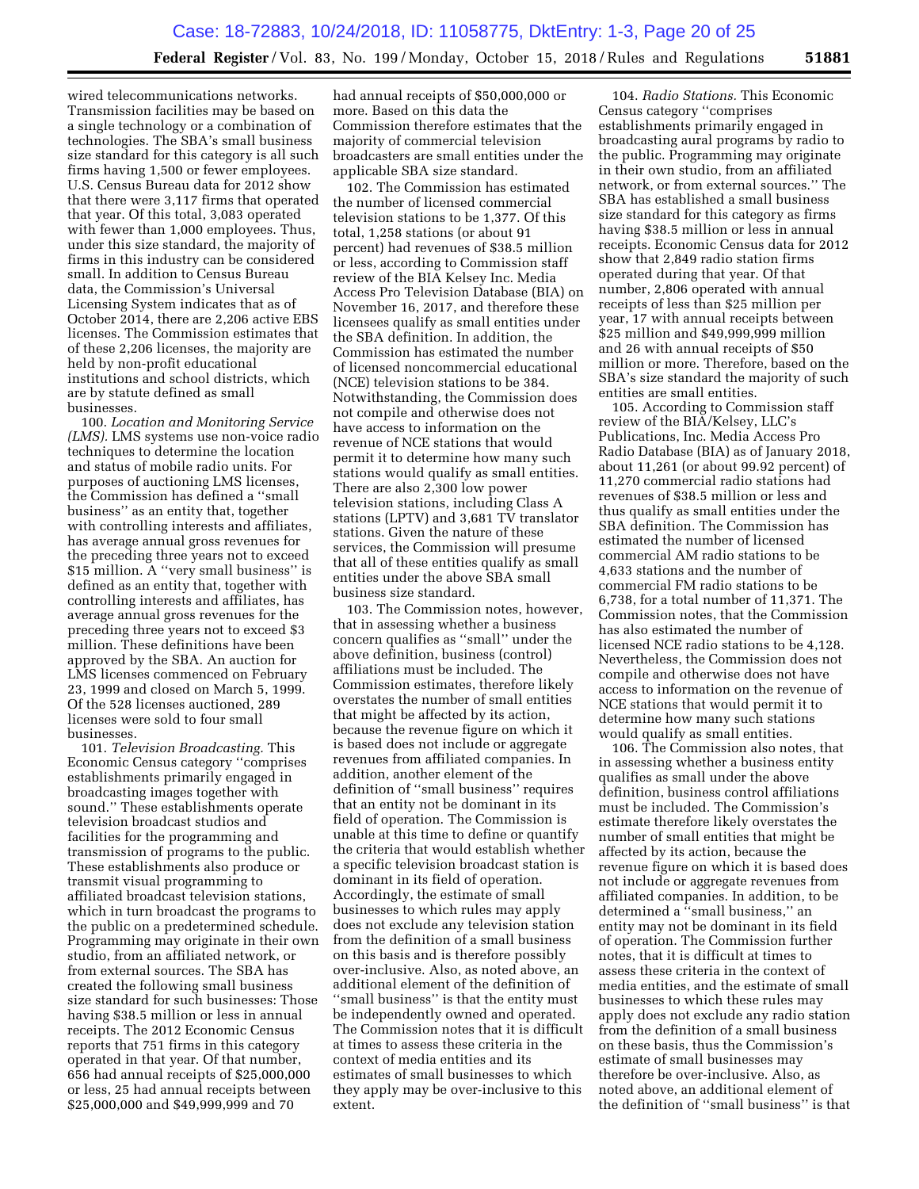wired telecommunications networks. Transmission facilities may be based on a single technology or a combination of technologies. The SBA's small business size standard for this category is all such firms having 1,500 or fewer employees. U.S. Census Bureau data for 2012 show that there were 3,117 firms that operated that year. Of this total, 3,083 operated with fewer than 1,000 employees. Thus, under this size standard, the majority of firms in this industry can be considered small. In addition to Census Bureau data, the Commission's Universal Licensing System indicates that as of October 2014, there are 2,206 active EBS licenses. The Commission estimates that of these 2,206 licenses, the majority are held by non-profit educational institutions and school districts, which are by statute defined as small businesses.

100. *Location and Monitoring Service (LMS).* LMS systems use non-voice radio techniques to determine the location and status of mobile radio units. For purposes of auctioning LMS licenses, the Commission has defined a ''small business'' as an entity that, together with controlling interests and affiliates, has average annual gross revenues for the preceding three years not to exceed $15 million. A ''very small business'' is defined as an entity that, together with controlling interests and affiliates, has average annual gross revenues for the preceding three years not to exceed $3 million. These definitions have been approved by the SBA. An auction for LMS licenses commenced on February 23, 1999 and closed on March 5, 1999. Of the 528 licenses auctioned, 289 licenses were sold to four small businesses.

101. *Television Broadcasting.* This Economic Census category ''comprises establishments primarily engaged in broadcasting images together with sound.'' These establishments operate television broadcast studios and facilities for the programming and transmission of programs to the public. These establishments also produce or transmit visual programming to affiliated broadcast television stations, which in turn broadcast the programs to the public on a predetermined schedule. Programming may originate in their own studio, from an affiliated network, or from external sources. The SBA has created the following small business size standard for such businesses: Those having $38.5 million or less in annual receipts. The 2012 Economic Census reports that 751 firms in this category operated in that year. Of that number, 656 had annual receipts of $25,000,000 or less, 25 had annual receipts between $25,000,000 and $49,999,999 and 70 had annual receipts of $50,000,000 or more. Based on this data the Commission therefore estimates that the majority of commercial television broadcasters are small entities under the applicable SBA size standard.

102. The Commission has estimated the number of licensed commercial television stations to be 1,377. Of this total, 1,258 stations (or about 91 percent) had revenues of $38.5 million or less, according to Commission staff review of the BIA Kelsey Inc. Media Access Pro Television Database (BIA) on November 16, 2017, and therefore these licensees qualify as small entities under the SBA definition. In addition, the Commission has estimated the number of licensed noncommercial educational (NCE) television stations to be 384. Notwithstanding, the Commission does not compile and otherwise does not have access to information on the revenue of NCE stations that would permit it to determine how many such stations would qualify as small entities. There are also 2,300 low power television stations, including Class A stations (LPTV) and 3,681 TV translator stations. Given the nature of these services, the Commission will presume that all of these entities qualify as small entities under the above SBA small business size standard.

103. The Commission notes, however, that in assessing whether a business concern qualifies as ''small'' under the above definition, business (control) affiliations must be included. The Commission estimates, therefore likely overstates the number of small entities that might be affected by its action, because the revenue figure on which it is based does not include or aggregate revenues from affiliated companies. In addition, another element of the definition of ''small business'' requires that an entity not be dominant in its field of operation. The Commission is unable at this time to define or quantify the criteria that would establish whether a specific television broadcast station is dominant in its field of operation. Accordingly, the estimate of small businesses to which rules may apply does not exclude any television station from the definition of a small business on this basis and is therefore possibly over-inclusive. Also, as noted above, an additional element of the definition of ''small business'' is that the entity must be independently owned and operated. The Commission notes that it is difficult at times to assess these criteria in the context of media entities and its estimates of small businesses to which they apply may be over-inclusive to this extent.

104. *Radio Stations.* This Economic Census category ''comprises establishments primarily engaged in broadcasting aural programs by radio to the public. Programming may originate in their own studio, from an affiliated network, or from external sources.'' The SBA has established a small business size standard for this category as firms having $38.5 million or less in annual receipts. Economic Census data for 2012 show that 2,849 radio station firms operated during that year. Of that number, 2,806 operated with annual receipts of less than $25 million per year, 17 with annual receipts between $25 million and $49,999,999 million and 26 with annual receipts of $50 million or more. Therefore, based on the SBA's size standard the majority of such entities are small entities.

105. According to Commission staff review of the BIA/Kelsey, LLC's Publications, Inc. Media Access Pro Radio Database (BIA) as of January 2018, about 11,261 (or about 99.92 percent) of 11,270 commercial radio stations had revenues of $38.5 million or less and thus qualify as small entities under the SBA definition. The Commission has estimated the number of licensed commercial AM radio stations to be 4,633 stations and the number of commercial FM radio stations to be 6,738, for a total number of 11,371. The Commission notes, that the Commission has also estimated the number of licensed NCE radio stations to be 4,128. Nevertheless, the Commission does not compile and otherwise does not have access to information on the revenue of NCE stations that would permit it to determine how many such stations would qualify as small entities.

106. The Commission also notes, that in assessing whether a business entity qualifies as small under the above definition, business control affiliations must be included. The Commission's estimate therefore likely overstates the number of small entities that might be affected by its action, because the revenue figure on which it is based does not include or aggregate revenues from affiliated companies. In addition, to be determined a ''small business,'' an entity may not be dominant in its field of operation. The Commission further notes, that it is difficult at times to assess these criteria in the context of media entities, and the estimate of small businesses to which these rules may apply does not exclude any radio station from the definition of a small business on these basis, thus the Commission's estimate of small businesses may therefore be over-inclusive. Also, as noted above, an additional element of the definition of ''small business'' is that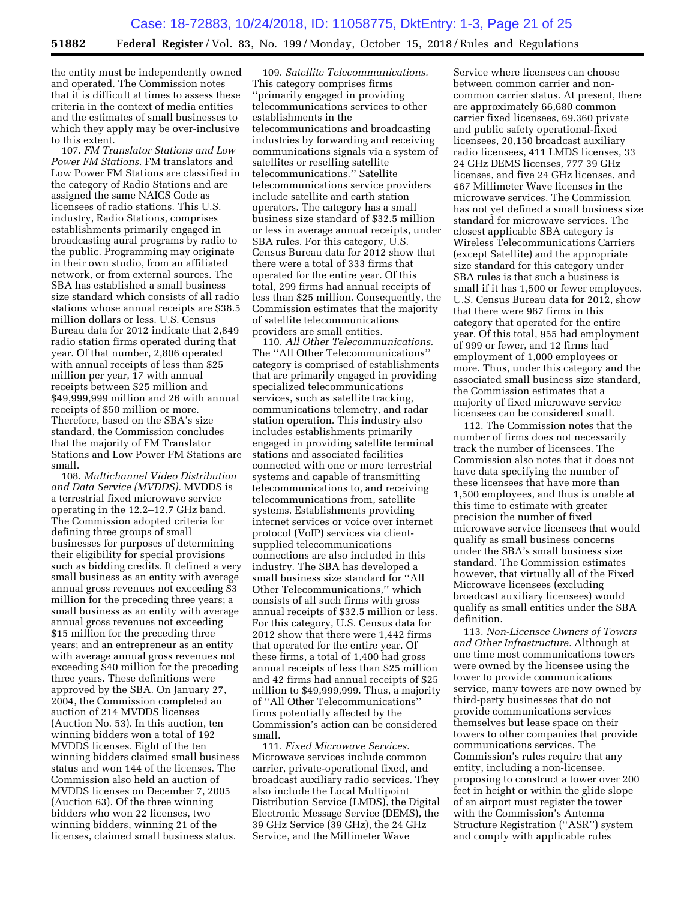the entity must be independently owned and operated. The Commission notes that it is difficult at times to assess these criteria in the context of media entities and the estimates of small businesses to which they apply may be over-inclusive to this extent.

107. *FM Translator Stations and Low Power FM Stations.* FM translators and Low Power FM Stations are classified in the category of Radio Stations and are assigned the same NAICS Code as licensees of radio stations. This U.S. industry, Radio Stations, comprises establishments primarily engaged in broadcasting aural programs by radio to the public. Programming may originate in their own studio, from an affiliated network, or from external sources. The SBA has established a small business size standard which consists of all radio stations whose annual receipts are $38.5 million dollars or less. U.S. Census Bureau data for 2012 indicate that 2,849 radio station firms operated during that year. Of that number, 2,806 operated with annual receipts of less than $25 million per year, 17 with annual receipts between $25 million and $49,999,999 million and 26 with annual receipts of $50 million or more. Therefore, based on the SBA's size standard, the Commission concludes that the majority of FM Translator Stations and Low Power FM Stations are small.

108. *Multichannel Video Distribution and Data Service (MVDDS).* MVDDS is a terrestrial fixed microwave service operating in the 12.2–12.7 GHz band. The Commission adopted criteria for defining three groups of small businesses for purposes of determining their eligibility for special provisions such as bidding credits. It defined a very small business as an entity with average annual gross revenues not exceeding $3 million for the preceding three years; a small business as an entity with average annual gross revenues not exceeding $15 million for the preceding three years; and an entrepreneur as an entity with average annual gross revenues not exceeding $40 million for the preceding three years. These definitions were approved by the SBA. On January 27, 2004, the Commission completed an auction of 214 MVDDS licenses (Auction No. 53). In this auction, ten winning bidders won a total of 192 MVDDS licenses. Eight of the ten winning bidders claimed small business status and won 144 of the licenses. The Commission also held an auction of MVDDS licenses on December 7, 2005 (Auction 63). Of the three winning bidders who won 22 licenses, two winning bidders, winning 21 of the licenses, claimed small business status.

109. *Satellite Telecommunications.* This category comprises firms "primarily engaged in providing telecommunications services to other establishments in the telecommunications and broadcasting industries by forwarding and receiving communications signals via a system of satellites or reselling satellite telecommunications." Satellite telecommunications service providers include satellite and earth station operators. The category has a small business size standard of $32.5 million or less in average annual receipts, under SBA rules. For this category, U.S. Census Bureau data for 2012 show that there were a total of 333 firms that operated for the entire year. Of this total, 299 firms had annual receipts of less than $25 million. Consequently, the Commission estimates that the majority of satellite telecommunications providers are small entities.

110. *All Other Telecommunications.* The "All Other Telecommunications" category is comprised of establishments that are primarily engaged in providing specialized telecommunications services, such as satellite tracking, communications telemetry, and radar station operation. This industry also includes establishments primarily engaged in providing satellite terminal stations and associated facilities connected with one or more terrestrial systems and capable of transmitting telecommunications to, and receiving telecommunications from, satellite systems. Establishments providing internet services or voice over internet protocol (VoIP) services via client-supplied telecommunications connections are also included in this industry. The SBA has developed a small business size standard for "All Other Telecommunications," which consists of all such firms with gross annual receipts of $32.5 million or less. For this category, U.S. Census data for 2012 show that there were 1,442 firms that operated for the entire year. Of these firms, a total of 1,400 had gross annual receipts of less than $25 million and 42 firms had annual receipts of $25 million to $49,999,999. Thus, a majority of "All Other Telecommunications" firms potentially affected by the Commission's action can be considered small.

111. *Fixed Microwave Services.* Microwave services include common carrier, private-operational fixed, and broadcast auxiliary radio services. They also include the Local Multipoint Distribution Service (LMDS), the Digital Electronic Message Service (DEMS), the 39 GHz Service (39 GHz), the 24 GHz Service, and the Millimeter Wave Service where licensees can choose between common carrier and non-common carrier status. At present, there are approximately 66,680 common carrier fixed licensees, 69,360 private and public safety operational-fixed licensees, 20,150 broadcast auxiliary radio licensees, 411 LMDS licenses, 33 24 GHz DEMS licenses, 777 39 GHz licenses, and five 24 GHz licenses, and 467 Millimeter Wave licenses in the microwave services. The Commission has not yet defined a small business size standard for microwave services. The closest applicable SBA category is Wireless Telecommunications Carriers (except Satellite) and the appropriate size standard for this category under SBA rules is that such a business is small if it has 1,500 or fewer employees. U.S. Census Bureau data for 2012, show that there were 967 firms in this category that operated for the entire year. Of this total, 955 had employment of 999 or fewer, and 12 firms had employment of 1,000 employees or more. Thus, under this category and the associated small business size standard, the Commission estimates that a majority of fixed microwave service licensees can be considered small.

112. The Commission notes that the number of firms does not necessarily track the number of licensees. The Commission also notes that it does not have data specifying the number of these licensees that have more than 1,500 employees, and thus is unable at this time to estimate with greater precision the number of fixed microwave service licensees that would qualify as small business concerns under the SBA's small business size standard. The Commission estimates however, that virtually all of the Fixed Microwave licensees (excluding broadcast auxiliary licensees) would qualify as small entities under the SBA definition.

113. *Non-Licensee Owners of Towers and Other Infrastructure.* Although at one time most communications towers were owned by the licensee using the tower to provide communications service, many towers are now owned by third-party businesses that do not provide communications services themselves but lease space on their towers to other companies that provide communications services. The Commission's rules require that any entity, including a non-licensee, proposing to construct a tower over 200 feet in height or within the glide slope of an airport must register the tower with the Commission's Antenna Structure Registration ("ASR") system and comply with applicable rules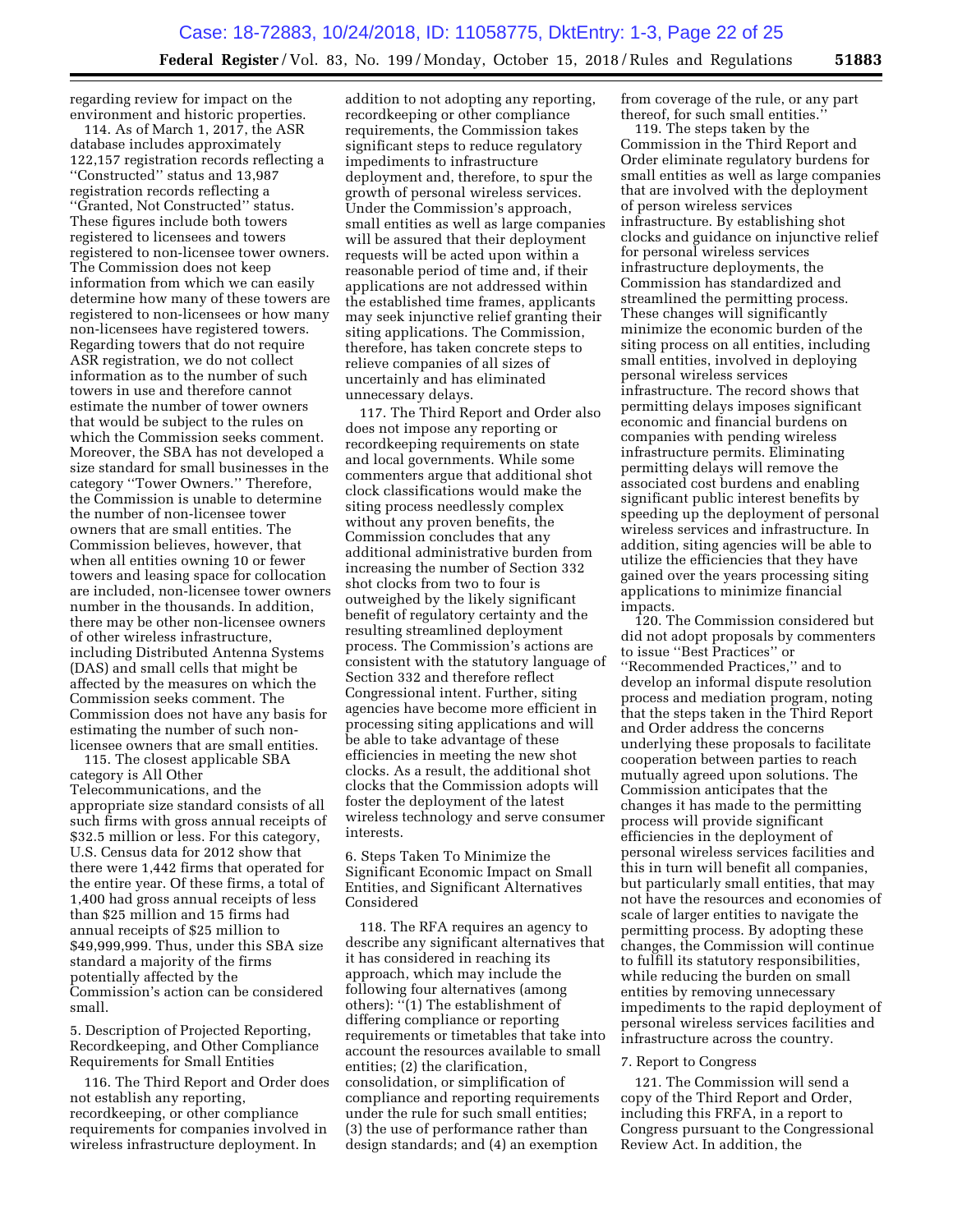regarding review for impact on the environment and historic properties.

114. As of March 1, 2017, the ASR database includes approximately 122,157 registration records reflecting a ''Constructed'' status and 13,987 registration records reflecting a ''Granted, Not Constructed'' status. These figures include both towers registered to licensees and towers registered to non-licensee tower owners. The Commission does not keep information from which we can easily determine how many of these towers are registered to non-licensees or how many non-licensees have registered towers. Regarding towers that do not require ASR registration, we do not collect information as to the number of such towers in use and therefore cannot estimate the number of tower owners that would be subject to the rules on which the Commission seeks comment. Moreover, the SBA has not developed a size standard for small businesses in the category ''Tower Owners.'' Therefore, the Commission is unable to determine the number of non-licensee tower owners that are small entities. The Commission believes, however, that when all entities owning 10 or fewer towers and leasing space for collocation are included, non-licensee tower owners number in the thousands. In addition, there may be other non-licensee owners of other wireless infrastructure, including Distributed Antenna Systems (DAS) and small cells that might be affected by the measures on which the Commission seeks comment. The Commission does not have any basis for estimating the number of such non-licensee owners that are small entities.

115. The closest applicable SBA category is All Other Telecommunications, and the appropriate size standard consists of all such firms with gross annual receipts of $32.5 million or less. For this category, U.S. Census data for 2012 show that there were 1,442 firms that operated for the entire year. Of these firms, a total of 1,400 had gross annual receipts of less than $25 million and 15 firms had annual receipts of $25 million to $49,999,999. Thus, under this SBA size standard a majority of the firms potentially affected by the Commission's action can be considered small.

5. Description of Projected Reporting, Recordkeeping, and Other Compliance Requirements for Small Entities

116. The Third Report and Order does not establish any reporting, recordkeeping, or other compliance requirements for companies involved in wireless infrastructure deployment. In addition to not adopting any reporting, recordkeeping or other compliance requirements, the Commission takes significant steps to reduce regulatory impediments to infrastructure deployment and, therefore, to spur the growth of personal wireless services. Under the Commission's approach, small entities as well as large companies will be assured that their deployment requests will be acted upon within a reasonable period of time and, if their applications are not addressed within the established time frames, applicants may seek injunctive relief granting their siting applications. The Commission, therefore, has taken concrete steps to relieve companies of all sizes of uncertainly and has eliminated unnecessary delays.

117. The Third Report and Order also does not impose any reporting or recordkeeping requirements on state and local governments. While some commenters argue that additional shot clock classifications would make the siting process needlessly complex without any proven benefits, the Commission concludes that any additional administrative burden from increasing the number of Section 332 shot clocks from two to four is outweighed by the likely significant benefit of regulatory certainty and the resulting streamlined deployment process. The Commission's actions are consistent with the statutory language of Section 332 and therefore reflect Congressional intent. Further, siting agencies have become more efficient in processing siting applications and will be able to take advantage of these efficiencies in meeting the new shot clocks. As a result, the additional shot clocks that the Commission adopts will foster the deployment of the latest wireless technology and serve consumer interests.

6. Steps Taken To Minimize the Significant Economic Impact on Small Entities, and Significant Alternatives Considered

118. The RFA requires an agency to describe any significant alternatives that it has considered in reaching its approach, which may include the following four alternatives (among others): ''(1) The establishment of differing compliance or reporting requirements or timetables that take into account the resources available to small entities; (2) the clarification, consolidation, or simplification of compliance and reporting requirements under the rule for such small entities; (3) the use of performance rather than design standards; and (4) an exemption from coverage of the rule, or any part thereof, for such small entities.''

119. The steps taken by the Commission in the Third Report and Order eliminate regulatory burdens for small entities as well as large companies that are involved with the deployment of person wireless services infrastructure. By establishing shot clocks and guidance on injunctive relief for personal wireless services infrastructure deployments, the Commission has standardized and streamlined the permitting process. These changes will significantly minimize the economic burden of the siting process on all entities, including small entities, involved in deploying personal wireless services infrastructure. The record shows that permitting delays imposes significant economic and financial burdens on companies with pending wireless infrastructure permits. Eliminating permitting delays will remove the associated cost burdens and enabling significant public interest benefits by speeding up the deployment of personal wireless services and infrastructure. In addition, siting agencies will be able to utilize the efficiencies that they have gained over the years processing siting applications to minimize financial impacts.

120. The Commission considered but did not adopt proposals by commenters to issue ''Best Practices'' or ''Recommended Practices,'' and to develop an informal dispute resolution process and mediation program, noting that the steps taken in the Third Report and Order address the concerns underlying these proposals to facilitate cooperation between parties to reach mutually agreed upon solutions. The Commission anticipates that the changes it has made to the permitting process will provide significant efficiencies in the deployment of personal wireless services facilities and this in turn will benefit all companies, but particularly small entities, that may not have the resources and economies of scale of larger entities to navigate the permitting process. By adopting these changes, the Commission will continue to fulfill its statutory responsibilities, while reducing the burden on small entities by removing unnecessary impediments to the rapid deployment of personal wireless services facilities and infrastructure across the country.

7. Report to Congress

121. The Commission will send a copy of the Third Report and Order, including this FRFA, in a report to Congress pursuant to the Congressional Review Act. In addition, the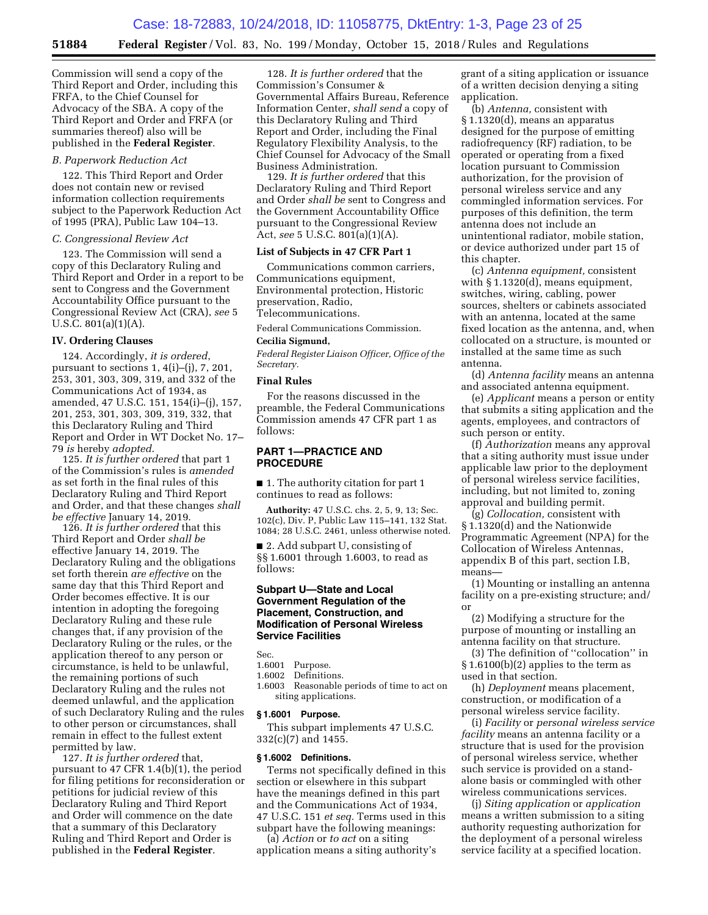Commission will send a copy of the Third Report and Order, including this FRFA, to the Chief Counsel for Advocacy of the SBA. A copy of the Third Report and Order and FRFA (or summaries thereof) also will be published in the **Federal Register**.

*B. Paperwork Reduction Act*

122. This Third Report and Order does not contain new or revised information collection requirements subject to the Paperwork Reduction Act of 1995 (PRA), Public Law 104–13.

*C. Congressional Review Act*

123. The Commission will send a copy of this Declaratory Ruling and Third Report and Order in a report to be sent to Congress and the Government Accountability Office pursuant to the Congressional Review Act (CRA), *see* 5 U.S.C. 801(a)(1)(A).

**IV. Ordering Clauses**

124. Accordingly, *it is ordered*, pursuant to sections 1, 4(i)–(j), 7, 201, 253, 301, 303, 309, 319, and 332 of the Communications Act of 1934, as amended, 47 U.S.C. 151, 154(i)–(j), 157, 201, 253, 301, 303, 309, 319, 332, that this Declaratory Ruling and Third Report and Order in WT Docket No. 17–79 *is* hereby *adopted*.

125. *It is further ordered* that part 1 of the Commission's rules is *amended* as set forth in the final rules of this Declaratory Ruling and Third Report and Order, and that these changes *shall be effective* January 14, 2019.

126. *It is further ordered* that this Third Report and Order *shall be* effective January 14, 2019. The Declaratory Ruling and the obligations set forth therein *are effective* on the same day that this Third Report and Order becomes effective. It is our intention in adopting the foregoing Declaratory Ruling and these rule changes that, if any provision of the Declaratory Ruling or the rules, or the application thereof to any person or circumstance, is held to be unlawful, the remaining portions of such Declaratory Ruling and the rules not deemed unlawful, and the application of such Declaratory Ruling and the rules to other person or circumstances, shall remain in effect to the fullest extent permitted by law.

127. *It is further ordered* that, pursuant to 47 CFR 1.4(b)(1), the period for filing petitions for reconsideration or petitions for judicial review of this Declaratory Ruling and Third Report and Order will commence on the date that a summary of this Declaratory Ruling and Third Report and Order is published in the **Federal Register**.

128. *It is further ordered* that the Commission's Consumer & Governmental Affairs Bureau, Reference Information Center, *shall send* a copy of this Declaratory Ruling and Third Report and Order, including the Final Regulatory Flexibility Analysis, to the Chief Counsel for Advocacy of the Small Business Administration.

129. *It is further ordered* that this Declaratory Ruling and Third Report and Order *shall be* sent to Congress and the Government Accountability Office pursuant to the Congressional Review Act, *see* 5 U.S.C. 801(a)(1)(A).

**List of Subjects in 47 CFR Part 1**

Communications common carriers, Communications equipment, Environmental protection, Historic preservation, Radio, Telecommunications.

Federal Communications Commission.

**Cecilia Sigmund,**

*Federal Register Liaison Officer, Office of the Secretary.*

**Final Rules**

For the reasons discussed in the preamble, the Federal Communications Commission amends 47 CFR part 1 as follows:

## PART 1—PRACTICE AND PROCEDURE

■ 1. The authority citation for part 1 continues to read as follows:

**Authority:** 47 U.S.C. chs. 2, 5, 9, 13; Sec. 102(c), Div. P, Public Law 115–141, 132 Stat. 1084; 28 U.S.C. 2461, unless otherwise noted.

■ 2. Add subpart U, consisting of §§ 1.6001 through 1.6003, to read as follows:

### Subpart U—State and Local Government Regulation of the Placement, Construction, and Modification of Personal Wireless Service Facilities

Sec.
1.6001 Purpose.
1.6002 Definitions.
1.6003 Reasonable periods of time to act on siting applications.

**§ 1.6001 Purpose.**

This subpart implements 47 U.S.C. 332(c)(7) and 1455.

**§ 1.6002 Definitions.**

Terms not specifically defined in this section or elsewhere in this subpart have the meanings defined in this part and the Communications Act of 1934, 47 U.S.C. 151 *et seq.* Terms used in this subpart have the following meanings:

(a) *Action* or *to act* on a siting application means a siting authority's grant of a siting application or issuance of a written decision denying a siting application.

(b) *Antenna,* consistent with § 1.1320(d), means an apparatus designed for the purpose of emitting radiofrequency (RF) radiation, to be operated or operating from a fixed location pursuant to Commission authorization, for the provision of personal wireless service and any commingled information services. For purposes of this definition, the term antenna does not include an unintentional radiator, mobile station, or device authorized under part 15 of this chapter.

(c) *Antenna equipment,* consistent with § 1.1320(d), means equipment, switches, wiring, cabling, power sources, shelters or cabinets associated with an antenna, located at the same fixed location as the antenna, and, when collocated on a structure, is mounted or installed at the same time as such antenna.

(d) *Antenna facility* means an antenna and associated antenna equipment.

(e) *Applicant* means a person or entity that submits a siting application and the agents, employees, and contractors of such person or entity.

(f) *Authorization* means any approval that a siting authority must issue under applicable law prior to the deployment of personal wireless service facilities, including, but not limited to, zoning approval and building permit.

(g) *Collocation,* consistent with § 1.1320(d) and the Nationwide Programmatic Agreement (NPA) for the Collocation of Wireless Antennas, appendix B of this part, section I.B, means—

(1) Mounting or installing an antenna facility on a pre-existing structure; and/or

(2) Modifying a structure for the purpose of mounting or installing an antenna facility on that structure.

(3) The definition of ''collocation'' in § 1.6100(b)(2) applies to the term as used in that section.

(h) *Deployment* means placement, construction, or modification of a personal wireless service facility.

(i) *Facility* or *personal wireless service facility* means an antenna facility or a structure that is used for the provision of personal wireless service, whether such service is provided on a stand-alone basis or commingled with other wireless communications services.

(j) *Siting application* or *application* means a written submission to a siting authority requesting authorization for the deployment of a personal wireless service facility at a specified location.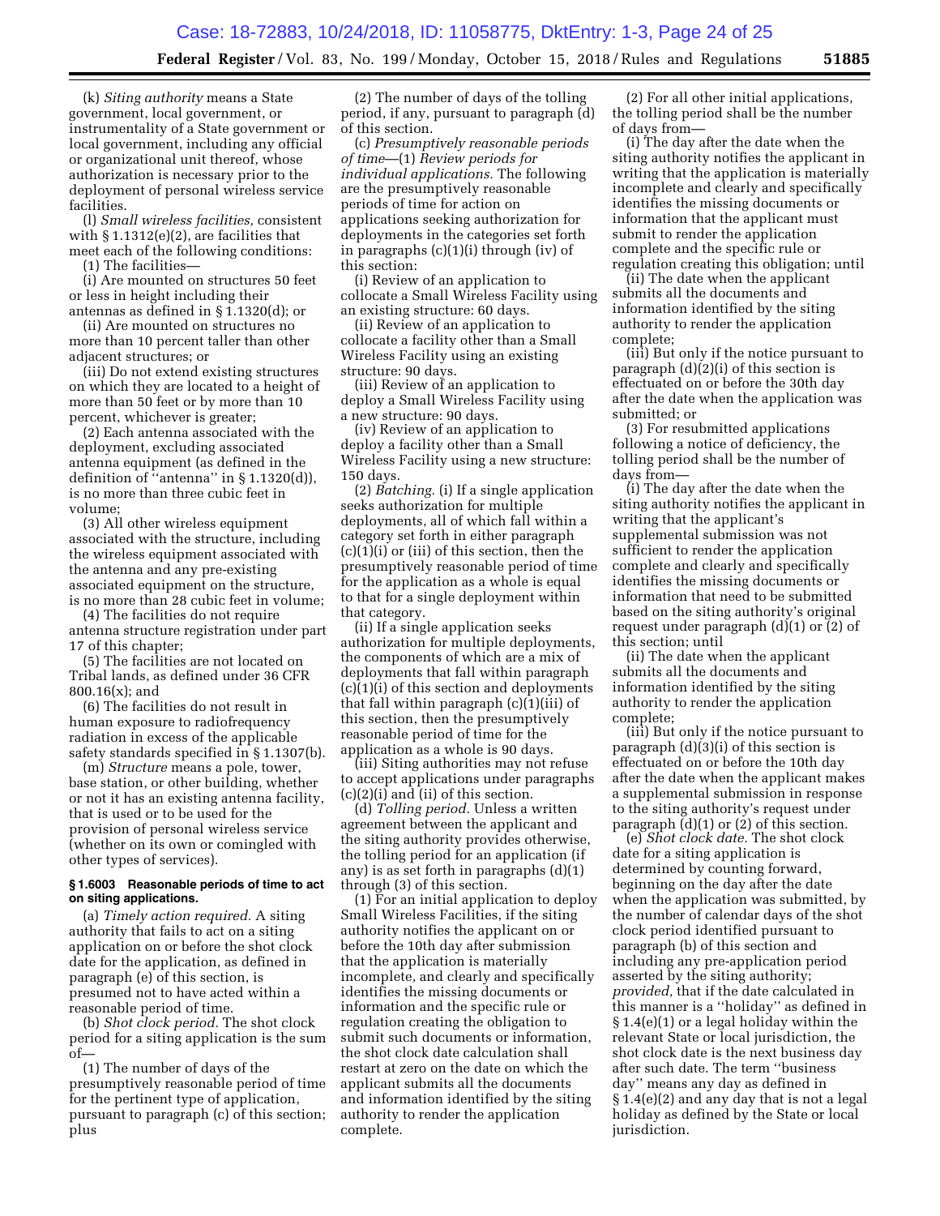(k) *Siting authority* means a State government, local government, or instrumentality of a State government or local government, including any official or organizational unit thereof, whose authorization is necessary prior to the deployment of personal wireless service facilities.

(l) *Small wireless facilities,* consistent with § 1.1312(e)(2), are facilities that meet each of the following conditions:

(1) The facilities—

(i) Are mounted on structures 50 feet or less in height including their antennas as defined in § 1.1320(d); or

(ii) Are mounted on structures no more than 10 percent taller than other adjacent structures; or

(iii) Do not extend existing structures on which they are located to a height of more than 50 feet or by more than 10 percent, whichever is greater;

(2) Each antenna associated with the deployment, excluding associated antenna equipment (as defined in the definition of ''antenna'' in § 1.1320(d)), is no more than three cubic feet in volume;

(3) All other wireless equipment associated with the structure, including the wireless equipment associated with the antenna and any pre-existing associated equipment on the structure, is no more than 28 cubic feet in volume;

(4) The facilities do not require antenna structure registration under part 17 of this chapter;

(5) The facilities are not located on Tribal lands, as defined under 36 CFR 800.16(x); and

(6) The facilities do not result in human exposure to radiofrequency radiation in excess of the applicable safety standards specified in § 1.1307(b).

(m) *Structure* means a pole, tower, base station, or other building, whether or not it has an existing antenna facility, that is used or to be used for the provision of personal wireless service (whether on its own or comingled with other types of services).

**§ 1.6003 Reasonable periods of time to act on siting applications.**

(a) *Timely action required.* A siting authority that fails to act on a siting application on or before the shot clock date for the application, as defined in paragraph (e) of this section, is presumed not to have acted within a reasonable period of time.

(b) *Shot clock period.* The shot clock period for a siting application is the sum of—

(1) The number of days of the presumptively reasonable period of time for the pertinent type of application, pursuant to paragraph (c) of this section; plus

(2) The number of days of the tolling period, if any, pursuant to paragraph (d) of this section.

(c) *Presumptively reasonable periods of time*—(1) *Review periods for individual applications.* The following are the presumptively reasonable periods of time for action on applications seeking authorization for deployments in the categories set forth in paragraphs (c)(1)(i) through (iv) of this section:

(i) Review of an application to collocate a Small Wireless Facility using an existing structure: 60 days.

(ii) Review of an application to collocate a facility other than a Small Wireless Facility using an existing structure: 90 days.

(iii) Review of an application to deploy a Small Wireless Facility using a new structure: 90 days.

(iv) Review of an application to deploy a facility other than a Small Wireless Facility using a new structure: 150 days.

(2) *Batching.* (i) If a single application seeks authorization for multiple deployments, all of which fall within a category set forth in either paragraph (c)(1)(i) or (iii) of this section, then the presumptively reasonable period of time for the application as a whole is equal to that for a single deployment within that category.

(ii) If a single application seeks authorization for multiple deployments, the components of which are a mix of deployments that fall within paragraph (c)(1)(i) of this section and deployments that fall within paragraph (c)(1)(iii) of this section, then the presumptively reasonable period of time for the application as a whole is 90 days.

(iii) Siting authorities may not refuse to accept applications under paragraphs (c)(2)(i) and (ii) of this section.

(d) *Tolling period.* Unless a written agreement between the applicant and the siting authority provides otherwise, the tolling period for an application (if any) is as set forth in paragraphs (d)(1) through (3) of this section.

(1) For an initial application to deploy Small Wireless Facilities, if the siting authority notifies the applicant on or before the 10th day after submission that the application is materially incomplete, and clearly and specifically identifies the missing documents or information and the specific rule or regulation creating the obligation to submit such documents or information, the shot clock date calculation shall restart at zero on the date on which the applicant submits all the documents and information identified by the siting authority to render the application complete.

(2) For all other initial applications, the tolling period shall be the number of days from—

(i) The day after the date when the siting authority notifies the applicant in writing that the application is materially incomplete and clearly and specifically identifies the missing documents or information that the applicant must submit to render the application complete and the specific rule or regulation creating this obligation; until

(ii) The date when the applicant submits all the documents and information identified by the siting authority to render the application complete;

(iii) But only if the notice pursuant to paragraph (d)(2)(i) of this section is effectuated on or before the 30th day after the date when the application was submitted; or

(3) For resubmitted applications following a notice of deficiency, the tolling period shall be the number of days from—

(i) The day after the date when the siting authority notifies the applicant in writing that the applicant's supplemental submission was not sufficient to render the application complete and clearly and specifically identifies the missing documents or information that need to be submitted based on the siting authority's original request under paragraph (d)(1) or (2) of this section; until

(ii) The date when the applicant submits all the documents and information identified by the siting authority to render the application complete;

(iii) But only if the notice pursuant to paragraph (d)(3)(i) of this section is effectuated on or before the 10th day after the date when the applicant makes a supplemental submission in response to the siting authority's request under paragraph (d)(1) or (2) of this section.

(e) *Shot clock date.* The shot clock date for a siting application is determined by counting forward, beginning on the day after the date when the application was submitted, by the number of calendar days of the shot clock period identified pursuant to paragraph (b) of this section and including any pre-application period asserted by the siting authority; *provided,* that if the date calculated in this manner is a ''holiday'' as defined in § 1.4(e)(1) or a legal holiday within the relevant State or local jurisdiction, the shot clock date is the next business day after such date. The term ''business day'' means any day as defined in § 1.4(e)(2) and any day that is not a legal holiday as defined by the State or local jurisdiction.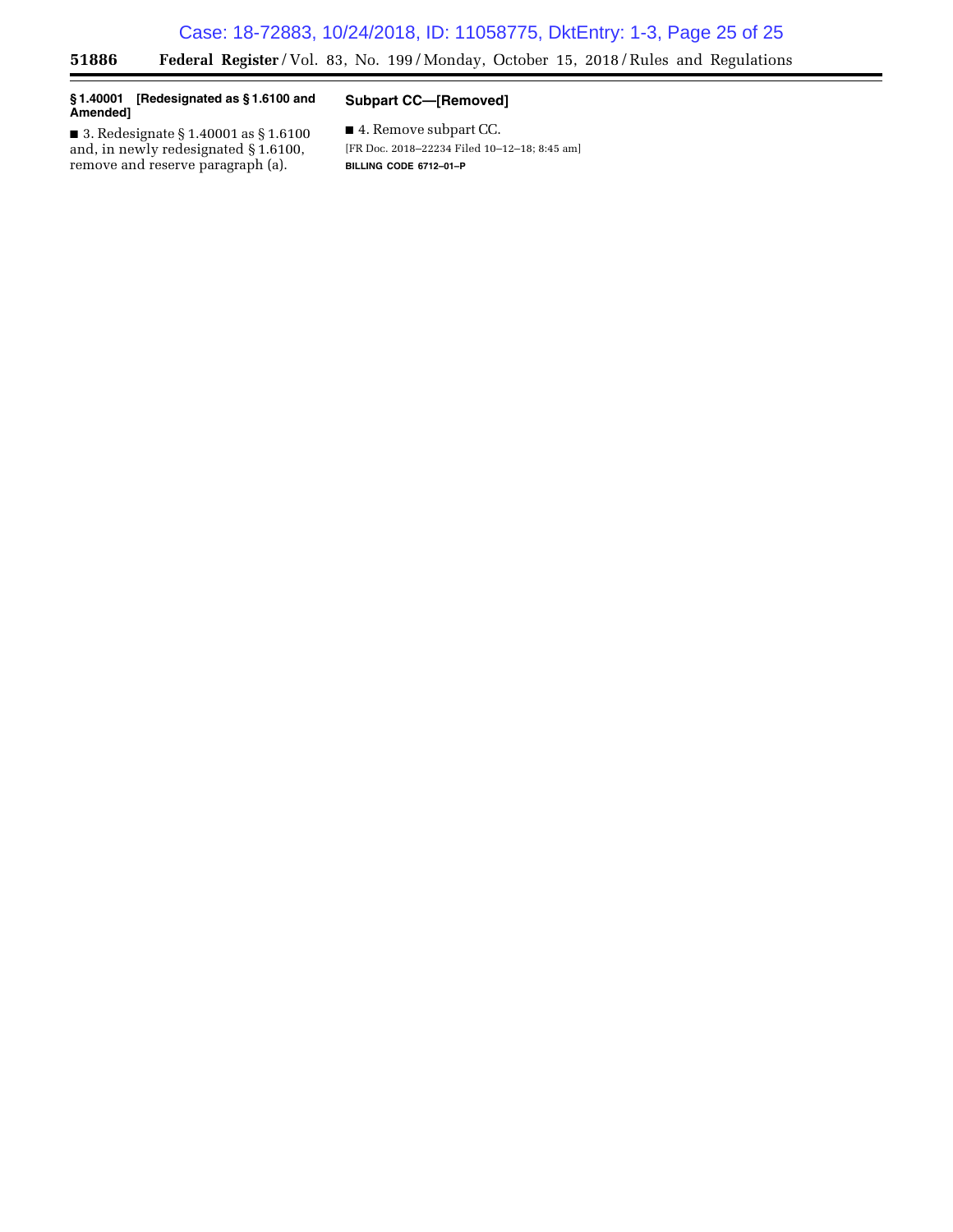**§ 1.40001 [Redesignated as § 1.6100 and Amended]**

■ 3. Redesignate § 1.40001 as § 1.6100 and, in newly redesignated § 1.6100, remove and reserve paragraph (a).

## Subpart CC—[Removed]

■ 4. Remove subpart CC.

[FR Doc. 2018–22234 Filed 10–12–18; 8:45 am]

**BILLING CODE 6712–01–P**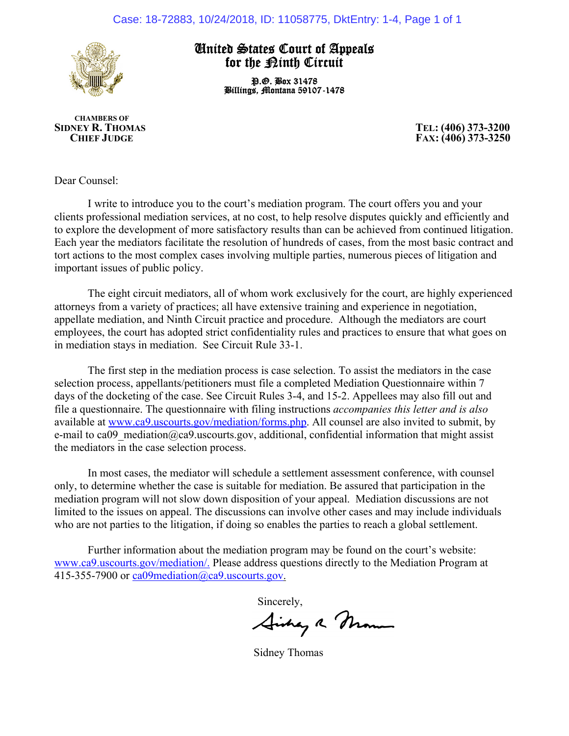# United States Court of Appeals for the Ninth Circuit

P.O. Box 31478
Billings, Montana 59107-1478

**CHAMBERS OF**
**SIDNEY R. THOMAS**
**CHIEF JUDGE**

**TEL: (406) 373-3200**
**FAX: (406) 373-3250**

Dear Counsel:

I write to introduce you to the court's mediation program. The court offers you and your clients professional mediation services, at no cost, to help resolve disputes quickly and efficiently and to explore the development of more satisfactory results than can be achieved from continued litigation. Each year the mediators facilitate the resolution of hundreds of cases, from the most basic contract and tort actions to the most complex cases involving multiple parties, numerous pieces of litigation and important issues of public policy.

The eight circuit mediators, all of whom work exclusively for the court, are highly experienced attorneys from a variety of practices; all have extensive training and experience in negotiation, appellate mediation, and Ninth Circuit practice and procedure. Although the mediators are court employees, the court has adopted strict confidentiality rules and practices to ensure that what goes on in mediation stays in mediation. See Circuit Rule 33-1.

The first step in the mediation process is case selection. To assist the mediators in the case selection process, appellants/petitioners must file a completed Mediation Questionnaire within 7 days of the docketing of the case. See Circuit Rules 3-4, and 15-2. Appellees may also fill out and file a questionnaire. The questionnaire with filing instructions *accompanies this letter and is also* available at www.ca9.uscourts.gov/mediation/forms.php. All counsel are also invited to submit, by e-mail to ca09_mediation@ca9.uscourts.gov, additional, confidential information that might assist the mediators in the case selection process.

In most cases, the mediator will schedule a settlement assessment conference, with counsel only, to determine whether the case is suitable for mediation. Be assured that participation in the mediation program will not slow down disposition of your appeal. Mediation discussions are not limited to the issues on appeal. The discussions can involve other cases and may include individuals who are not parties to the litigation, if doing so enables the parties to reach a global settlement.

Further information about the mediation program may be found on the court's website: www.ca9.uscourts.gov/mediation/. Please address questions directly to the Mediation Program at 415-355-7900 or ca09mediation@ca9.uscourts.gov.

Sincerely,

Sidney Thomas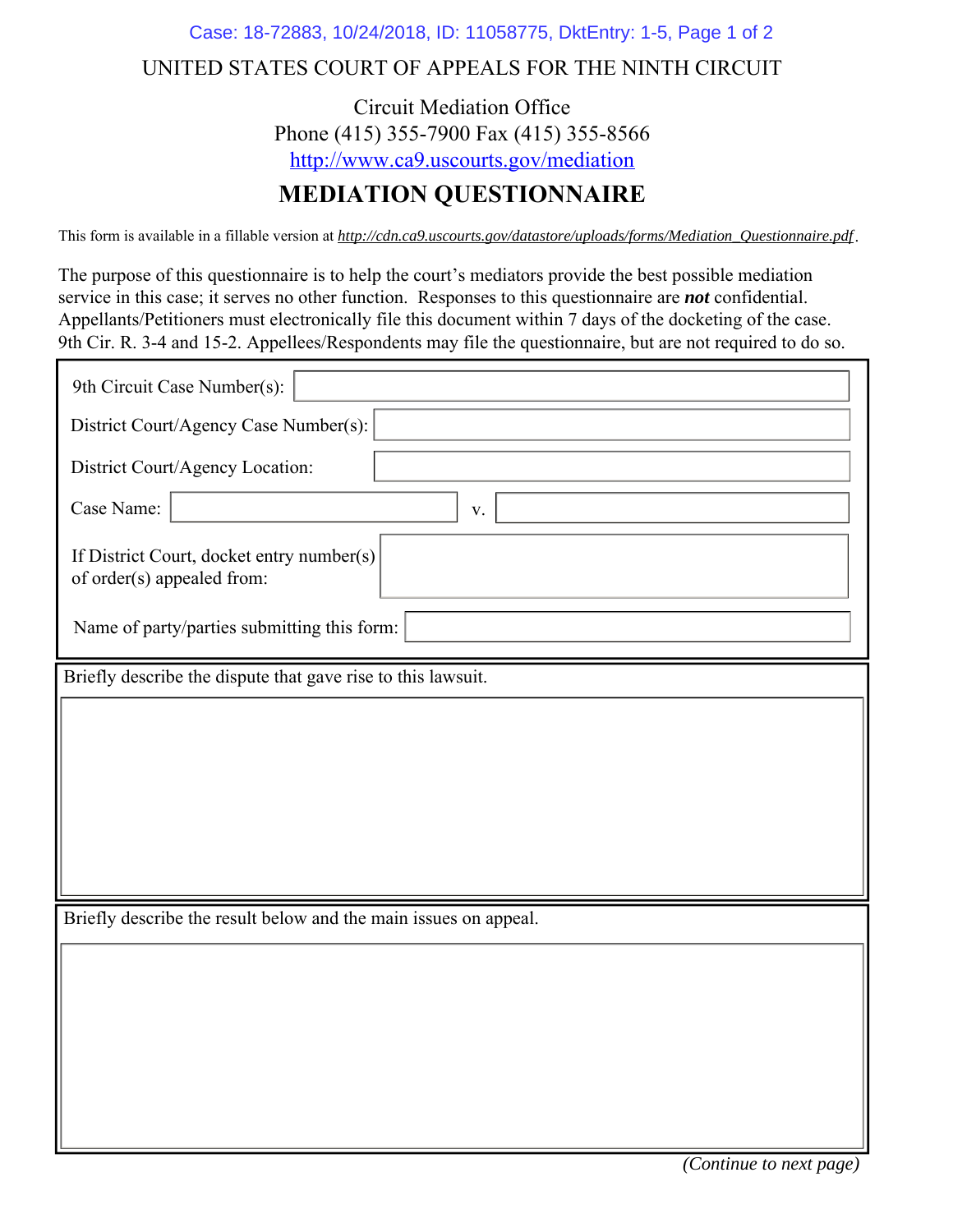UNITED STATES COURT OF APPEALS FOR THE NINTH CIRCUIT

Circuit Mediation Office
Phone (415) 355-7900 Fax (415) 355-8566
http://www.ca9.uscourts.gov/mediation

# MEDIATION QUESTIONNAIRE

This form is available in a fillable version at *http://cdn.ca9.uscourts.gov/datastore/uploads/forms/Mediation_Questionnaire.pdf*.

The purpose of this questionnaire is to help the court's mediators provide the best possible mediation service in this case; it serves no other function. Responses to this questionnaire are ***not*** confidential. Appellants/Petitioners must electronically file this document within 7 days of the docketing of the case. 9th Cir. R. 3-4 and 15-2. Appellees/Respondents may file the questionnaire, but are not required to do so.

9th Circuit Case Number(s):

District Court/Agency Case Number(s):

District Court/Agency Location:

Case Name: v.

If District Court, docket entry number(s) of order(s) appealed from:

Name of party/parties submitting this form:

Briefly describe the dispute that gave rise to this lawsuit.

Briefly describe the result below and the main issues on appeal.

*(Continue to next page)*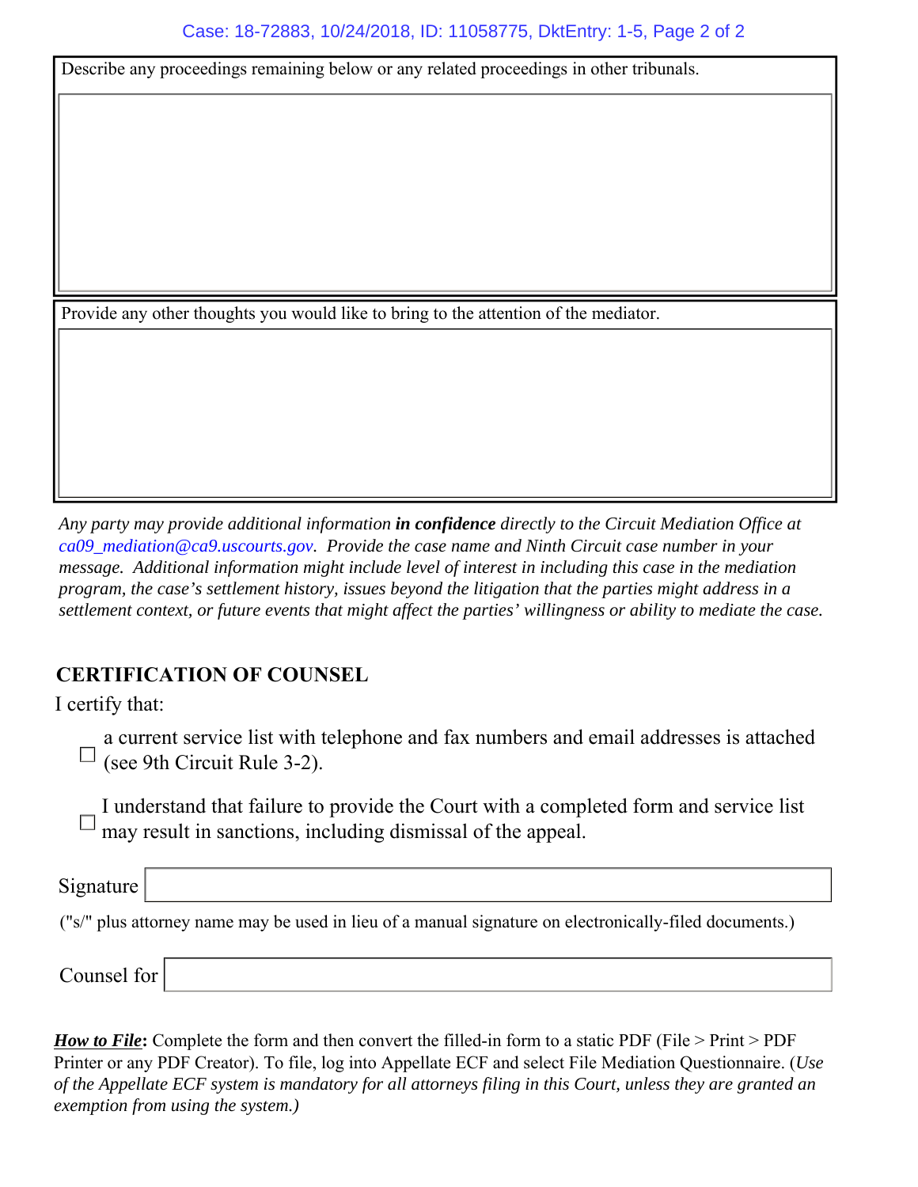Describe any proceedings remaining below or any related proceedings in other tribunals.

Provide any other thoughts you would like to bring to the attention of the mediator.

*Any party may provide additional information **in confidence** directly to the Circuit Mediation Office at ca09_mediation@ca9.uscourts.gov. Provide the case name and Ninth Circuit case number in your message. Additional information might include level of interest in including this case in the mediation program, the case's settlement history, issues beyond the litigation that the parties might address in a settlement context, or future events that might affect the parties' willingness or ability to mediate the case.*

## CERTIFICATION OF COUNSEL

I certify that:

☐ a current service list with telephone and fax numbers and email addresses is attached (see 9th Circuit Rule 3-2).

☐ I understand that failure to provide the Court with a completed form and service list may result in sanctions, including dismissal of the appeal.

Signature

("s/" plus attorney name may be used in lieu of a manual signature on electronically-filed documents.)

Counsel for

***How to File*: ** Complete the form and then convert the filled-in form to a static PDF (File > Print > PDF Printer or any PDF Creator). To file, log into Appellate ECF and select File Mediation Questionnaire. (*Use of the Appellate ECF system is mandatory for all attorneys filing in this Court, unless they are granted an exemption from using the system.)*